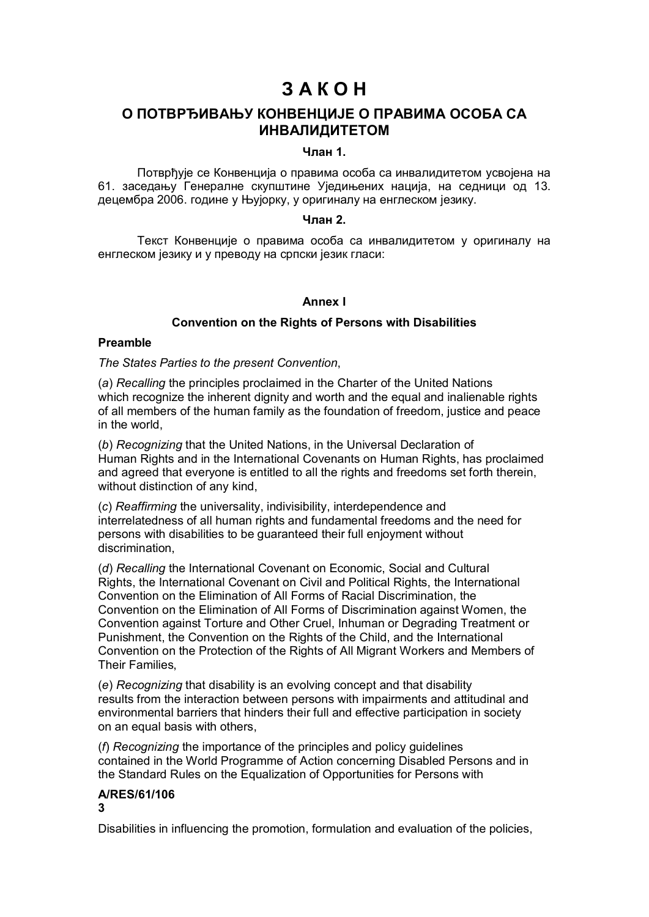# ЗАКОН

## О ПОТВРЂИВАЊУ КОНВЕНЦИЈЕ О ПРАВИМА ОСОБА СА ИНВАЛИДИТЕТОМ

### Члан 1.

Потврђује се Конвенција о правима особа са инвалидитетом усвојена на 61. заседању Генералне скупштине Уједињених нација, на седници од 13. децембра 2006. године у Њујорку, у оригиналу на енглеском језику.

### Члан 2.

Текст Конвенције о правима особа са инвалидитетом у оригиналу на енглеском језику и у преводу на српски језик гласи:

### Annex I

### Convention on the Rights of Persons with Disabilities

**Preamble**

*The States Parties to the present Convention*,

(*a*) *Recalling* the principles proclaimed in the Charter of the United Nations which recognize the inherent dignity and worth and the equal and inalienable rights of all members of the human family as the foundation of freedom, justice and peace in the world,

(*b*) *Recognizing* that the United Nations, in the Universal Declaration of Human Rights and in the International Covenants on Human Rights, has proclaimed and agreed that everyone is entitled to all the rights and freedoms set forth therein, without distinction of any kind,

(*c*) *Reaffirming* the universality, indivisibility, interdependence and interrelatedness of all human rights and fundamental freedoms and the need for persons with disabilities to be guaranteed their full enjoyment without discrimination,

(*d*) *Recalling* the International Covenant on Economic, Social and Cultural Rights, the International Covenant on Civil and Political Rights, the International Convention on the Elimination of All Forms of Racial Discrimination, the Convention on the Elimination of All Forms of Discrimination against Women, the Convention against Torture and Other Cruel, Inhuman or Degrading Treatment or Punishment, the Convention on the Rights of the Child, and the International Convention on the Protection of the Rights of All Migrant Workers and Members of Their Families,

(*e*) *Recognizing* that disability is an evolving concept and that disability results from the interaction between persons with impairments and attitudinal and environmental barriers that hinders their full and effective participation in society on an equal basis with others,

(*f*) *Recognizing* the importance of the principles and policy guidelines contained in the World Programme of Action concerning Disabled Persons and in the Standard Rules on the Equalization of Opportunities for Persons with

**A/RES/61/106**
**3**

Disabilities in influencing the promotion, formulation and evaluation of the policies,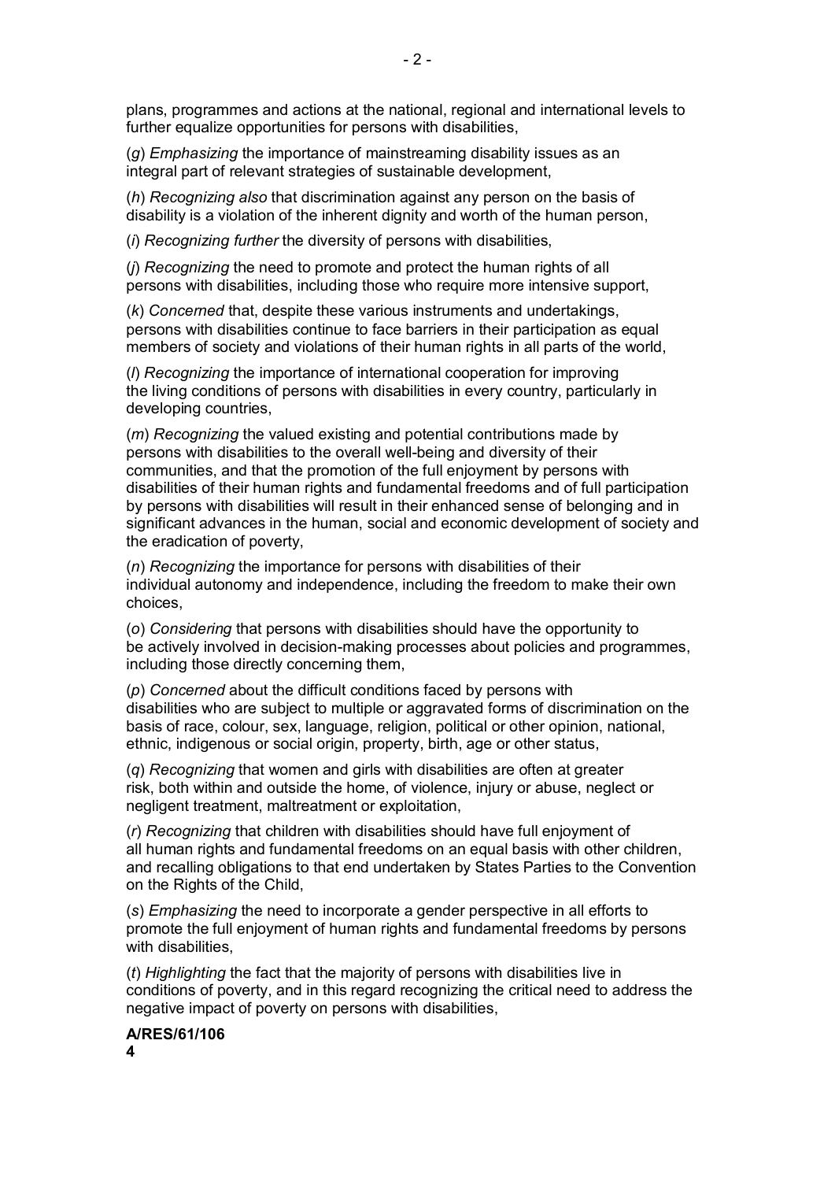plans, programmes and actions at the national, regional and international levels to further equalize opportunities for persons with disabilities,

(*g*) *Emphasizing* the importance of mainstreaming disability issues as an integral part of relevant strategies of sustainable development,

(*h*) *Recognizing also* that discrimination against any person on the basis of disability is a violation of the inherent dignity and worth of the human person,

(*i*) *Recognizing further* the diversity of persons with disabilities,

(*j*) *Recognizing* the need to promote and protect the human rights of all persons with disabilities, including those who require more intensive support,

(*k*) *Concerned* that, despite these various instruments and undertakings, persons with disabilities continue to face barriers in their participation as equal members of society and violations of their human rights in all parts of the world,

(*l*) *Recognizing* the importance of international cooperation for improving the living conditions of persons with disabilities in every country, particularly in developing countries,

(*m*) *Recognizing* the valued existing and potential contributions made by persons with disabilities to the overall well-being and diversity of their communities, and that the promotion of the full enjoyment by persons with disabilities of their human rights and fundamental freedoms and of full participation by persons with disabilities will result in their enhanced sense of belonging and in significant advances in the human, social and economic development of society and the eradication of poverty,

(*n*) *Recognizing* the importance for persons with disabilities of their individual autonomy and independence, including the freedom to make their own choices,

(*o*) *Considering* that persons with disabilities should have the opportunity to be actively involved in decision-making processes about policies and programmes, including those directly concerning them,

(*p*) *Concerned* about the difficult conditions faced by persons with disabilities who are subject to multiple or aggravated forms of discrimination on the basis of race, colour, sex, language, religion, political or other opinion, national, ethnic, indigenous or social origin, property, birth, age or other status,

(*q*) *Recognizing* that women and girls with disabilities are often at greater risk, both within and outside the home, of violence, injury or abuse, neglect or negligent treatment, maltreatment or exploitation,

(*r*) *Recognizing* that children with disabilities should have full enjoyment of all human rights and fundamental freedoms on an equal basis with other children, and recalling obligations to that end undertaken by States Parties to the Convention on the Rights of the Child,

(*s*) *Emphasizing* the need to incorporate a gender perspective in all efforts to promote the full enjoyment of human rights and fundamental freedoms by persons with disabilities,

(*t*) *Highlighting* the fact that the majority of persons with disabilities live in conditions of poverty, and in this regard recognizing the critical need to address the negative impact of poverty on persons with disabilities,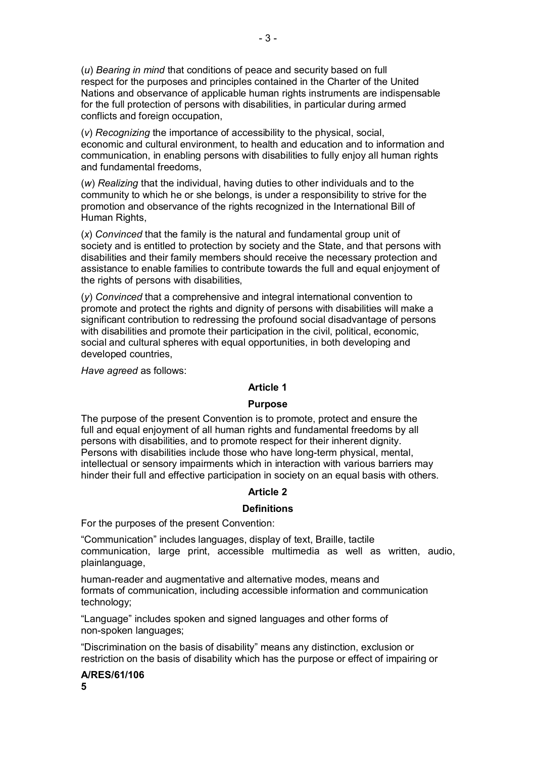(*u*) *Bearing in mind* that conditions of peace and security based on full respect for the purposes and principles contained in the Charter of the United Nations and observance of applicable human rights instruments are indispensable for the full protection of persons with disabilities, in particular during armed conflicts and foreign occupation,

(*v*) *Recognizing* the importance of accessibility to the physical, social, economic and cultural environment, to health and education and to information and communication, in enabling persons with disabilities to fully enjoy all human rights and fundamental freedoms,

(*w*) *Realizing* that the individual, having duties to other individuals and to the community to which he or she belongs, is under a responsibility to strive for the promotion and observance of the rights recognized in the International Bill of Human Rights,

(*x*) *Convinced* that the family is the natural and fundamental group unit of society and is entitled to protection by society and the State, and that persons with disabilities and their family members should receive the necessary protection and assistance to enable families to contribute towards the full and equal enjoyment of the rights of persons with disabilities,

(*y*) *Convinced* that a comprehensive and integral international convention to promote and protect the rights and dignity of persons with disabilities will make a significant contribution to redressing the profound social disadvantage of persons with disabilities and promote their participation in the civil, political, economic, social and cultural spheres with equal opportunities, in both developing and developed countries,

*Have agreed* as follows:

## Article 1

### Purpose

The purpose of the present Convention is to promote, protect and ensure the full and equal enjoyment of all human rights and fundamental freedoms by all persons with disabilities, and to promote respect for their inherent dignity. Persons with disabilities include those who have long-term physical, mental, intellectual or sensory impairments which in interaction with various barriers may hinder their full and effective participation in society on an equal basis with others.

## Article 2

### Definitions

For the purposes of the present Convention:

"Communication" includes languages, display of text, Braille, tactile communication, large print, accessible multimedia as well as written, audio, plainlanguage,

human-reader and augmentative and alternative modes, means and formats of communication, including accessible information and communication technology;

"Language" includes spoken and signed languages and other forms of non-spoken languages;

"Discrimination on the basis of disability" means any distinction, exclusion or restriction on the basis of disability which has the purpose or effect of impairing or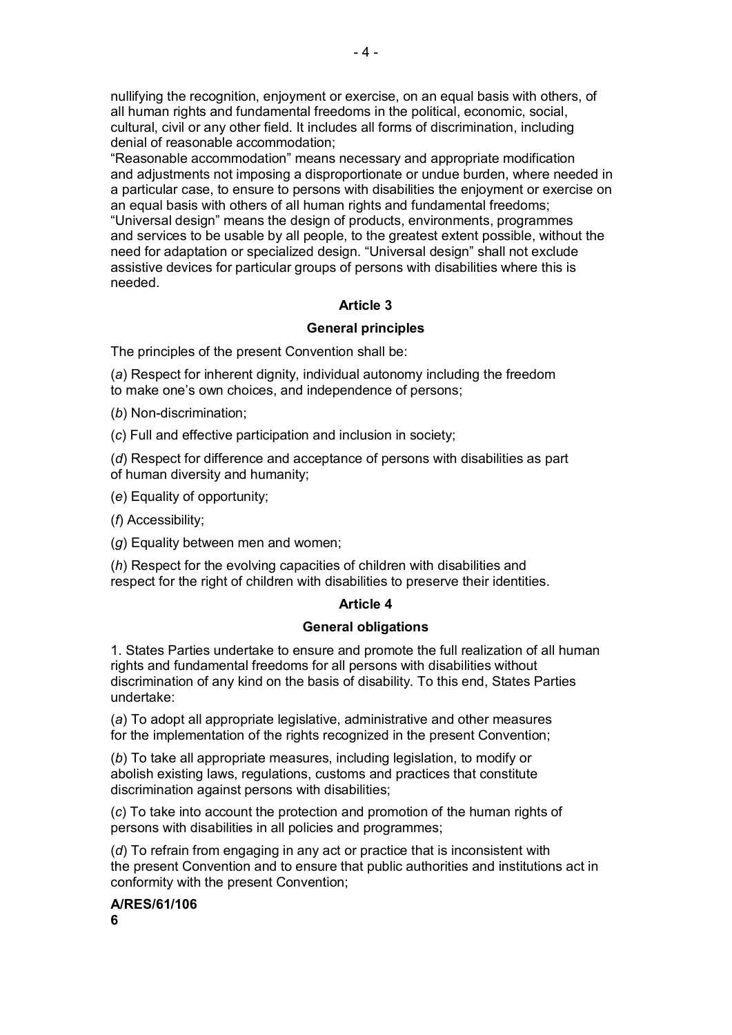nullifying the recognition, enjoyment or exercise, on an equal basis with others, of all human rights and fundamental freedoms in the political, economic, social, cultural, civil or any other field. It includes all forms of discrimination, including denial of reasonable accommodation;

"Reasonable accommodation" means necessary and appropriate modification and adjustments not imposing a disproportionate or undue burden, where needed in a particular case, to ensure to persons with disabilities the enjoyment or exercise on an equal basis with others of all human rights and fundamental freedoms;

"Universal design" means the design of products, environments, programmes and services to be usable by all people, to the greatest extent possible, without the need for adaptation or specialized design. "Universal design" shall not exclude assistive devices for particular groups of persons with disabilities where this is needed.

### Article 3

### General principles

The principles of the present Convention shall be:

(*a*) Respect for inherent dignity, individual autonomy including the freedom to make one's own choices, and independence of persons;

(*b*) Non-discrimination;

(*c*) Full and effective participation and inclusion in society;

(*d*) Respect for difference and acceptance of persons with disabilities as part of human diversity and humanity;

(*e*) Equality of opportunity;

(*f*) Accessibility;

(*g*) Equality between men and women;

(*h*) Respect for the evolving capacities of children with disabilities and respect for the right of children with disabilities to preserve their identities.

### Article 4

### General obligations

1. States Parties undertake to ensure and promote the full realization of all human rights and fundamental freedoms for all persons with disabilities without discrimination of any kind on the basis of disability. To this end, States Parties undertake:

(*a*) To adopt all appropriate legislative, administrative and other measures for the implementation of the rights recognized in the present Convention;

(*b*) To take all appropriate measures, including legislation, to modify or abolish existing laws, regulations, customs and practices that constitute discrimination against persons with disabilities;

(*c*) To take into account the protection and promotion of the human rights of persons with disabilities in all policies and programmes;

(*d*) To refrain from engaging in any act or practice that is inconsistent with the present Convention and to ensure that public authorities and institutions act in conformity with the present Convention;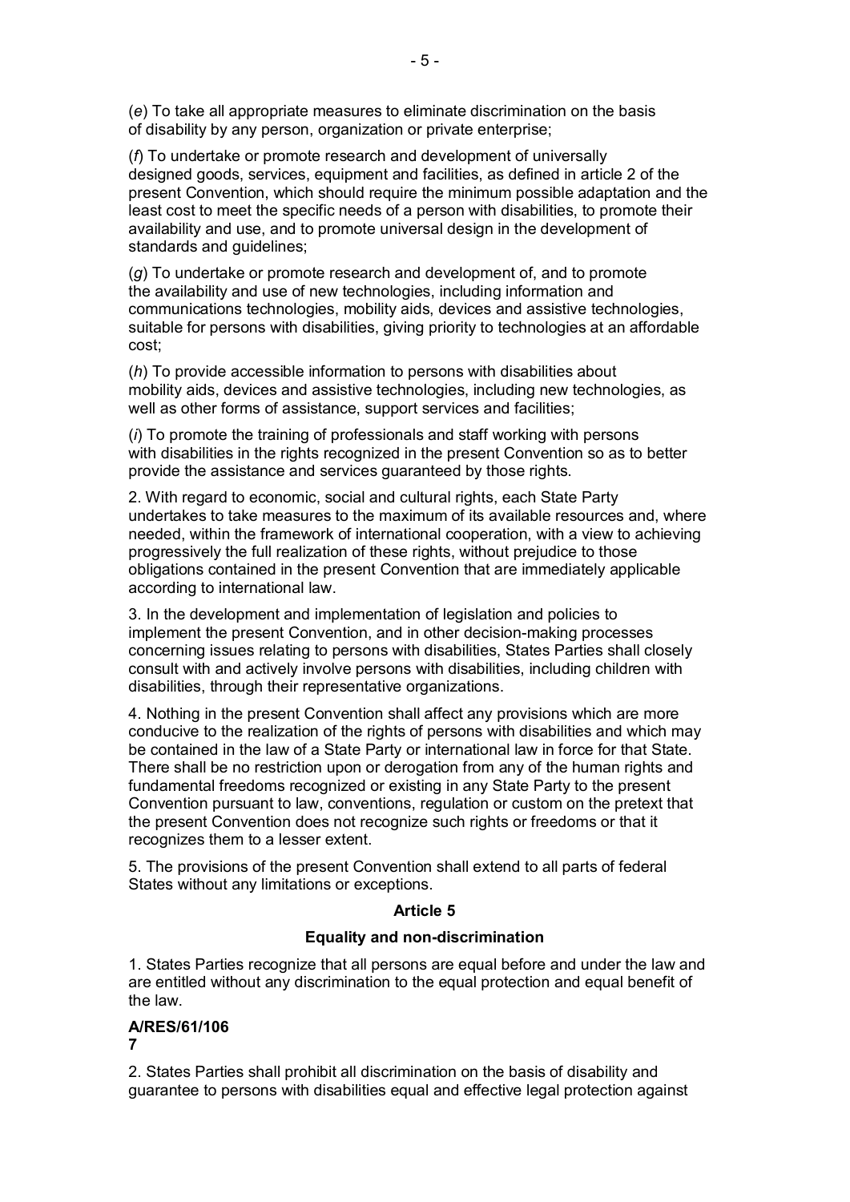(*e*) To take all appropriate measures to eliminate discrimination on the basis of disability by any person, organization or private enterprise;

(*f*) To undertake or promote research and development of universally designed goods, services, equipment and facilities, as defined in article 2 of the present Convention, which should require the minimum possible adaptation and the least cost to meet the specific needs of a person with disabilities, to promote their availability and use, and to promote universal design in the development of standards and guidelines;

(*g*) To undertake or promote research and development of, and to promote the availability and use of new technologies, including information and communications technologies, mobility aids, devices and assistive technologies, suitable for persons with disabilities, giving priority to technologies at an affordable cost;

(*h*) To provide accessible information to persons with disabilities about mobility aids, devices and assistive technologies, including new technologies, as well as other forms of assistance, support services and facilities;

(*i*) To promote the training of professionals and staff working with persons with disabilities in the rights recognized in the present Convention so as to better provide the assistance and services guaranteed by those rights.

2. With regard to economic, social and cultural rights, each State Party undertakes to take measures to the maximum of its available resources and, where needed, within the framework of international cooperation, with a view to achieving progressively the full realization of these rights, without prejudice to those obligations contained in the present Convention that are immediately applicable according to international law.

3. In the development and implementation of legislation and policies to implement the present Convention, and in other decision-making processes concerning issues relating to persons with disabilities, States Parties shall closely consult with and actively involve persons with disabilities, including children with disabilities, through their representative organizations.

4. Nothing in the present Convention shall affect any provisions which are more conducive to the realization of the rights of persons with disabilities and which may be contained in the law of a State Party or international law in force for that State. There shall be no restriction upon or derogation from any of the human rights and fundamental freedoms recognized or existing in any State Party to the present Convention pursuant to law, conventions, regulation or custom on the pretext that the present Convention does not recognize such rights or freedoms or that it recognizes them to a lesser extent.

5. The provisions of the present Convention shall extend to all parts of federal States without any limitations or exceptions.

### Article 5

### Equality and non-discrimination

1. States Parties recognize that all persons are equal before and under the law and are entitled without any discrimination to the equal protection and equal benefit of the law.

2. States Parties shall prohibit all discrimination on the basis of disability and guarantee to persons with disabilities equal and effective legal protection against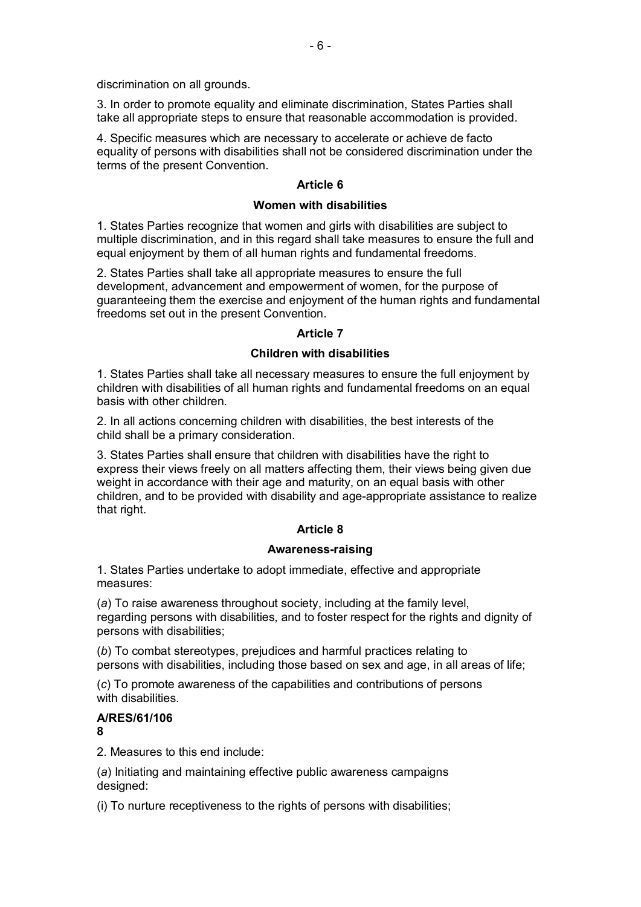discrimination on all grounds.

3. In order to promote equality and eliminate discrimination, States Parties shall take all appropriate steps to ensure that reasonable accommodation is provided.

4. Specific measures which are necessary to accelerate or achieve de facto equality of persons with disabilities shall not be considered discrimination under the terms of the present Convention.

## Article 6

### Women with disabilities

1. States Parties recognize that women and girls with disabilities are subject to multiple discrimination, and in this regard shall take measures to ensure the full and equal enjoyment by them of all human rights and fundamental freedoms.

2. States Parties shall take all appropriate measures to ensure the full development, advancement and empowerment of women, for the purpose of guaranteeing them the exercise and enjoyment of the human rights and fundamental freedoms set out in the present Convention.

## Article 7

### Children with disabilities

1. States Parties shall take all necessary measures to ensure the full enjoyment by children with disabilities of all human rights and fundamental freedoms on an equal basis with other children.

2. In all actions concerning children with disabilities, the best interests of the child shall be a primary consideration.

3. States Parties shall ensure that children with disabilities have the right to express their views freely on all matters affecting them, their views being given due weight in accordance with their age and maturity, on an equal basis with other children, and to be provided with disability and age-appropriate assistance to realize that right.

## Article 8

### Awareness-raising

1. States Parties undertake to adopt immediate, effective and appropriate measures:

(*a*) To raise awareness throughout society, including at the family level, regarding persons with disabilities, and to foster respect for the rights and dignity of persons with disabilities;

(*b*) To combat stereotypes, prejudices and harmful practices relating to persons with disabilities, including those based on sex and age, in all areas of life;

(*c*) To promote awareness of the capabilities and contributions of persons with disabilities.

**A/RES/61/106**
**8**

2. Measures to this end include:

(*a*) Initiating and maintaining effective public awareness campaigns designed:

(i) To nurture receptiveness to the rights of persons with disabilities;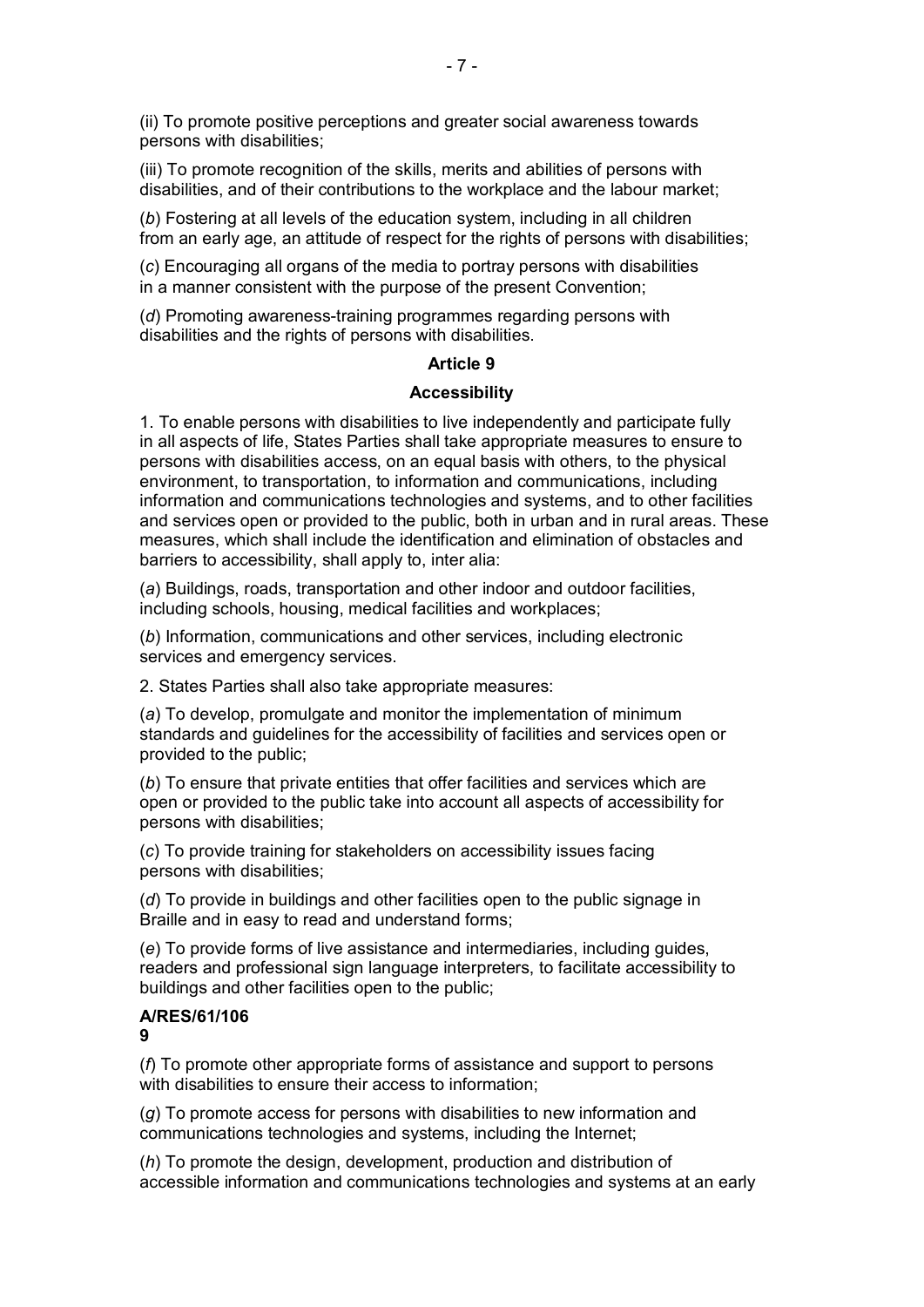(ii) To promote positive perceptions and greater social awareness towards persons with disabilities;

(iii) To promote recognition of the skills, merits and abilities of persons with disabilities, and of their contributions to the workplace and the labour market;

(*b*) Fostering at all levels of the education system, including in all children from an early age, an attitude of respect for the rights of persons with disabilities;

(*c*) Encouraging all organs of the media to portray persons with disabilities in a manner consistent with the purpose of the present Convention;

(*d*) Promoting awareness-training programmes regarding persons with disabilities and the rights of persons with disabilities.

**Article 9**

**Accessibility**

1. To enable persons with disabilities to live independently and participate fully in all aspects of life, States Parties shall take appropriate measures to ensure to persons with disabilities access, on an equal basis with others, to the physical environment, to transportation, to information and communications, including information and communications technologies and systems, and to other facilities and services open or provided to the public, both in urban and in rural areas. These measures, which shall include the identification and elimination of obstacles and barriers to accessibility, shall apply to, inter alia:

(*a*) Buildings, roads, transportation and other indoor and outdoor facilities, including schools, housing, medical facilities and workplaces;

(*b*) Information, communications and other services, including electronic services and emergency services.

2. States Parties shall also take appropriate measures:

(*a*) To develop, promulgate and monitor the implementation of minimum standards and guidelines for the accessibility of facilities and services open or provided to the public;

(*b*) To ensure that private entities that offer facilities and services which are open or provided to the public take into account all aspects of accessibility for persons with disabilities;

(*c*) To provide training for stakeholders on accessibility issues facing persons with disabilities;

(*d*) To provide in buildings and other facilities open to the public signage in Braille and in easy to read and understand forms;

(*e*) To provide forms of live assistance and intermediaries, including guides, readers and professional sign language interpreters, to facilitate accessibility to buildings and other facilities open to the public;

(*f*) To promote other appropriate forms of assistance and support to persons with disabilities to ensure their access to information;

(*g*) To promote access for persons with disabilities to new information and communications technologies and systems, including the Internet;

(*h*) To promote the design, development, production and distribution of accessible information and communications technologies and systems at an early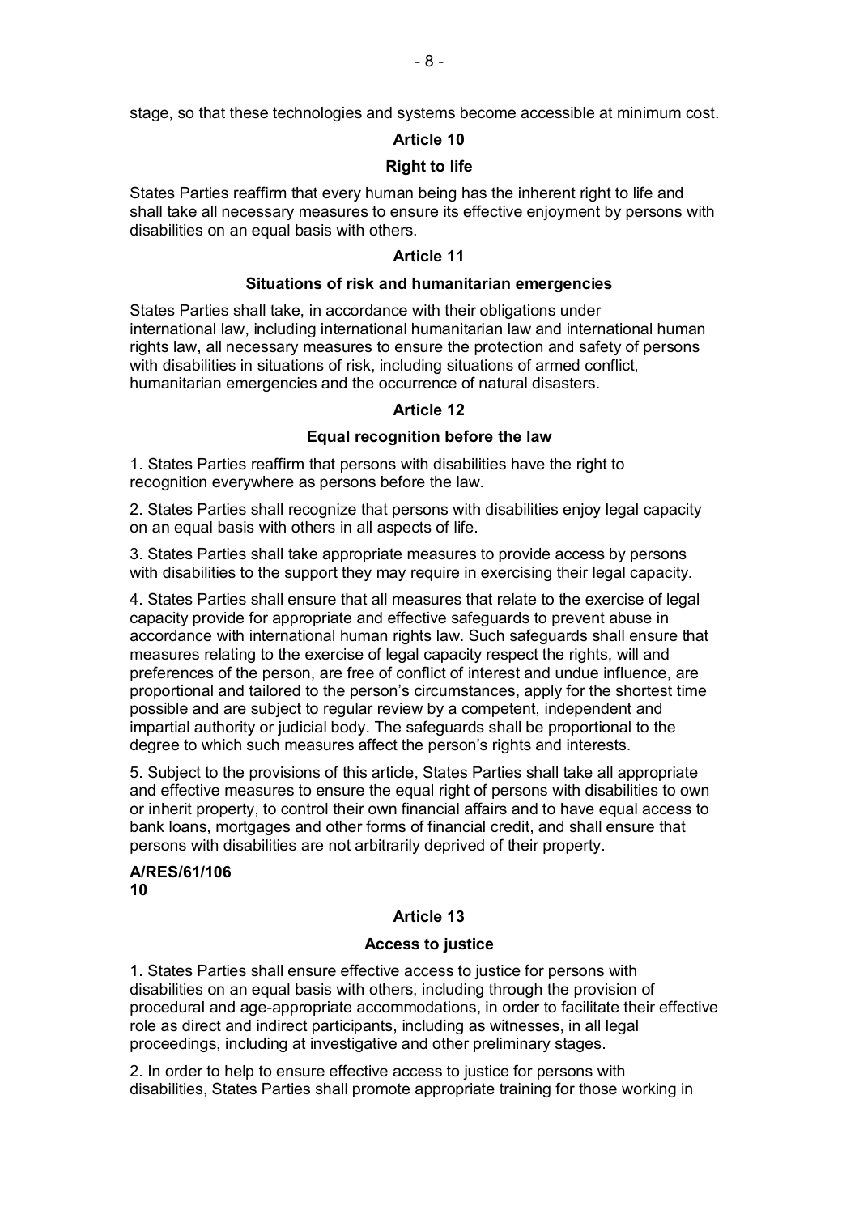stage, so that these technologies and systems become accessible at minimum cost.

## Article 10

### Right to life

States Parties reaffirm that every human being has the inherent right to life and shall take all necessary measures to ensure its effective enjoyment by persons with disabilities on an equal basis with others.

## Article 11

### Situations of risk and humanitarian emergencies

States Parties shall take, in accordance with their obligations under international law, including international humanitarian law and international human rights law, all necessary measures to ensure the protection and safety of persons with disabilities in situations of risk, including situations of armed conflict, humanitarian emergencies and the occurrence of natural disasters.

## Article 12

### Equal recognition before the law

1. States Parties reaffirm that persons with disabilities have the right to recognition everywhere as persons before the law.

2. States Parties shall recognize that persons with disabilities enjoy legal capacity on an equal basis with others in all aspects of life.

3. States Parties shall take appropriate measures to provide access by persons with disabilities to the support they may require in exercising their legal capacity.

4. States Parties shall ensure that all measures that relate to the exercise of legal capacity provide for appropriate and effective safeguards to prevent abuse in accordance with international human rights law. Such safeguards shall ensure that measures relating to the exercise of legal capacity respect the rights, will and preferences of the person, are free of conflict of interest and undue influence, are proportional and tailored to the person's circumstances, apply for the shortest time possible and are subject to regular review by a competent, independent and impartial authority or judicial body. The safeguards shall be proportional to the degree to which such measures affect the person's rights and interests.

5. Subject to the provisions of this article, States Parties shall take all appropriate and effective measures to ensure the equal right of persons with disabilities to own or inherit property, to control their own financial affairs and to have equal access to bank loans, mortgages and other forms of financial credit, and shall ensure that persons with disabilities are not arbitrarily deprived of their property.

**A/RES/61/106**
**10**

## Article 13

### Access to justice

1. States Parties shall ensure effective access to justice for persons with disabilities on an equal basis with others, including through the provision of procedural and age-appropriate accommodations, in order to facilitate their effective role as direct and indirect participants, including as witnesses, in all legal proceedings, including at investigative and other preliminary stages.

2. In order to help to ensure effective access to justice for persons with disabilities, States Parties shall promote appropriate training for those working in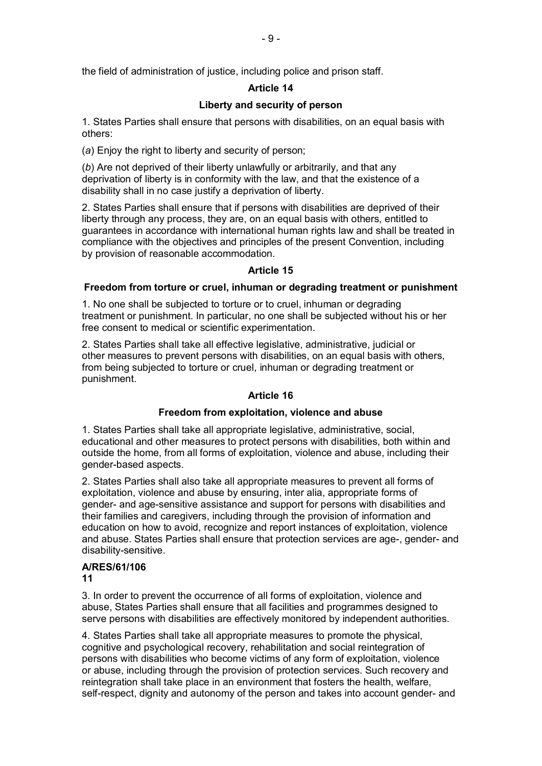the field of administration of justice, including police and prison staff.

### Article 14

### Liberty and security of person

1. States Parties shall ensure that persons with disabilities, on an equal basis with others:

(*a*) Enjoy the right to liberty and security of person;

(*b*) Are not deprived of their liberty unlawfully or arbitrarily, and that any deprivation of liberty is in conformity with the law, and that the existence of a disability shall in no case justify a deprivation of liberty.

2. States Parties shall ensure that if persons with disabilities are deprived of their liberty through any process, they are, on an equal basis with others, entitled to guarantees in accordance with international human rights law and shall be treated in compliance with the objectives and principles of the present Convention, including by provision of reasonable accommodation.

### Article 15

### Freedom from torture or cruel, inhuman or degrading treatment or punishment

1. No one shall be subjected to torture or to cruel, inhuman or degrading treatment or punishment. In particular, no one shall be subjected without his or her free consent to medical or scientific experimentation.

2. States Parties shall take all effective legislative, administrative, judicial or other measures to prevent persons with disabilities, on an equal basis with others, from being subjected to torture or cruel, inhuman or degrading treatment or punishment.

### Article 16

### Freedom from exploitation, violence and abuse

1. States Parties shall take all appropriate legislative, administrative, social, educational and other measures to protect persons with disabilities, both within and outside the home, from all forms of exploitation, violence and abuse, including their gender-based aspects.

2. States Parties shall also take all appropriate measures to prevent all forms of exploitation, violence and abuse by ensuring, inter alia, appropriate forms of gender- and age-sensitive assistance and support for persons with disabilities and their families and caregivers, including through the provision of information and education on how to avoid, recognize and report instances of exploitation, violence and abuse. States Parties shall ensure that protection services are age-, gender- and disability-sensitive.

3. In order to prevent the occurrence of all forms of exploitation, violence and abuse, States Parties shall ensure that all facilities and programmes designed to serve persons with disabilities are effectively monitored by independent authorities.

4. States Parties shall take all appropriate measures to promote the physical, cognitive and psychological recovery, rehabilitation and social reintegration of persons with disabilities who become victims of any form of exploitation, violence or abuse, including through the provision of protection services. Such recovery and reintegration shall take place in an environment that fosters the health, welfare, self-respect, dignity and autonomy of the person and takes into account gender- and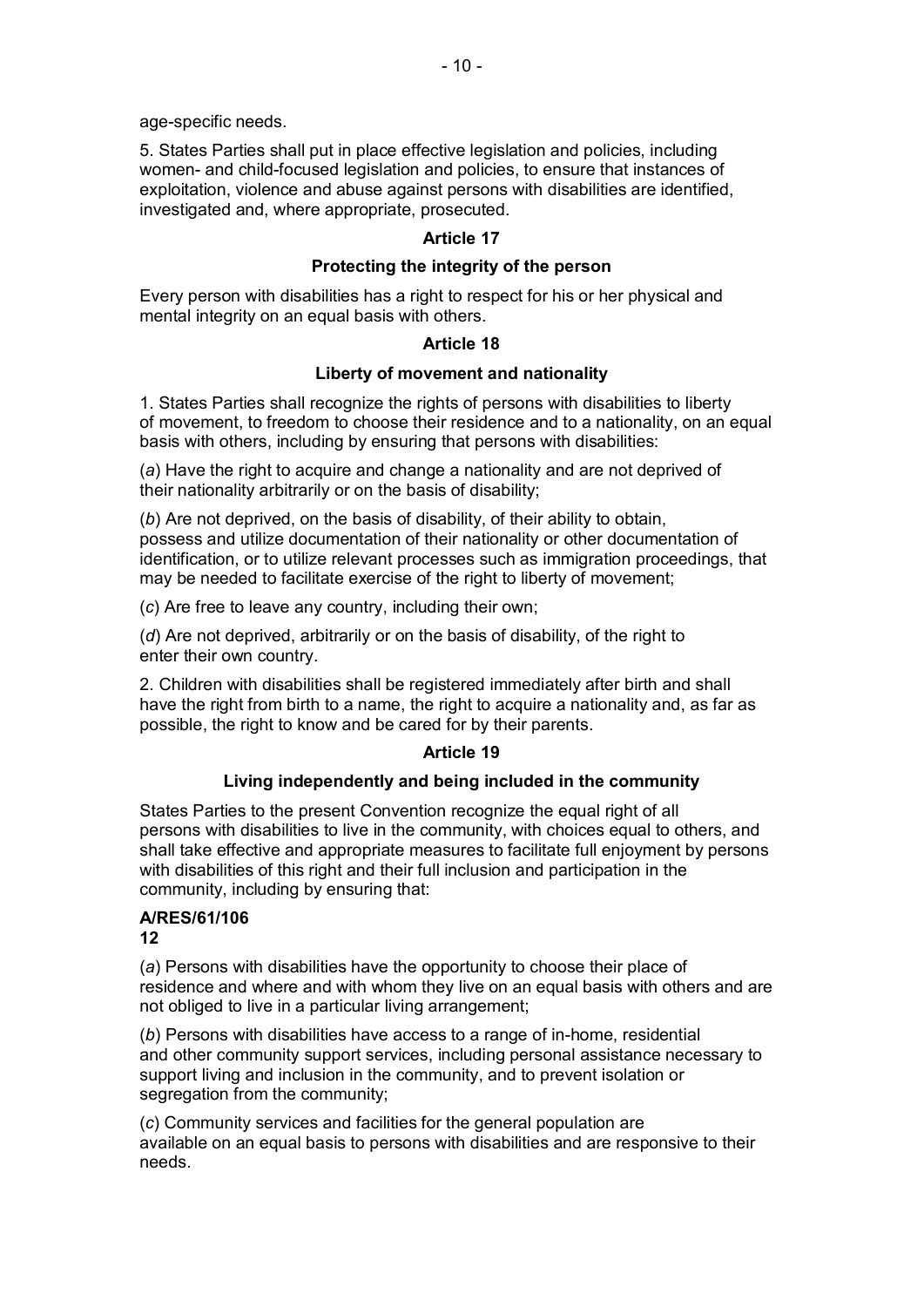age-specific needs.

5. States Parties shall put in place effective legislation and policies, including women- and child-focused legislation and policies, to ensure that instances of exploitation, violence and abuse against persons with disabilities are identified, investigated and, where appropriate, prosecuted.

**Article 17**

**Protecting the integrity of the person**

Every person with disabilities has a right to respect for his or her physical and mental integrity on an equal basis with others.

**Article 18**

**Liberty of movement and nationality**

1. States Parties shall recognize the rights of persons with disabilities to liberty of movement, to freedom to choose their residence and to a nationality, on an equal basis with others, including by ensuring that persons with disabilities:

(*a*) Have the right to acquire and change a nationality and are not deprived of their nationality arbitrarily or on the basis of disability;

(*b*) Are not deprived, on the basis of disability, of their ability to obtain, possess and utilize documentation of their nationality or other documentation of identification, or to utilize relevant processes such as immigration proceedings, that may be needed to facilitate exercise of the right to liberty of movement;

(*c*) Are free to leave any country, including their own;

(*d*) Are not deprived, arbitrarily or on the basis of disability, of the right to enter their own country.

2. Children with disabilities shall be registered immediately after birth and shall have the right from birth to a name, the right to acquire a nationality and, as far as possible, the right to know and be cared for by their parents.

**Article 19**

**Living independently and being included in the community**

States Parties to the present Convention recognize the equal right of all persons with disabilities to live in the community, with choices equal to others, and shall take effective and appropriate measures to facilitate full enjoyment by persons with disabilities of this right and their full inclusion and participation in the community, including by ensuring that:

(*a*) Persons with disabilities have the opportunity to choose their place of residence and where and with whom they live on an equal basis with others and are not obliged to live in a particular living arrangement;

(*b*) Persons with disabilities have access to a range of in-home, residential and other community support services, including personal assistance necessary to support living and inclusion in the community, and to prevent isolation or segregation from the community;

(*c*) Community services and facilities for the general population are available on an equal basis to persons with disabilities and are responsive to their needs.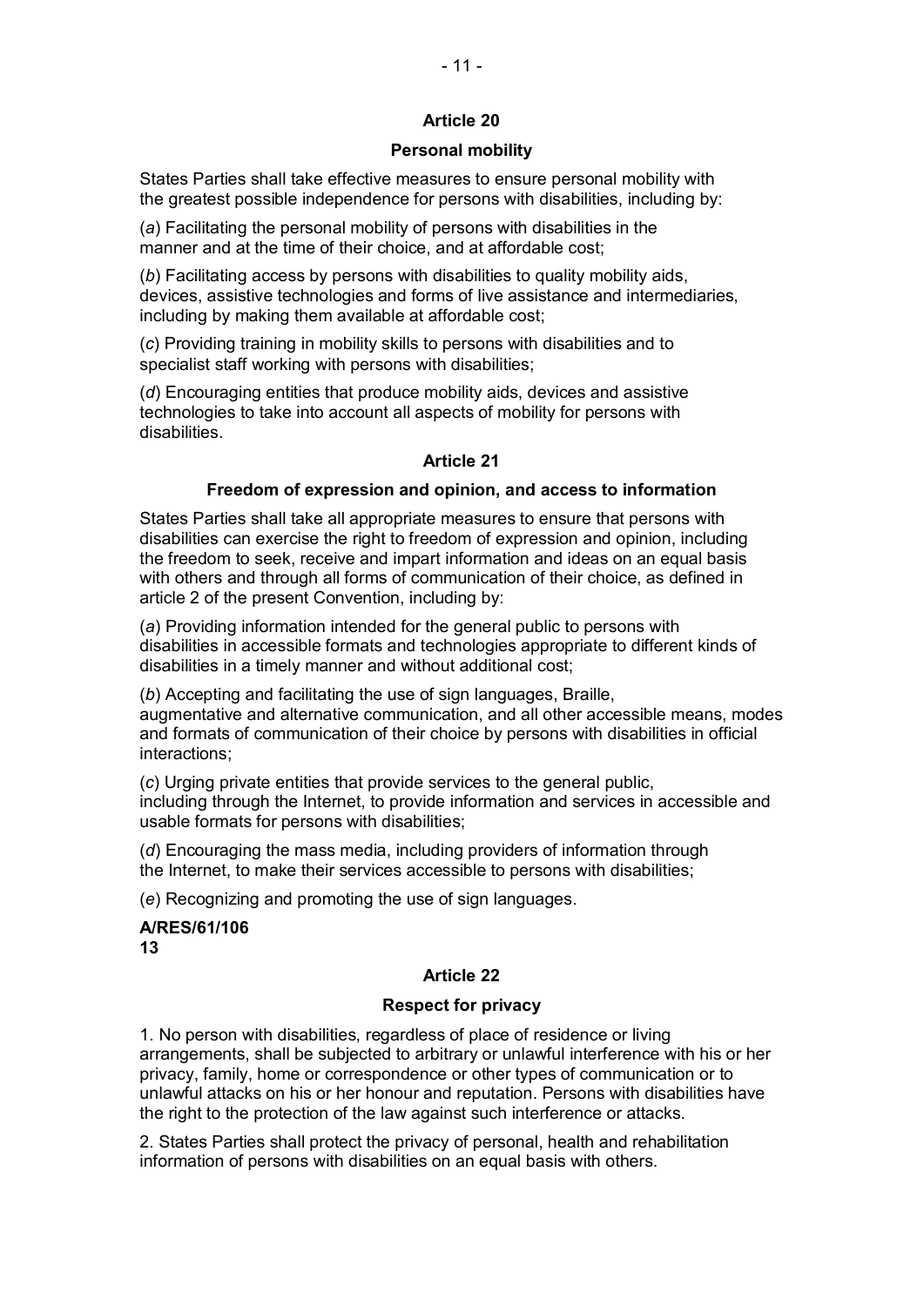**Article 20**

**Personal mobility**

States Parties shall take effective measures to ensure personal mobility with the greatest possible independence for persons with disabilities, including by:

(*a*) Facilitating the personal mobility of persons with disabilities in the manner and at the time of their choice, and at affordable cost;

(*b*) Facilitating access by persons with disabilities to quality mobility aids, devices, assistive technologies and forms of live assistance and intermediaries, including by making them available at affordable cost;

(*c*) Providing training in mobility skills to persons with disabilities and to specialist staff working with persons with disabilities;

(*d*) Encouraging entities that produce mobility aids, devices and assistive technologies to take into account all aspects of mobility for persons with disabilities.

**Article 21**

**Freedom of expression and opinion, and access to information**

States Parties shall take all appropriate measures to ensure that persons with disabilities can exercise the right to freedom of expression and opinion, including the freedom to seek, receive and impart information and ideas on an equal basis with others and through all forms of communication of their choice, as defined in article 2 of the present Convention, including by:

(*a*) Providing information intended for the general public to persons with disabilities in accessible formats and technologies appropriate to different kinds of disabilities in a timely manner and without additional cost;

(*b*) Accepting and facilitating the use of sign languages, Braille, augmentative and alternative communication, and all other accessible means, modes and formats of communication of their choice by persons with disabilities in official interactions;

(*c*) Urging private entities that provide services to the general public, including through the Internet, to provide information and services in accessible and usable formats for persons with disabilities;

(*d*) Encouraging the mass media, including providers of information through the Internet, to make their services accessible to persons with disabilities;

(*e*) Recognizing and promoting the use of sign languages.

**Article 22**

**Respect for privacy**

1. No person with disabilities, regardless of place of residence or living arrangements, shall be subjected to arbitrary or unlawful interference with his or her privacy, family, home or correspondence or other types of communication or to unlawful attacks on his or her honour and reputation. Persons with disabilities have the right to the protection of the law against such interference or attacks.

2. States Parties shall protect the privacy of personal, health and rehabilitation information of persons with disabilities on an equal basis with others.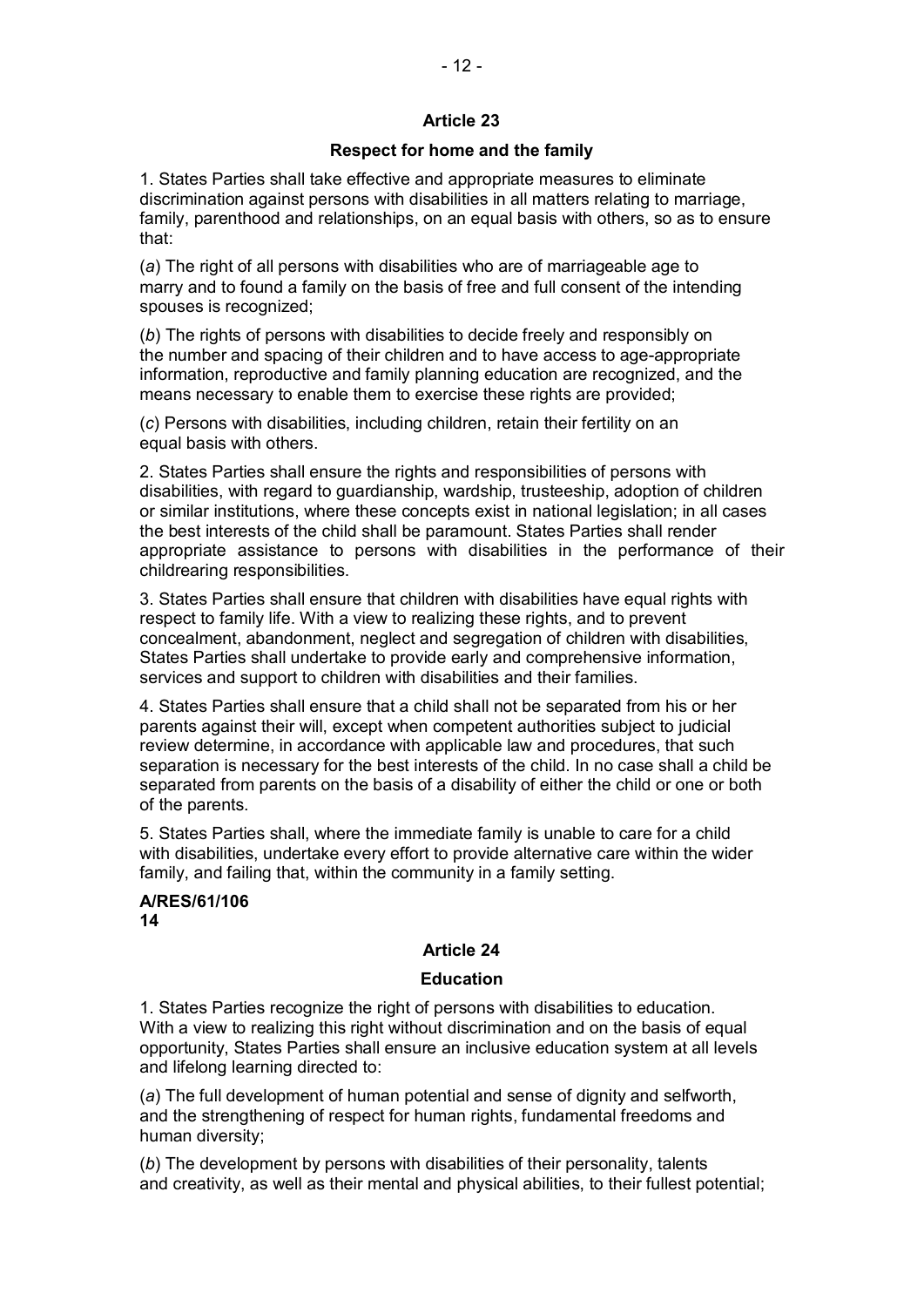## Article 23

### Respect for home and the family

1. States Parties shall take effective and appropriate measures to eliminate discrimination against persons with disabilities in all matters relating to marriage, family, parenthood and relationships, on an equal basis with others, so as to ensure that:

(*a*) The right of all persons with disabilities who are of marriageable age to marry and to found a family on the basis of free and full consent of the intending spouses is recognized;

(*b*) The rights of persons with disabilities to decide freely and responsibly on the number and spacing of their children and to have access to age-appropriate information, reproductive and family planning education are recognized, and the means necessary to enable them to exercise these rights are provided;

(*c*) Persons with disabilities, including children, retain their fertility on an equal basis with others.

2. States Parties shall ensure the rights and responsibilities of persons with disabilities, with regard to guardianship, wardship, trusteeship, adoption of children or similar institutions, where these concepts exist in national legislation; in all cases the best interests of the child shall be paramount. States Parties shall render appropriate assistance to persons with disabilities in the performance of their childrearing responsibilities.

3. States Parties shall ensure that children with disabilities have equal rights with respect to family life. With a view to realizing these rights, and to prevent concealment, abandonment, neglect and segregation of children with disabilities, States Parties shall undertake to provide early and comprehensive information, services and support to children with disabilities and their families.

4. States Parties shall ensure that a child shall not be separated from his or her parents against their will, except when competent authorities subject to judicial review determine, in accordance with applicable law and procedures, that such separation is necessary for the best interests of the child. In no case shall a child be separated from parents on the basis of a disability of either the child or one or both of the parents.

5. States Parties shall, where the immediate family is unable to care for a child with disabilities, undertake every effort to provide alternative care within the wider family, and failing that, within the community in a family setting.

**A/RES/61/106**
**14**

## Article 24

### Education

1. States Parties recognize the right of persons with disabilities to education. With a view to realizing this right without discrimination and on the basis of equal opportunity, States Parties shall ensure an inclusive education system at all levels and lifelong learning directed to:

(*a*) The full development of human potential and sense of dignity and selfworth, and the strengthening of respect for human rights, fundamental freedoms and human diversity;

(*b*) The development by persons with disabilities of their personality, talents and creativity, as well as their mental and physical abilities, to their fullest potential;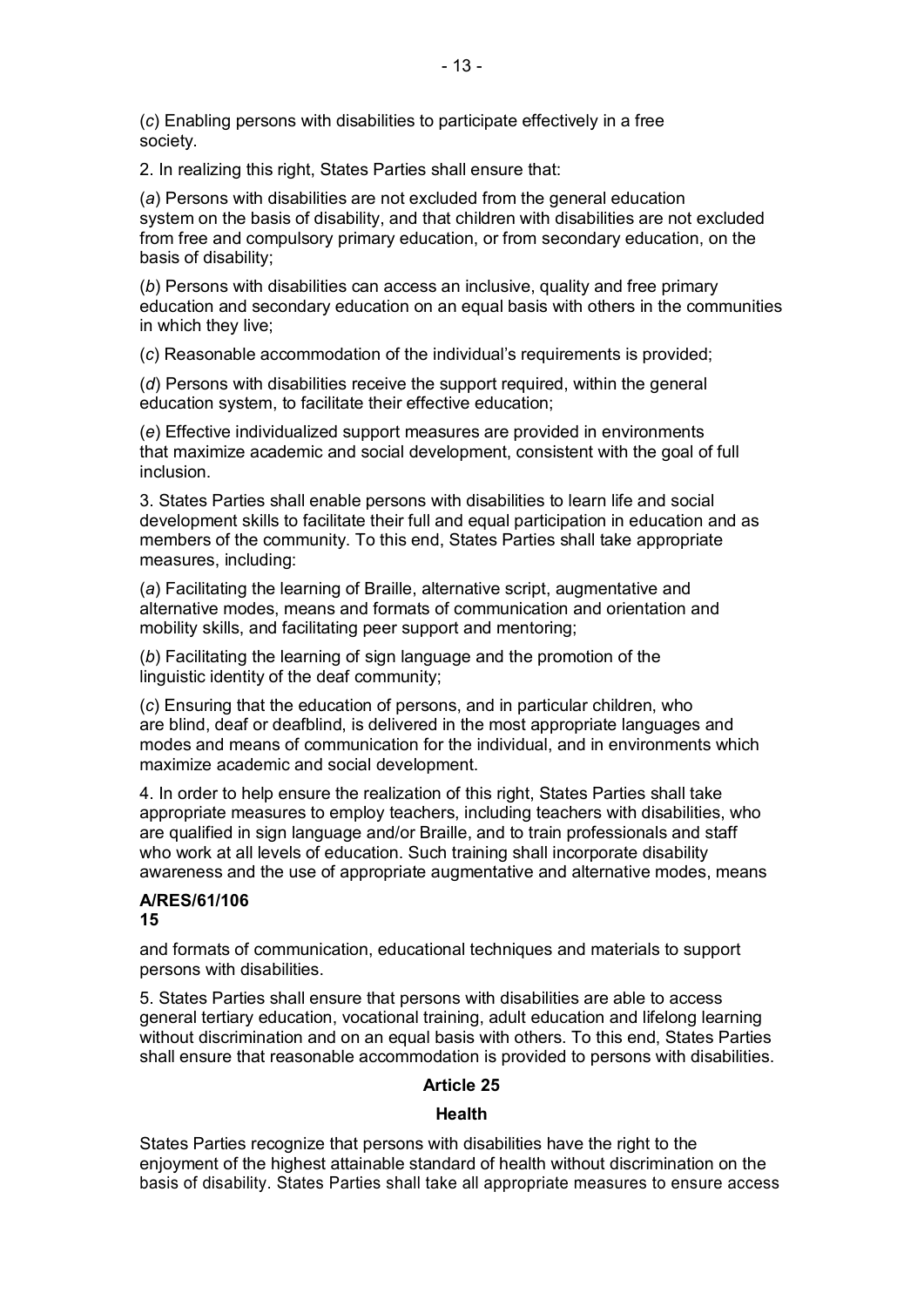(*c*) Enabling persons with disabilities to participate effectively in a free society.

2. In realizing this right, States Parties shall ensure that:

(*a*) Persons with disabilities are not excluded from the general education system on the basis of disability, and that children with disabilities are not excluded from free and compulsory primary education, or from secondary education, on the basis of disability;

(*b*) Persons with disabilities can access an inclusive, quality and free primary education and secondary education on an equal basis with others in the communities in which they live;

(*c*) Reasonable accommodation of the individual's requirements is provided;

(*d*) Persons with disabilities receive the support required, within the general education system, to facilitate their effective education;

(*e*) Effective individualized support measures are provided in environments that maximize academic and social development, consistent with the goal of full inclusion.

3. States Parties shall enable persons with disabilities to learn life and social development skills to facilitate their full and equal participation in education and as members of the community. To this end, States Parties shall take appropriate measures, including:

(*a*) Facilitating the learning of Braille, alternative script, augmentative and alternative modes, means and formats of communication and orientation and mobility skills, and facilitating peer support and mentoring;

(*b*) Facilitating the learning of sign language and the promotion of the linguistic identity of the deaf community;

(*c*) Ensuring that the education of persons, and in particular children, who are blind, deaf or deafblind, is delivered in the most appropriate languages and modes and means of communication for the individual, and in environments which maximize academic and social development.

4. In order to help ensure the realization of this right, States Parties shall take appropriate measures to employ teachers, including teachers with disabilities, who are qualified in sign language and/or Braille, and to train professionals and staff who work at all levels of education. Such training shall incorporate disability awareness and the use of appropriate augmentative and alternative modes, means and formats of communication, educational techniques and materials to support persons with disabilities.

5. States Parties shall ensure that persons with disabilities are able to access general tertiary education, vocational training, adult education and lifelong learning without discrimination and on an equal basis with others. To this end, States Parties shall ensure that reasonable accommodation is provided to persons with disabilities.

### Article 25

### Health

States Parties recognize that persons with disabilities have the right to the enjoyment of the highest attainable standard of health without discrimination on the basis of disability. States Parties shall take all appropriate measures to ensure access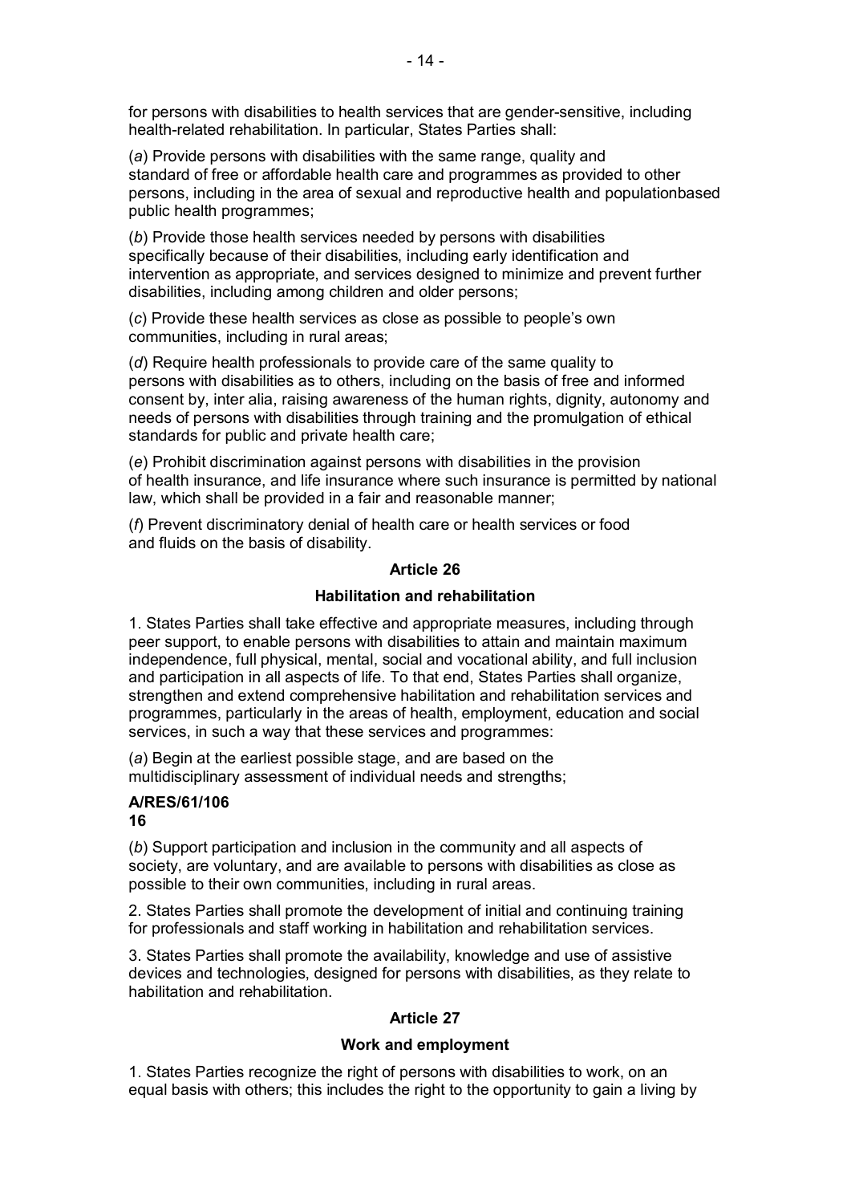for persons with disabilities to health services that are gender-sensitive, including health-related rehabilitation. In particular, States Parties shall:

(*a*) Provide persons with disabilities with the same range, quality and standard of free or affordable health care and programmes as provided to other persons, including in the area of sexual and reproductive health and populationbased public health programmes;

(*b*) Provide those health services needed by persons with disabilities specifically because of their disabilities, including early identification and intervention as appropriate, and services designed to minimize and prevent further disabilities, including among children and older persons;

(*c*) Provide these health services as close as possible to people's own communities, including in rural areas;

(*d*) Require health professionals to provide care of the same quality to persons with disabilities as to others, including on the basis of free and informed consent by, inter alia, raising awareness of the human rights, dignity, autonomy and needs of persons with disabilities through training and the promulgation of ethical standards for public and private health care;

(*e*) Prohibit discrimination against persons with disabilities in the provision of health insurance, and life insurance where such insurance is permitted by national law, which shall be provided in a fair and reasonable manner;

(*f*) Prevent discriminatory denial of health care or health services or food and fluids on the basis of disability.

## Article 26

### Habilitation and rehabilitation

1. States Parties shall take effective and appropriate measures, including through peer support, to enable persons with disabilities to attain and maintain maximum independence, full physical, mental, social and vocational ability, and full inclusion and participation in all aspects of life. To that end, States Parties shall organize, strengthen and extend comprehensive habilitation and rehabilitation services and programmes, particularly in the areas of health, employment, education and social services, in such a way that these services and programmes:

(*a*) Begin at the earliest possible stage, and are based on the multidisciplinary assessment of individual needs and strengths;

**A/RES/61/106**
**16**

(*b*) Support participation and inclusion in the community and all aspects of society, are voluntary, and are available to persons with disabilities as close as possible to their own communities, including in rural areas.

2. States Parties shall promote the development of initial and continuing training for professionals and staff working in habilitation and rehabilitation services.

3. States Parties shall promote the availability, knowledge and use of assistive devices and technologies, designed for persons with disabilities, as they relate to habilitation and rehabilitation.

## Article 27

### Work and employment

1. States Parties recognize the right of persons with disabilities to work, on an equal basis with others; this includes the right to the opportunity to gain a living by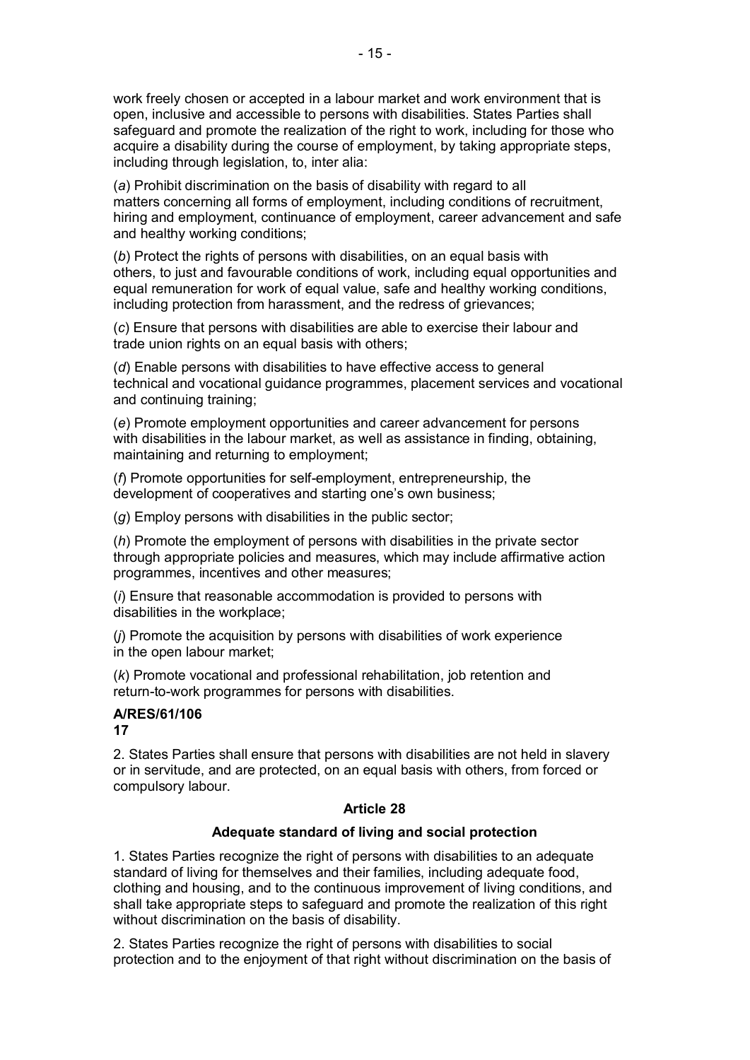work freely chosen or accepted in a labour market and work environment that is open, inclusive and accessible to persons with disabilities. States Parties shall safeguard and promote the realization of the right to work, including for those who acquire a disability during the course of employment, by taking appropriate steps, including through legislation, to, inter alia:

(*a*) Prohibit discrimination on the basis of disability with regard to all matters concerning all forms of employment, including conditions of recruitment, hiring and employment, continuance of employment, career advancement and safe and healthy working conditions;

(*b*) Protect the rights of persons with disabilities, on an equal basis with others, to just and favourable conditions of work, including equal opportunities and equal remuneration for work of equal value, safe and healthy working conditions, including protection from harassment, and the redress of grievances;

(*c*) Ensure that persons with disabilities are able to exercise their labour and trade union rights on an equal basis with others;

(*d*) Enable persons with disabilities to have effective access to general technical and vocational guidance programmes, placement services and vocational and continuing training;

(*e*) Promote employment opportunities and career advancement for persons with disabilities in the labour market, as well as assistance in finding, obtaining, maintaining and returning to employment;

(*f*) Promote opportunities for self-employment, entrepreneurship, the development of cooperatives and starting one's own business;

(*g*) Employ persons with disabilities in the public sector;

(*h*) Promote the employment of persons with disabilities in the private sector through appropriate policies and measures, which may include affirmative action programmes, incentives and other measures;

(*i*) Ensure that reasonable accommodation is provided to persons with disabilities in the workplace;

(*j*) Promote the acquisition by persons with disabilities of work experience in the open labour market;

(*k*) Promote vocational and professional rehabilitation, job retention and return-to-work programmes for persons with disabilities.

**A/RES/61/106**
**17**

2. States Parties shall ensure that persons with disabilities are not held in slavery or in servitude, and are protected, on an equal basis with others, from forced or compulsory labour.

### Article 28

### Adequate standard of living and social protection

1. States Parties recognize the right of persons with disabilities to an adequate standard of living for themselves and their families, including adequate food, clothing and housing, and to the continuous improvement of living conditions, and shall take appropriate steps to safeguard and promote the realization of this right without discrimination on the basis of disability.

2. States Parties recognize the right of persons with disabilities to social protection and to the enjoyment of that right without discrimination on the basis of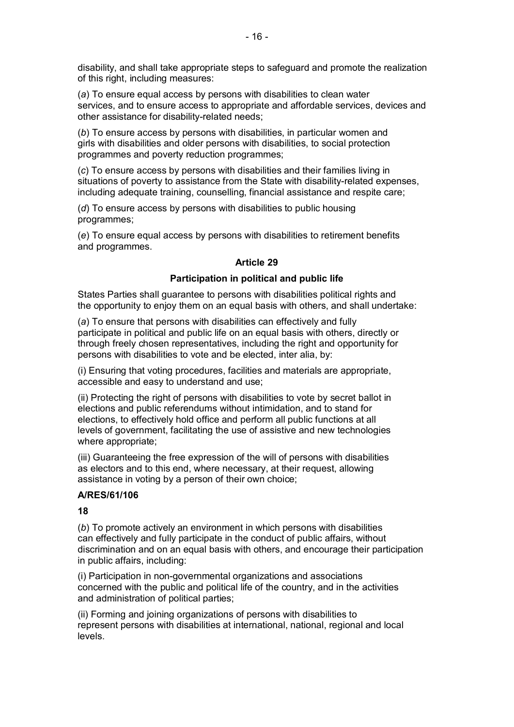disability, and shall take appropriate steps to safeguard and promote the realization of this right, including measures:

(*a*) To ensure equal access by persons with disabilities to clean water services, and to ensure access to appropriate and affordable services, devices and other assistance for disability-related needs;

(*b*) To ensure access by persons with disabilities, in particular women and girls with disabilities and older persons with disabilities, to social protection programmes and poverty reduction programmes;

(*c*) To ensure access by persons with disabilities and their families living in situations of poverty to assistance from the State with disability-related expenses, including adequate training, counselling, financial assistance and respite care;

(*d*) To ensure access by persons with disabilities to public housing programmes;

(*e*) To ensure equal access by persons with disabilities to retirement benefits and programmes.

### Article 29

### Participation in political and public life

States Parties shall guarantee to persons with disabilities political rights and the opportunity to enjoy them on an equal basis with others, and shall undertake:

(*a*) To ensure that persons with disabilities can effectively and fully participate in political and public life on an equal basis with others, directly or through freely chosen representatives, including the right and opportunity for persons with disabilities to vote and be elected, inter alia, by:

(i) Ensuring that voting procedures, facilities and materials are appropriate, accessible and easy to understand and use;

(ii) Protecting the right of persons with disabilities to vote by secret ballot in elections and public referendums without intimidation, and to stand for elections, to effectively hold office and perform all public functions at all levels of government, facilitating the use of assistive and new technologies where appropriate;

(iii) Guaranteeing the free expression of the will of persons with disabilities as electors and to this end, where necessary, at their request, allowing assistance in voting by a person of their own choice;

(*b*) To promote actively an environment in which persons with disabilities can effectively and fully participate in the conduct of public affairs, without discrimination and on an equal basis with others, and encourage their participation in public affairs, including:

(i) Participation in non-governmental organizations and associations concerned with the public and political life of the country, and in the activities and administration of political parties;

(ii) Forming and joining organizations of persons with disabilities to represent persons with disabilities at international, national, regional and local levels.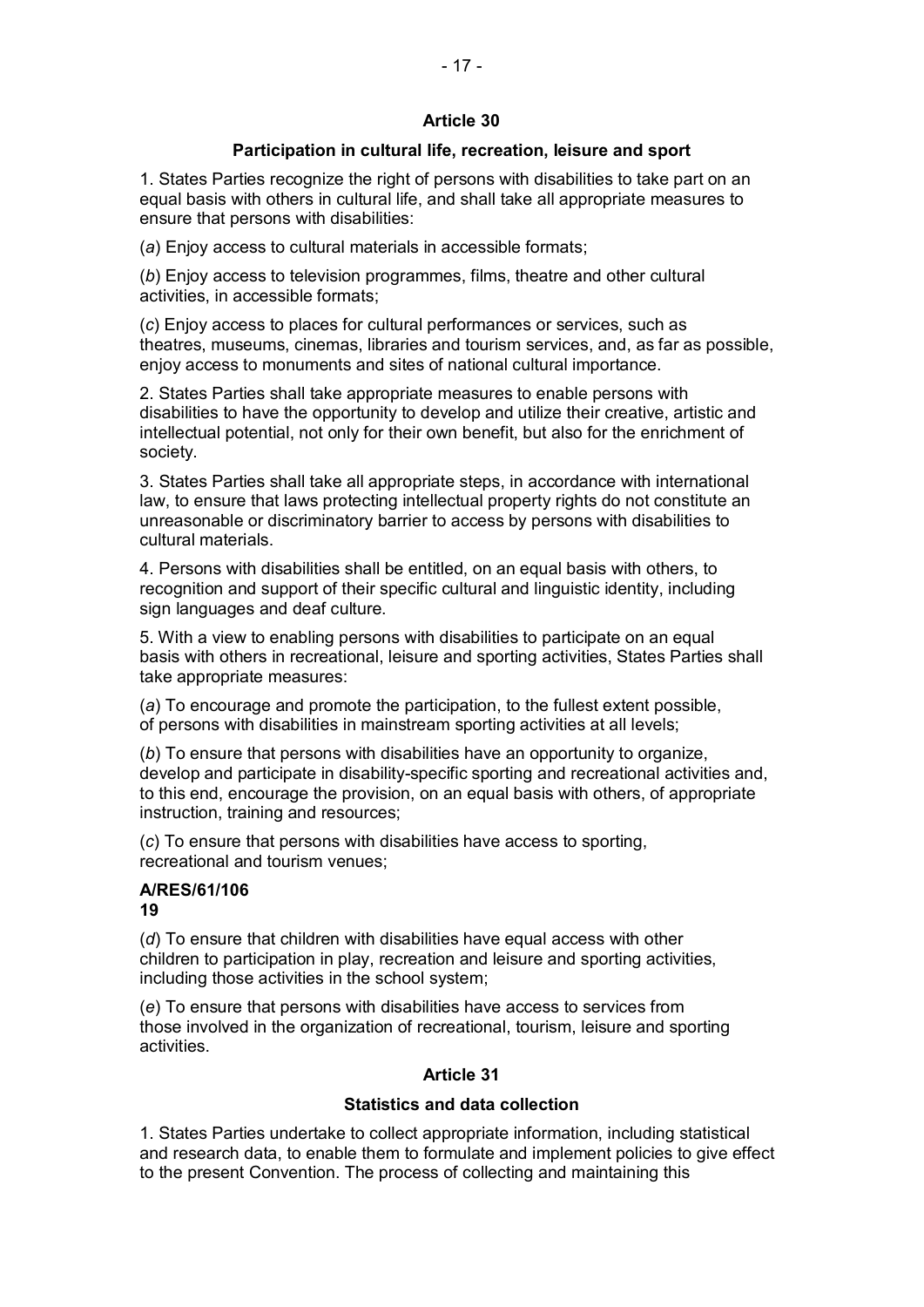### Article 30

#### Participation in cultural life, recreation, leisure and sport

1. States Parties recognize the right of persons with disabilities to take part on an equal basis with others in cultural life, and shall take all appropriate measures to ensure that persons with disabilities:

(*a*) Enjoy access to cultural materials in accessible formats;

(*b*) Enjoy access to television programmes, films, theatre and other cultural activities, in accessible formats;

(*c*) Enjoy access to places for cultural performances or services, such as theatres, museums, cinemas, libraries and tourism services, and, as far as possible, enjoy access to monuments and sites of national cultural importance.

2. States Parties shall take appropriate measures to enable persons with disabilities to have the opportunity to develop and utilize their creative, artistic and intellectual potential, not only for their own benefit, but also for the enrichment of society.

3. States Parties shall take all appropriate steps, in accordance with international law, to ensure that laws protecting intellectual property rights do not constitute an unreasonable or discriminatory barrier to access by persons with disabilities to cultural materials.

4. Persons with disabilities shall be entitled, on an equal basis with others, to recognition and support of their specific cultural and linguistic identity, including sign languages and deaf culture.

5. With a view to enabling persons with disabilities to participate on an equal basis with others in recreational, leisure and sporting activities, States Parties shall take appropriate measures:

(*a*) To encourage and promote the participation, to the fullest extent possible, of persons with disabilities in mainstream sporting activities at all levels;

(*b*) To ensure that persons with disabilities have an opportunity to organize, develop and participate in disability-specific sporting and recreational activities and, to this end, encourage the provision, on an equal basis with others, of appropriate instruction, training and resources;

(*c*) To ensure that persons with disabilities have access to sporting, recreational and tourism venues;

(*d*) To ensure that children with disabilities have equal access with other children to participation in play, recreation and leisure and sporting activities, including those activities in the school system;

(*e*) To ensure that persons with disabilities have access to services from those involved in the organization of recreational, tourism, leisure and sporting activities.

### Article 31

#### Statistics and data collection

1. States Parties undertake to collect appropriate information, including statistical and research data, to enable them to formulate and implement policies to give effect to the present Convention. The process of collecting and maintaining this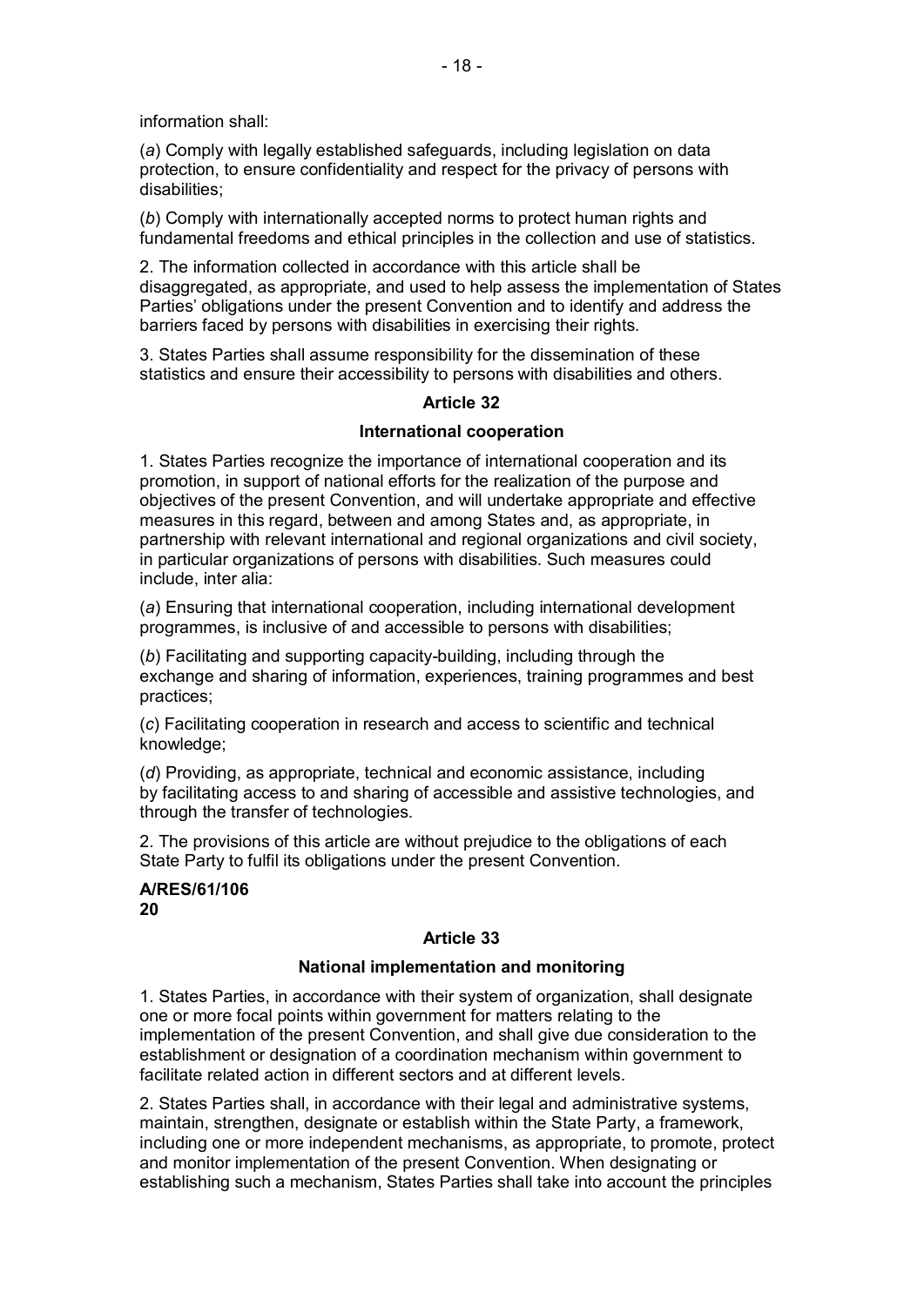information shall:

(*a*) Comply with legally established safeguards, including legislation on data protection, to ensure confidentiality and respect for the privacy of persons with disabilities;

(*b*) Comply with internationally accepted norms to protect human rights and fundamental freedoms and ethical principles in the collection and use of statistics.

2. The information collected in accordance with this article shall be disaggregated, as appropriate, and used to help assess the implementation of States Parties' obligations under the present Convention and to identify and address the barriers faced by persons with disabilities in exercising their rights.

3. States Parties shall assume responsibility for the dissemination of these statistics and ensure their accessibility to persons with disabilities and others.

## Article 32

### International cooperation

1. States Parties recognize the importance of international cooperation and its promotion, in support of national efforts for the realization of the purpose and objectives of the present Convention, and will undertake appropriate and effective measures in this regard, between and among States and, as appropriate, in partnership with relevant international and regional organizations and civil society, in particular organizations of persons with disabilities. Such measures could include, inter alia:

(*a*) Ensuring that international cooperation, including international development programmes, is inclusive of and accessible to persons with disabilities;

(*b*) Facilitating and supporting capacity-building, including through the exchange and sharing of information, experiences, training programmes and best practices;

(*c*) Facilitating cooperation in research and access to scientific and technical knowledge;

(*d*) Providing, as appropriate, technical and economic assistance, including by facilitating access to and sharing of accessible and assistive technologies, and through the transfer of technologies.

2. The provisions of this article are without prejudice to the obligations of each State Party to fulfil its obligations under the present Convention.

**A/RES/61/106**
**20**

## Article 33

### National implementation and monitoring

1. States Parties, in accordance with their system of organization, shall designate one or more focal points within government for matters relating to the implementation of the present Convention, and shall give due consideration to the establishment or designation of a coordination mechanism within government to facilitate related action in different sectors and at different levels.

2. States Parties shall, in accordance with their legal and administrative systems, maintain, strengthen, designate or establish within the State Party, a framework, including one or more independent mechanisms, as appropriate, to promote, protect and monitor implementation of the present Convention. When designating or establishing such a mechanism, States Parties shall take into account the principles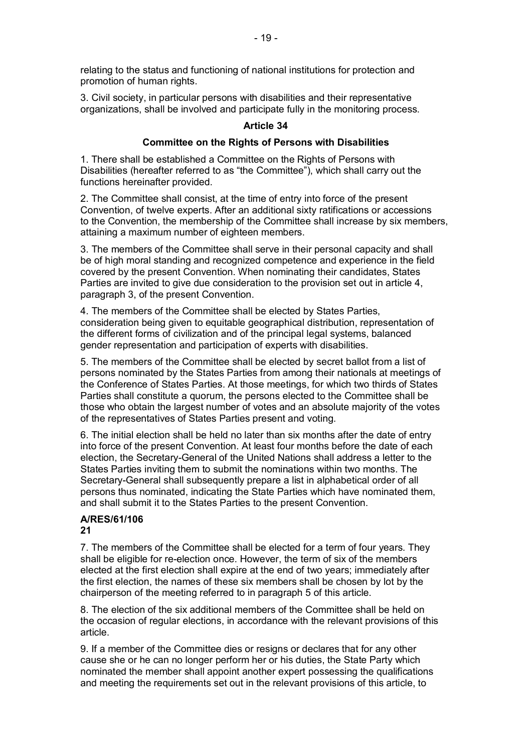relating to the status and functioning of national institutions for protection and promotion of human rights.

3. Civil society, in particular persons with disabilities and their representative organizations, shall be involved and participate fully in the monitoring process.

**Article 34**

**Committee on the Rights of Persons with Disabilities**

1. There shall be established a Committee on the Rights of Persons with Disabilities (hereafter referred to as "the Committee"), which shall carry out the functions hereinafter provided.

2. The Committee shall consist, at the time of entry into force of the present Convention, of twelve experts. After an additional sixty ratifications or accessions to the Convention, the membership of the Committee shall increase by six members, attaining a maximum number of eighteen members.

3. The members of the Committee shall serve in their personal capacity and shall be of high moral standing and recognized competence and experience in the field covered by the present Convention. When nominating their candidates, States Parties are invited to give due consideration to the provision set out in article 4, paragraph 3, of the present Convention.

4. The members of the Committee shall be elected by States Parties, consideration being given to equitable geographical distribution, representation of the different forms of civilization and of the principal legal systems, balanced gender representation and participation of experts with disabilities.

5. The members of the Committee shall be elected by secret ballot from a list of persons nominated by the States Parties from among their nationals at meetings of the Conference of States Parties. At those meetings, for which two thirds of States Parties shall constitute a quorum, the persons elected to the Committee shall be those who obtain the largest number of votes and an absolute majority of the votes of the representatives of States Parties present and voting.

6. The initial election shall be held no later than six months after the date of entry into force of the present Convention. At least four months before the date of each election, the Secretary-General of the United Nations shall address a letter to the States Parties inviting them to submit the nominations within two months. The Secretary-General shall subsequently prepare a list in alphabetical order of all persons thus nominated, indicating the State Parties which have nominated them, and shall submit it to the States Parties to the present Convention.

7. The members of the Committee shall be elected for a term of four years. They shall be eligible for re-election once. However, the term of six of the members elected at the first election shall expire at the end of two years; immediately after the first election, the names of these six members shall be chosen by lot by the chairperson of the meeting referred to in paragraph 5 of this article.

8. The election of the six additional members of the Committee shall be held on the occasion of regular elections, in accordance with the relevant provisions of this article.

9. If a member of the Committee dies or resigns or declares that for any other cause she or he can no longer perform her or his duties, the State Party which nominated the member shall appoint another expert possessing the qualifications and meeting the requirements set out in the relevant provisions of this article, to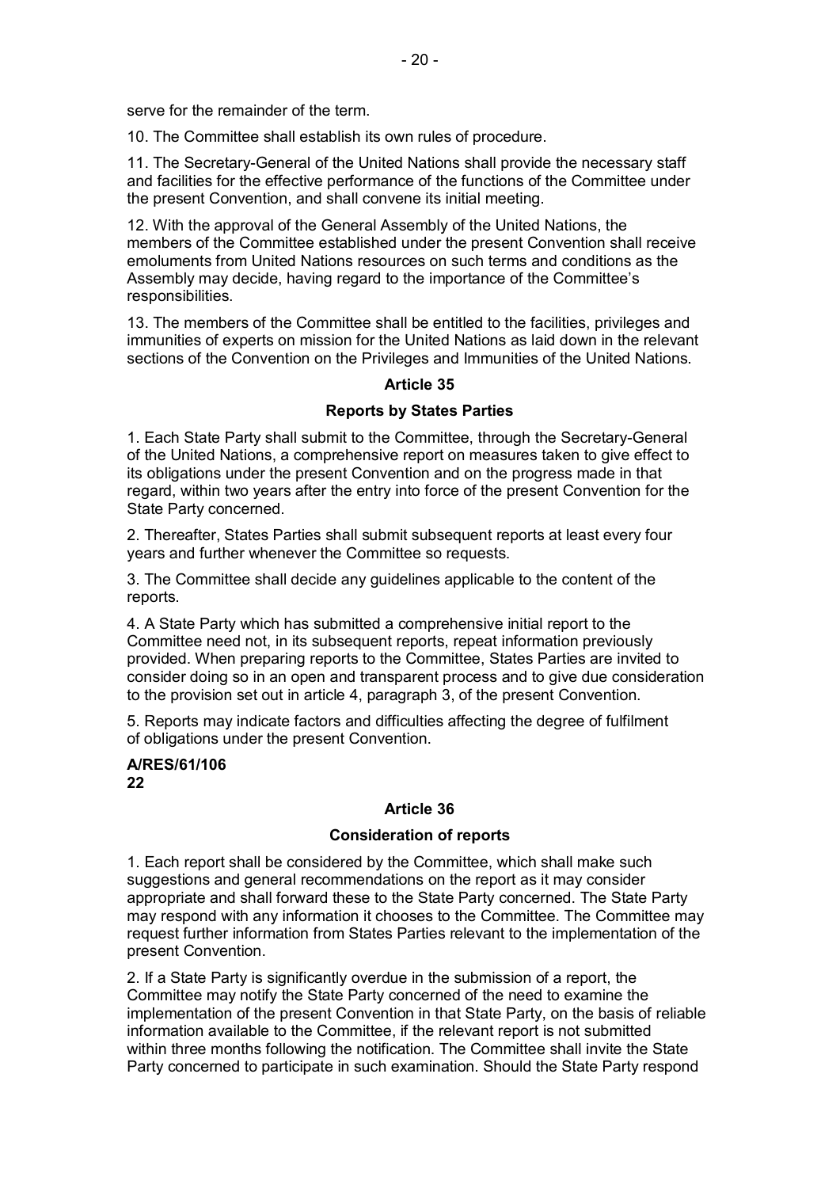serve for the remainder of the term.

10. The Committee shall establish its own rules of procedure.

11. The Secretary-General of the United Nations shall provide the necessary staff and facilities for the effective performance of the functions of the Committee under the present Convention, and shall convene its initial meeting.

12. With the approval of the General Assembly of the United Nations, the members of the Committee established under the present Convention shall receive emoluments from United Nations resources on such terms and conditions as the Assembly may decide, having regard to the importance of the Committee's responsibilities.

13. The members of the Committee shall be entitled to the facilities, privileges and immunities of experts on mission for the United Nations as laid down in the relevant sections of the Convention on the Privileges and Immunities of the United Nations.

### Article 35

### Reports by States Parties

1. Each State Party shall submit to the Committee, through the Secretary-General of the United Nations, a comprehensive report on measures taken to give effect to its obligations under the present Convention and on the progress made in that regard, within two years after the entry into force of the present Convention for the State Party concerned.

2. Thereafter, States Parties shall submit subsequent reports at least every four years and further whenever the Committee so requests.

3. The Committee shall decide any guidelines applicable to the content of the reports.

4. A State Party which has submitted a comprehensive initial report to the Committee need not, in its subsequent reports, repeat information previously provided. When preparing reports to the Committee, States Parties are invited to consider doing so in an open and transparent process and to give due consideration to the provision set out in article 4, paragraph 3, of the present Convention.

5. Reports may indicate factors and difficulties affecting the degree of fulfilment of obligations under the present Convention.

**A/RES/61/106**
**22**

### Article 36

### Consideration of reports

1. Each report shall be considered by the Committee, which shall make such suggestions and general recommendations on the report as it may consider appropriate and shall forward these to the State Party concerned. The State Party may respond with any information it chooses to the Committee. The Committee may request further information from States Parties relevant to the implementation of the present Convention.

2. If a State Party is significantly overdue in the submission of a report, the Committee may notify the State Party concerned of the need to examine the implementation of the present Convention in that State Party, on the basis of reliable information available to the Committee, if the relevant report is not submitted within three months following the notification. The Committee shall invite the State Party concerned to participate in such examination. Should the State Party respond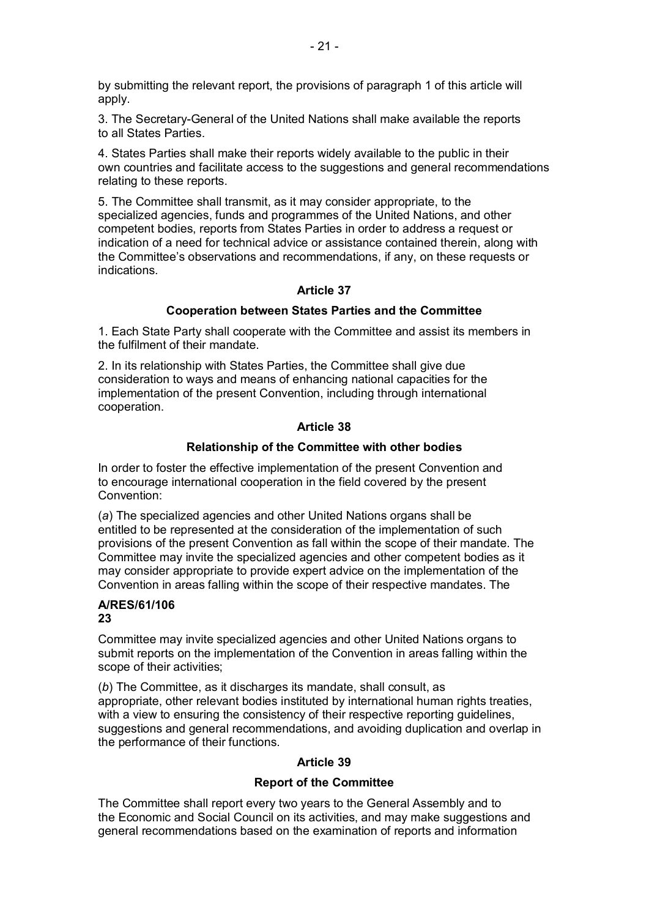by submitting the relevant report, the provisions of paragraph 1 of this article will apply.

3. The Secretary-General of the United Nations shall make available the reports to all States Parties.

4. States Parties shall make their reports widely available to the public in their own countries and facilitate access to the suggestions and general recommendations relating to these reports.

5. The Committee shall transmit, as it may consider appropriate, to the specialized agencies, funds and programmes of the United Nations, and other competent bodies, reports from States Parties in order to address a request or indication of a need for technical advice or assistance contained therein, along with the Committee's observations and recommendations, if any, on these requests or indications.

### Article 37

### Cooperation between States Parties and the Committee

1. Each State Party shall cooperate with the Committee and assist its members in the fulfilment of their mandate.

2. In its relationship with States Parties, the Committee shall give due consideration to ways and means of enhancing national capacities for the implementation of the present Convention, including through international cooperation.

### Article 38

### Relationship of the Committee with other bodies

In order to foster the effective implementation of the present Convention and to encourage international cooperation in the field covered by the present Convention:

(*a*) The specialized agencies and other United Nations organs shall be entitled to be represented at the consideration of the implementation of such provisions of the present Convention as fall within the scope of their mandate. The Committee may invite the specialized agencies and other competent bodies as it may consider appropriate to provide expert advice on the implementation of the Convention in areas falling within the scope of their respective mandates. The Committee may invite specialized agencies and other United Nations organs to submit reports on the implementation of the Convention in areas falling within the scope of their activities;

(*b*) The Committee, as it discharges its mandate, shall consult, as appropriate, other relevant bodies instituted by international human rights treaties, with a view to ensuring the consistency of their respective reporting guidelines, suggestions and general recommendations, and avoiding duplication and overlap in the performance of their functions.

### Article 39

### Report of the Committee

The Committee shall report every two years to the General Assembly and to the Economic and Social Council on its activities, and may make suggestions and general recommendations based on the examination of reports and information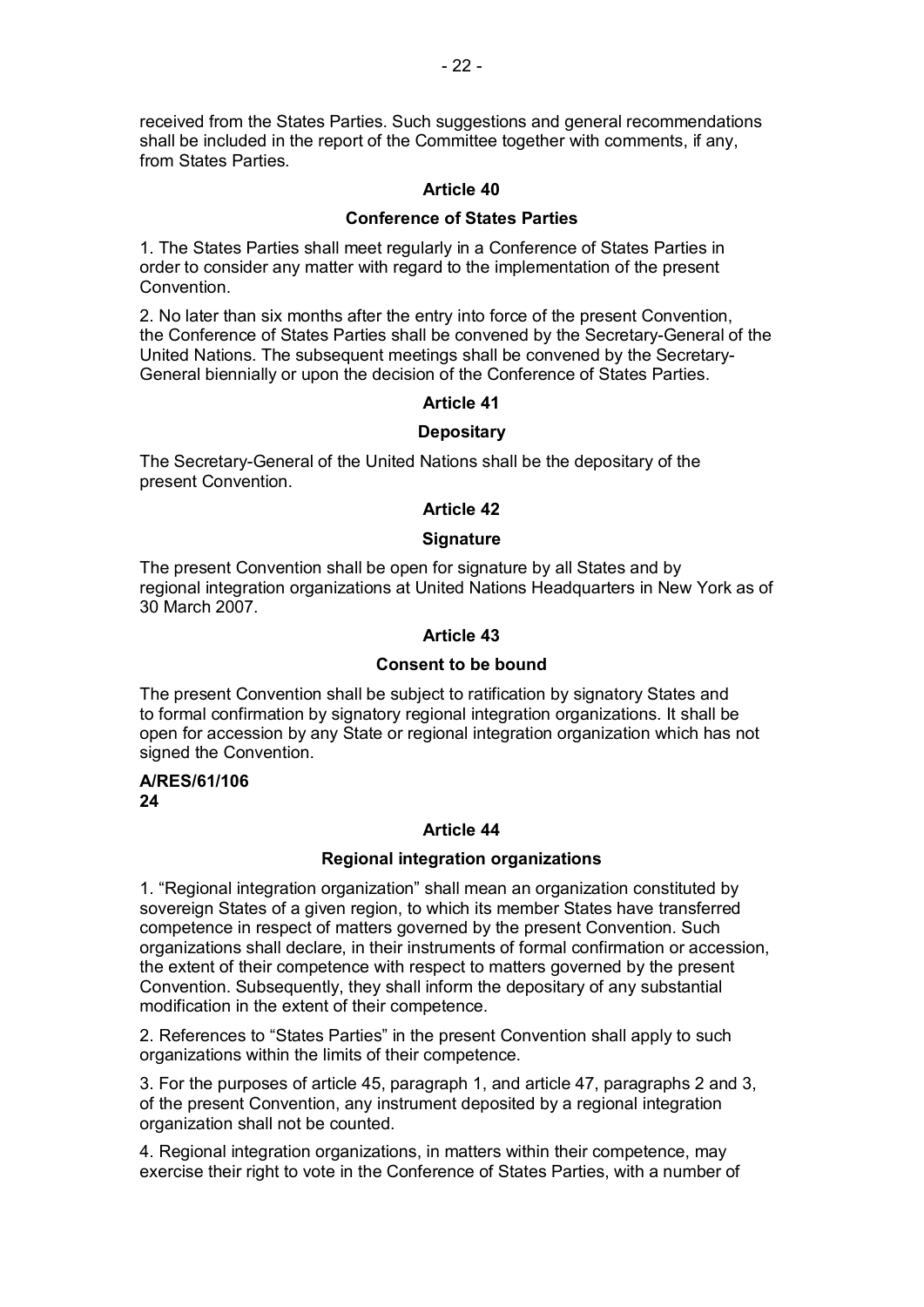received from the States Parties. Such suggestions and general recommendations shall be included in the report of the Committee together with comments, if any, from States Parties.

### Article 40

### Conference of States Parties

1. The States Parties shall meet regularly in a Conference of States Parties in order to consider any matter with regard to the implementation of the present Convention.

2. No later than six months after the entry into force of the present Convention, the Conference of States Parties shall be convened by the Secretary-General of the United Nations. The subsequent meetings shall be convened by the Secretary-General biennially or upon the decision of the Conference of States Parties.

### Article 41

### Depositary

The Secretary-General of the United Nations shall be the depositary of the present Convention.

### Article 42

### Signature

The present Convention shall be open for signature by all States and by regional integration organizations at United Nations Headquarters in New York as of 30 March 2007.

### Article 43

### Consent to be bound

The present Convention shall be subject to ratification by signatory States and to formal confirmation by signatory regional integration organizations. It shall be open for accession by any State or regional integration organization which has not signed the Convention.

**A/RES/61/106**
**24**

### Article 44

### Regional integration organizations

1. "Regional integration organization" shall mean an organization constituted by sovereign States of a given region, to which its member States have transferred competence in respect of matters governed by the present Convention. Such organizations shall declare, in their instruments of formal confirmation or accession, the extent of their competence with respect to matters governed by the present Convention. Subsequently, they shall inform the depositary of any substantial modification in the extent of their competence.

2. References to "States Parties" in the present Convention shall apply to such organizations within the limits of their competence.

3. For the purposes of article 45, paragraph 1, and article 47, paragraphs 2 and 3, of the present Convention, any instrument deposited by a regional integration organization shall not be counted.

4. Regional integration organizations, in matters within their competence, may exercise their right to vote in the Conference of States Parties, with a number of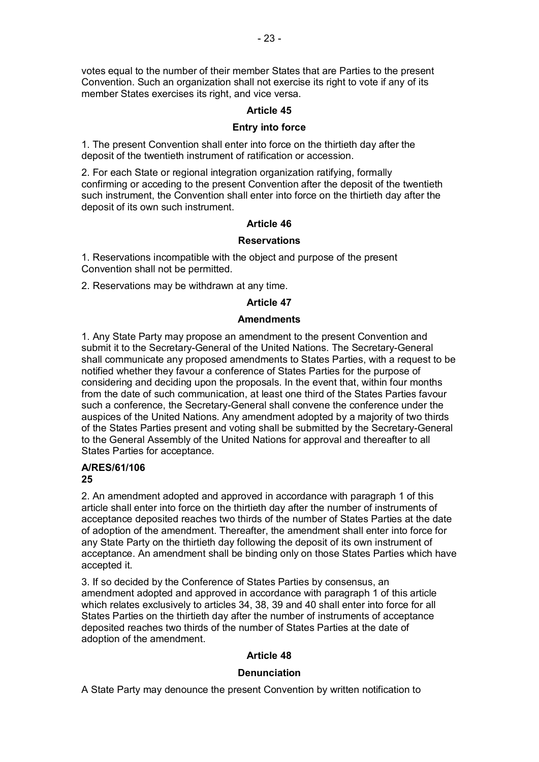votes equal to the number of their member States that are Parties to the present Convention. Such an organization shall not exercise its right to vote if any of its member States exercises its right, and vice versa.

**Article 45**

**Entry into force**

1. The present Convention shall enter into force on the thirtieth day after the deposit of the twentieth instrument of ratification or accession.

2. For each State or regional integration organization ratifying, formally confirming or acceding to the present Convention after the deposit of the twentieth such instrument, the Convention shall enter into force on the thirtieth day after the deposit of its own such instrument.

**Article 46**

**Reservations**

1. Reservations incompatible with the object and purpose of the present Convention shall not be permitted.

2. Reservations may be withdrawn at any time.

**Article 47**

**Amendments**

1. Any State Party may propose an amendment to the present Convention and submit it to the Secretary-General of the United Nations. The Secretary-General shall communicate any proposed amendments to States Parties, with a request to be notified whether they favour a conference of States Parties for the purpose of considering and deciding upon the proposals. In the event that, within four months from the date of such communication, at least one third of the States Parties favour such a conference, the Secretary-General shall convene the conference under the auspices of the United Nations. Any amendment adopted by a majority of two thirds of the States Parties present and voting shall be submitted by the Secretary-General to the General Assembly of the United Nations for approval and thereafter to all States Parties for acceptance.

2. An amendment adopted and approved in accordance with paragraph 1 of this article shall enter into force on the thirtieth day after the number of instruments of acceptance deposited reaches two thirds of the number of States Parties at the date of adoption of the amendment. Thereafter, the amendment shall enter into force for any State Party on the thirtieth day following the deposit of its own instrument of acceptance. An amendment shall be binding only on those States Parties which have accepted it.

3. If so decided by the Conference of States Parties by consensus, an amendment adopted and approved in accordance with paragraph 1 of this article which relates exclusively to articles 34, 38, 39 and 40 shall enter into force for all States Parties on the thirtieth day after the number of instruments of acceptance deposited reaches two thirds of the number of States Parties at the date of adoption of the amendment.

**Article 48**

**Denunciation**

A State Party may denounce the present Convention by written notification to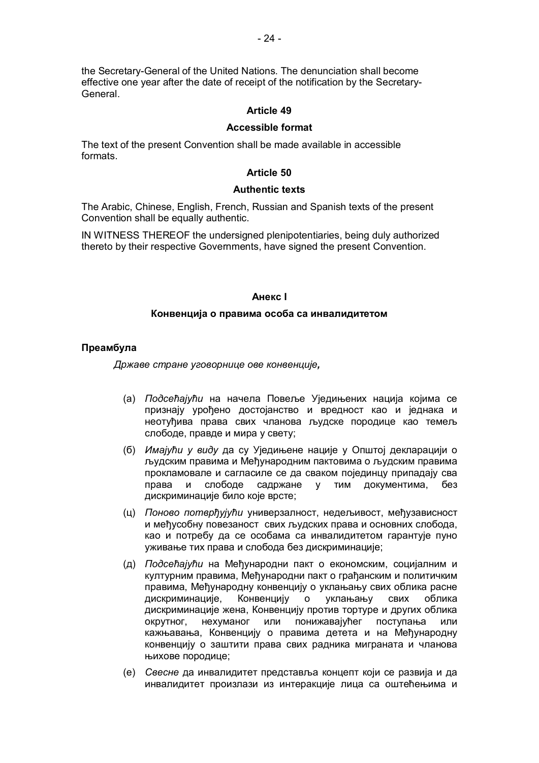the Secretary-General of the United Nations. The denunciation shall become effective one year after the date of receipt of the notification by the Secretary-General.

### Article 49

### Accessible format

The text of the present Convention shall be made available in accessible formats.

### Article 50

### Authentic texts

The Arabic, Chinese, English, French, Russian and Spanish texts of the present Convention shall be equally authentic.

IN WITNESS THEREOF the undersigned plenipotentiaries, being duly authorized thereto by their respective Governments, have signed the present Convention.

## Анекс I

## Конвенција о правима особа са инвалидитетом

**Преамбула**

*Државе стране уговорнице ове конвенције,*

(а) *Подсећајући* на начела Повеље Уједињених нација којима се признају урођено достојанство и вредност као и једнака и неотуђива права свих чланова људске породице као темељ слободе, правде и мира у свету;

(б) *Имајући у виду* да су Уједињене нације у Општој декларацији о људским правима и Међународним пактовима о људским правима прокламовале и сагласиле се да сваком појединцу припадају сва права и слободе садржане у тим документима, без дискриминације било које врсте;

(ц) *Поново потврђујући* универзалност, недељивост, међузависност и међусобну повезаност свих људских права и основних слобода, као и потребу да се особама са инвалидитетом гарантује пуно уживање тих права и слобода без дискриминације;

(д) *Подсећајући* на Међународни пакт о економским, социјалним и културним правима, Међународни пакт о грађанским и политичким правима, Међународну конвенцију о уклањању свих облика расне дискриминације, Конвенцију о уклањању свих облика дискриминације жена, Конвенцију против тортуре и других облика окрутног, нехуманог или понижавајућег поступања или кажњавања, Конвенцију о правима детета и на Међународну конвенцију о заштити права свих радника миграната и чланова њихове породице;

(е) *Свесне* да инвалидитет представља концепт који се развија и да инвалидитет произлази из интеракције лица са оштећењима и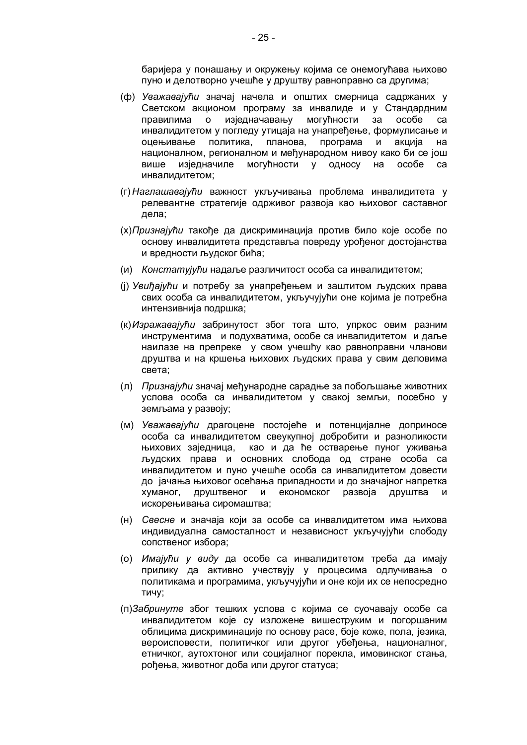баријера у понашању и окружењу којима се онемогућава њихово пуно и делотворно учешће у друштву равноправно са другима;

(ф) *Уважавајући* значај начела и општих смерница садржаних у Светском акционом програму за инвалиде и у Стандардним правилима о изједначавању могућности за особе са инвалидитетом у погледу утицаја на унапређење, формулисање и оцењивање политика, планова, програма и акција на националном, регионалном и међународном нивоу како би се још више изједначиле могућности у односу на особе са инвалидитетом;

(г) *Наглашавајући* важност укључивања проблема инвалидитета у релевантне стратегије одрживог развоја као њиховог саставног дела;

(х) *Признајући* такође да дискриминација против било које особе по основу инвалидитета представља повреду урођеног достојанства и вредности људског бића;

(и) *Констатујући* надаље различитост особа са инвалидитетом;

(ј) *Увиђајући* и потребу за унапређењем и заштитом људских права свих особа са инвалидитетом, укључујући оне којима је потребна интензивнија подршка;

(к) *Изражавајући* забринутост због тога што, упркос овим разним инструментима и подухватима, особе са инвалидитетом и даље наилазе на препреке у свом учешћу као равноправни чланови друштва и на кршења њихових људских права у свим деловима света;

(л) *Признајући* значај међународне сарадње за побољшање животних услова особа са инвалидитетом у свакој земљи, посебно у земљама у развоју;

(м) *Уважавајући* драгоцене постојеће и потенцијалне доприносе особа са инвалидитетом свеукупној добробити и разноликости њихових заједница, као и да ће остварење пуног уживања људских права и основних слобода од стране особа са инвалидитетом и пуно учешће особа са инвалидитетом довести до јачања њиховог осећања припадности и до значајног напретка хуманог, друштвеног и економског развоја друштва и искорењивања сиромаштва;

(н) *Свесне* и значаја који за особе са инвалидитетом има њихова индивидуална самосталност и независност укључујући слободу сопственог избора;

(о) *Имајући у виду* да особе са инвалидитетом треба да имају прилику да активно учествују у процесима одлучивања о политикама и програмима, укључујући и оне који их се непосредно тичу;

(п) *Забринуте* због тешких услова с којима се суочавају особе са инвалидитетом које су изложене вишеструким и погоршаним облицима дискриминације по основу расе, боје коже, пола, језика, вероисповести, политичког или другог убеђења, националног, етничког, аутохтоног или социјалног порекла, имовинског стања, рођења, животног доба или другог статуса;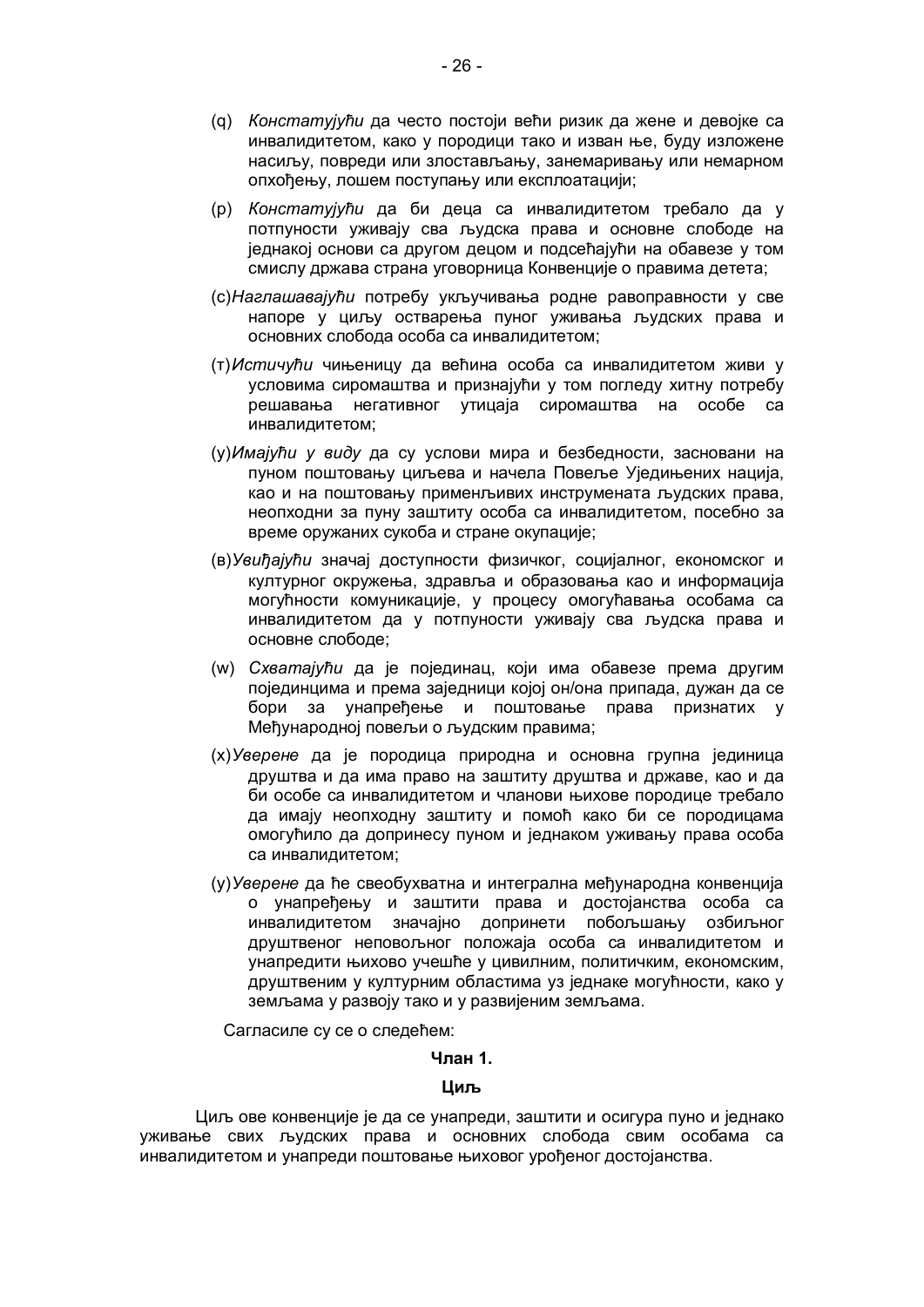(q) *Констатујући* да често постоји већи ризик да жене и девојке са инвалидитетом, како у породици тако и изван ње, буду изложене насиљу, повреди или злостављању, занемаривању или немарном опхођењу, лошем поступању или експлоатацији;

(р) *Констатујући* да би деца са инвалидитетом требало да у потпуности уживају сва људска права и основне слободе на једнакој основи са другом децом и подсећајући на обавезе у том смислу држава страна уговорница Конвенције о правима детета;

(с)*Наглашавајући* потребу укључивања родне равоправности у све напоре у циљу остварења пуног уживања људских права и основних слобода особа са инвалидитетом;

(т)*Истичући* чињеницу да већина особа са инвалидитетом живи у условима сиромаштва и признајући у том погледу хитну потребу решавања негативног утицаја сиромаштва на особе са инвалидитетом;

(у)*Имајући у виду* да су услови мира и безбедности, засновани на пуном поштовању циљева и начела Повеље Уједињених нација, као и на поштовању применљивих инструмената људских права, неопходни за пуну заштиту особа са инвалидитетом, посебно за време оружаних сукоба и стране окупације;

(в)*Увиђајући* значај доступности физичког, социјалног, економског и културног окружења, здравља и образовања као и информација могућности комуникације, у процесу омогућавања особама са инвалидитетом да у потпуности уживају сва људска права и основне слободе;

(w) *Схватајући* да је појединац, који има обавезе према другим појединцима и према заједници којој он/она припада, дужан да се бори за унапређење и поштовање права признатих у Међународној повељи о људским правима;

(х)*Уверене* да је породица природна и основна групна јединица друштва и да има право на заштиту друштва и државе, као и да би особе са инвалидитетом и чланови њихове породице требало да имају неопходну заштиту и помоћ како би се породицама омогућило да допринесу пуном и једнаком уживању права особа са инвалидитетом;

(у)*Уверене* да ће свеобухватна и интегрална међународна конвенција о унапређењу и заштити права и достојанства особа са инвалидитетом значајно допринети побољшању озбиљног друштвеног неповољног положаја особа са инвалидитетом и унапредити њихово учешће у цивилним, политичким, економским, друштвеним у културним областима уз једнаке могућности, како у земљама у развоју тако и у развијеним земљама.

Сагласиле су се о следећем:

**Члан 1.**

**Циљ**

Циљ ове конвенције је да се унапреди, заштити и осигура пуно и једнако уживање свих људских права и основних слобода свим особама са инвалидитетом и унапреди поштовање њиховог урођеног достојанства.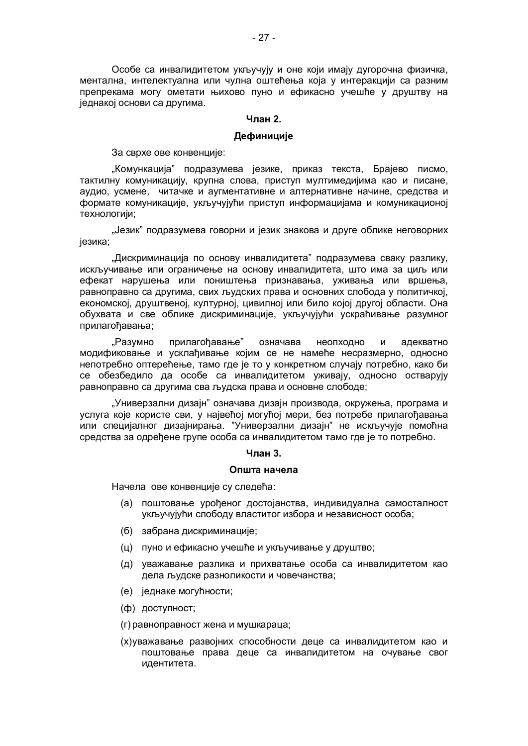Особе са инвалидитетом укључују и оне који имају дугорочна физичка, ментална, интелектуална или чулна оштећења која у интеракцији са разним препрекама могу ометати њихово пуно и ефикасно учешће у друштву на једнакој основи са другима.

**Члан 2.**

**Дефиниције**

За сврхе ове конвенције:

„Комункација" подразумева језике, приказ текста, Брајево писмо, тактилну комуникацију, крупна слова, приступ мултимедијима као и писане, аудио, усмене, читачке и аугментативне и алтернативне начине, средства и формате комуникације, укључујући приступ информацијама и комуникационој технологији;

„Језик" подразумева говорни и језик знакова и друге облике неговорних језика;

„Дискриминација по основу инвалидитета" подразумева сваку разлику, искључивање или ограничење на основу инвалидитета, што има за циљ или ефекат нарушења или поништења признавања, уживања или вршења, равноправно са другима, свих људских права и основних слобода у политичкој, економској, друштвеној, културној, цивилној или било којој другој области. Она обухвата и све облике дискриминације, укључујући ускраћивање разумног прилагођавања;

„Разумно прилагођавање" означава неопходно и адекватно модификовање и усклађивање којим се не намеће несразмерно, односно непотребно оптерећење, тамо где је то у конкретном случају потребно, како би се обезбедило да особе са инвалидитетом уживају, односно остварују равноправно са другима сва људска права и основне слободе;

„Универзални дизајн" означава дизајн производа, окружења, програма и услуга које користе сви, у највећој могућој мери, без потребе прилагођавања или специјалног дизајнирања. "Универзални дизајн" не искључује помоћна средства за одређене групе особа са инвалидитетом тамо где је то потребно.

**Члан 3.**

**Општа начела**

Начела ове конвенције су следећа:

(а) поштовање урођеног достојанства, индивидуална самосталност укључујући слободу властитог избора и независност особа;

(б) забрана дискриминације;

(ц) пуно и ефикасно учешће и укључивање у друштво;

(д) уважавање разлика и прихватање особа са инвалидитетом као дела људске разноликости и човечанства;

(е) једнаке могућности;

(ф) доступност;

(г) равноправност жена и мушкараца;

(х) уважавање развојних способности деце са инвалидитетом као и поштовање права деце са инвалидитетом на очување свог идентитета.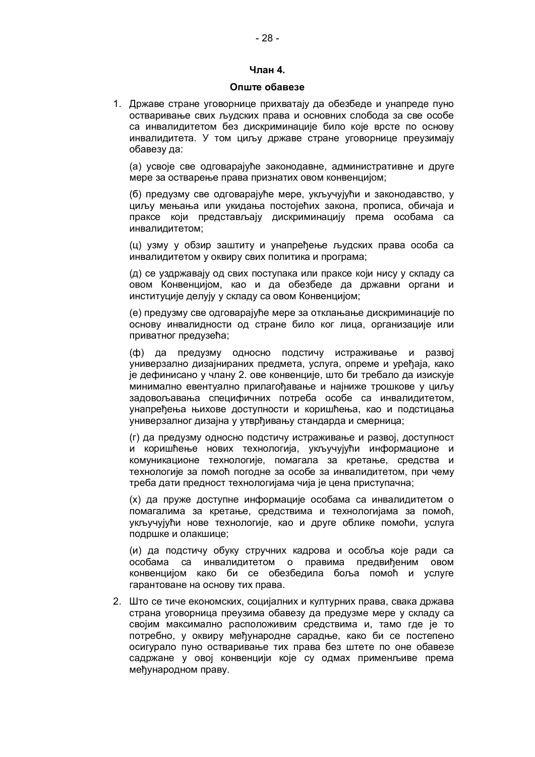**Члан 4.**

**Опште обавезе**

1. Државе стране уговорнице прихватају да обезбеде и унапреде пуно остваривање свих људских права и основних слобода за све особе са инвалидитетом без дискриминације било које врсте по основу инвалидитета. У том циљу државе стране уговорнице преузимају обавезу да:

   (а) усвоје све одговарајуће законодавне, административне и друге мере за остварење права признатих овом конвенцијом;

   (б) предузму све одговарајуће мере, укључујући и законодавство, у циљу мењања или укидања постојећих закона, прописа, обичаја и праксе који представљају дискриминацију према особама са инвалидитетом;

   (ц) узму у обзир заштиту и унапређење људских права особа са инвалидитетом у оквиру свих политика и програма;

   (д) се уздржавају од свих поступака или праксе који нису у складу са овом Конвенцијом, као и да обезбеде да државни органи и институције делују у складу са овом Конвенцијом;

   (е) предузму све одговарајуће мере за отклањање дискриминације по основу инвалидности од стране било ког лица, организације или приватног предузећа;

   (ф) да предузму односно подстичу истраживање и развој универзално дизајнираних предмета, услуга, опреме и уређаја, како је дефинисано у члану 2. ове конвенције, што би требало да изискује минимално евентуално прилагођавање и најниже трошкове у циљу задовољавања специфичних потреба особе са инвалидитетом, унапређења њихове доступности и коришћења, као и подстицања универзалног дизајна у утврђивању стандарда и смерница;

   (г) да предузму односно подстичу истраживање и развој, доступност и коришћење нових технологија, укључујући информационе и комуникационе технологије, помагала за кретање, средства и технологије за помоћ погодне за особе за инвалидитетом, при чему треба дати предност технологијама чија је цена приступачна;

   (х) да пруже доступне информације особама са инвалидитетом о помагалима за кретање, средствима и технологијама за помоћ, укључујући нове технологије, као и друге облике помоћи, услуга подршке и олакшице;

   (и) да подстичу обуку стручних кадрова и особља које ради са особама са инвалидитетом о правима предвиђеним овом конвенцијом како би се обезбедила боља помоћ и услуге гарантоване на основу тих права.

2. Што се тиче економских, социјалних и културних права, свака држава страна уговорница преузима обавезу да предузме мере у складу са својим максимално расположивим средствима и, тамо где је то потребно, у оквиру међународне сарадње, како би се постепено осигурало пуно остваривање тих права без штете по оне обавезе садржане у овој конвенцији које су одмах применљиве према међународном праву.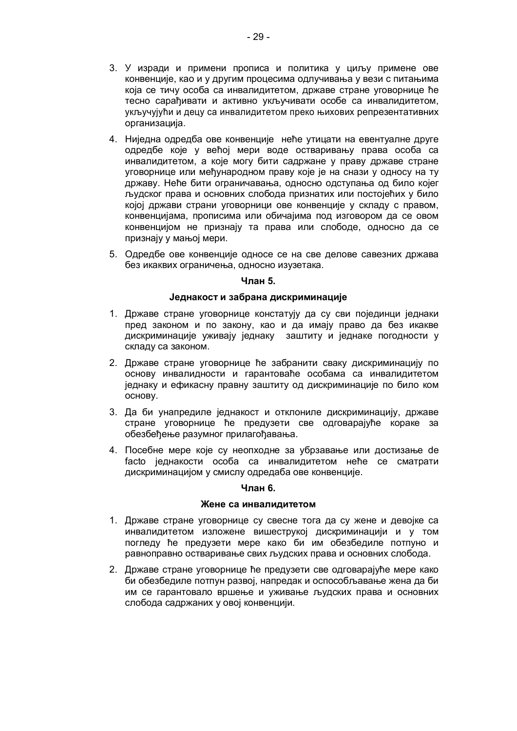3. У изради и примени прописа и политика у циљу примене ове конвенције, као и у другим процесима одлучивања у вези с питањима која се тичу особа са инвалидитетом, државе стране уговорнице ће тесно сарађивати и активно укључивати особе са инвалидитетом, укључујући и децу са инвалидитетом преко њихових репрезентативних организација.

4. Ниједна одредба ове конвенције неће утицати на евентуалне друге одредбе које у већој мери воде остваривању права особа са инвалидитетом, а које могу бити садржане у праву државе стране уговорнице или међународном праву које је на снази у односу на ту државу. Неће бити ограничавања, односно одступања од било којег људског права и основних слобода признатих или постојећих у било којој држави страни уговорници ове конвенције у складу с правом, конвенцијама, прописима или обичајима под изговором да се овом конвенцијом не признају та права или слободе, односно да се признају у мањој мери.

5. Одредбе ове конвенције односе се на све делове савезних држава без икаквих ограничења, односно изузетака.

**Члан 5.**

**Једнакост и забрана дискриминације**

1. Државе стране уговорнице констатују да су сви појединци једнаки пред законом и по закону, као и да имају право да без икакве дискриминације уживају једнаку заштиту и једнаке погодности у складу са законом.

2. Државе стране уговорнице ће забранити сваку дискриминацију по основу инвалидности и гарантоваће особама са инвалидитетом једнаку и ефикасну правну заштиту од дискриминације по било ком основу.

3. Да би унапредиле једнакост и отклониле дискриминацију, државе стране уговорнице ће предузети све одговарајуће кораке за обезбеђење разумног прилагођавања.

4. Посебне мере које су неопходне за убрзавање или достизање de facto једнакости особа са инвалидитетом неће се сматрати дискриминацијом у смислу одредаба ове конвенције.

**Члан 6.**

**Жене са инвалидитетом**

1. Државе стране уговорнице су свесне тога да су жене и девојке са инвалидитетом изложене вишеструкој дискриминацији и у том погледу ће предузети мере како би им обезбедиле потпуно и равноправно остваривање свих људских права и основних слобода.

2. Државе стране уговорнице ће предузети све одговарајуће мере како би обезбедиле потпун развој, напредак и оспособљавање жена да би им се гарантовало вршење и уживање људских права и основних слобода садржаних у овој конвенцији.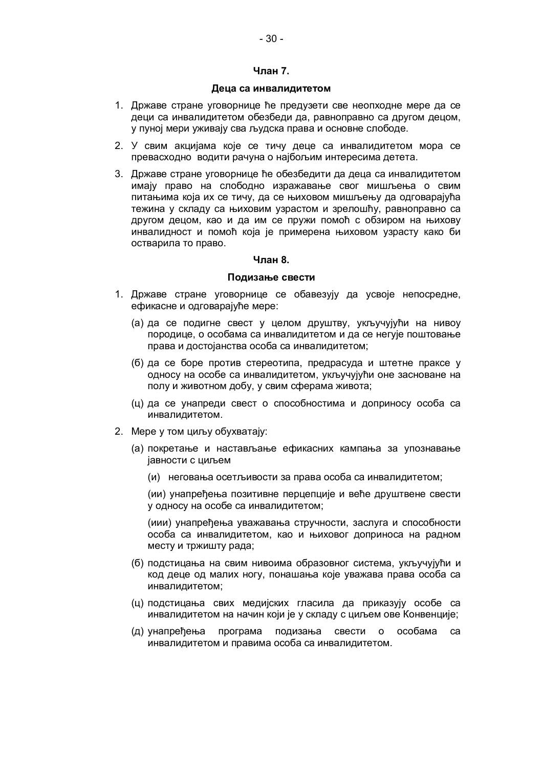**Члан 7.**

**Деца са инвалидитетом**

1. Државе стране уговорнице ће предузети све неопходне мере да се деци са инвалидитетом обезбеди да, равноправно са другом децом, у пуној мери уживају сва људска права и основне слободе.
2. У свим акцијама које се тичу деце са инвалидитетом мора се превасходно водити рачуна о најбољим интересима детета.
3. Државе стране уговорнице ће обезбедити да деца са инвалидитетом имају право на слободно изражавање свог мишљења о свим питањима која их се тичу, да се њиховом мишљењу да одговарајућа тежина у складу са њиховим узрастом и зрелошћу, равноправно са другом децом, као и да им се пружи помоћ с обзиром на њихову инвалидност и помоћ која је примерена њиховом узрасту како би остварила то право.

**Члан 8.**

**Подизање свести**

1. Државе стране уговорнице се обавезују да усвоје непосредне, ефикасне и одговарајуће мере:
   (а) да се подигне свест у целом друштву, укључујући на нивоу породице, о особама са инвалидитетом и да се негује поштовање права и достојанства особа са инвалидитетом;
   (б) да се боре против стереотипа, предрасуда и штетне праксе у односу на особе са инвалидитетом, укључујући оне засноване на полу и животном добу, у свим сферама живота;
   (ц) да се унапреди свест о способностима и доприносу особа са инвалидитетом.
2. Мере у том циљу обухватају:
   (а) покретање и настављање ефикасних кампања за упознавање јавности с циљем
      (и) неговања осетљивости за права особа са инвалидитетом;
      (ии) унапређења позитивне перцепције и веће друштвене свести у односу на особе са инвалидитетом;
      (иии) унапређења уважавања стручности, заслуга и способности особа са инвалидитетом, као и њиховог доприноса на радном месту и тржишту рада;
   (б) подстицања на свим нивоима образовног система, укључујући и код деце од малих ногу, понашања које уважава права особа са инвалидитетом;
   (ц) подстицања свих медијских гласила да приказују особе са инвалидитетом на начин који је у складу с циљем ове Конвенције;
   (д) унапређења програма подизања свести о особама са инвалидитетом и правима особа са инвалидитетом.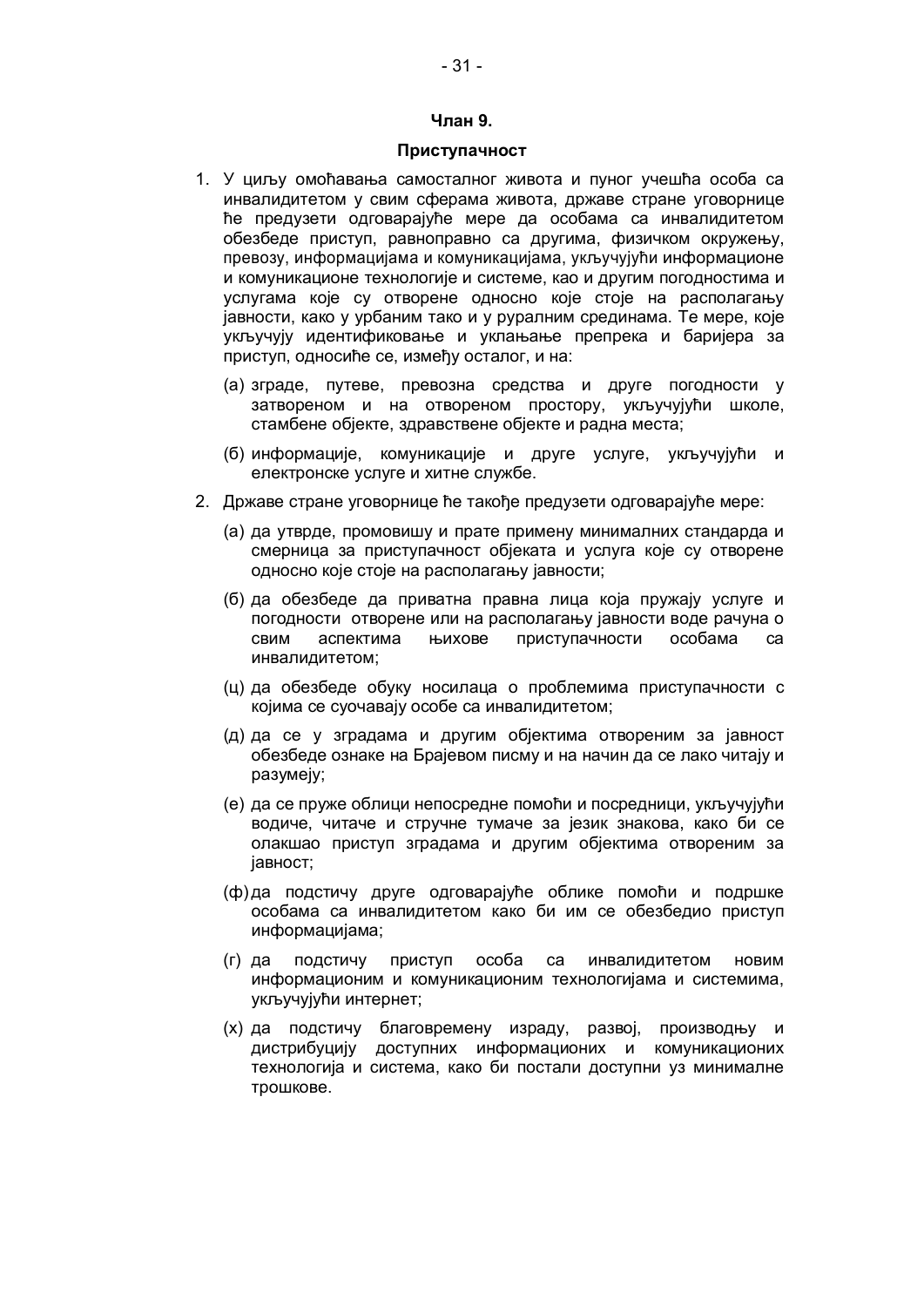**Члан 9.**

**Приступачност**

1. У циљу омоћавања самосталног живота и пуног учешћа особа са инвалидитетом у свим сферама живота, државе стране уговорнице ће предузети одговарајуће мере да особама са инвалидитетом обезбеде приступ, равноправно са другима, физичком окружењу, превозу, информацијама и комуникацијама, укључујући информационе и комуникационе технологије и системе, као и другим погодностима и услугама које су отворене односно које стоје на располагању јавности, како у урбаним тако и у руралним срединама. Те мере, које укључују идентификовање и уклањање препрека и баријера за приступ, односиће се, између осталог, и на:

   (а) зграде, путеве, превозна средства и друге погодности у затвореном и на отвореном простору, укључујући школе, стамбене објекте, здравствене објекте и радна места;

   (б) информације, комуникације и друге услуге, укључујући и електронске услуге и хитне службе.

2. Државе стране уговорнице ће такође предузети одговарајуће мере:

   (а) да утврде, промовишу и прате примену минималних стандарда и смерница за приступачност објеката и услуга које су отворене односно које стоје на располагању јавности;

   (б) да обезбеде да приватна правна лица која пружају услуге и погодности отворене или на располагању јавности воде рачуна о свим аспектима њихове приступачности особама са инвалидитетом;

   (ц) да обезбеде обуку носилаца о проблемима приступачности с којима се суочавају особе са инвалидитетом;

   (д) да се у зградама и другим објектима отвореним за јавност обезбеде ознаке на Брајевом писму и на начин да се лако читају и разумеју;

   (е) да се пруже облици непосредне помоћи и посредници, укључујући водиче, читаче и стручне тумаче за језик знакова, како би се олакшао приступ зградама и другим објектима отвореним за јавност;

   (ф) да подстичу друге одговарајуће облике помоћи и подршке особама са инвалидитетом како би им се обезбедио приступ информацијама;

   (г) да подстичу приступ особа са инвалидитетом новим информационим и комуникационим технологијама и системима, укључујући интернет;

   (х) да подстичу благовремену израду, развој, производњу и дистрибуцију доступних информационих и комуникационих технологија и система, како би постали доступни уз минималне трошкове.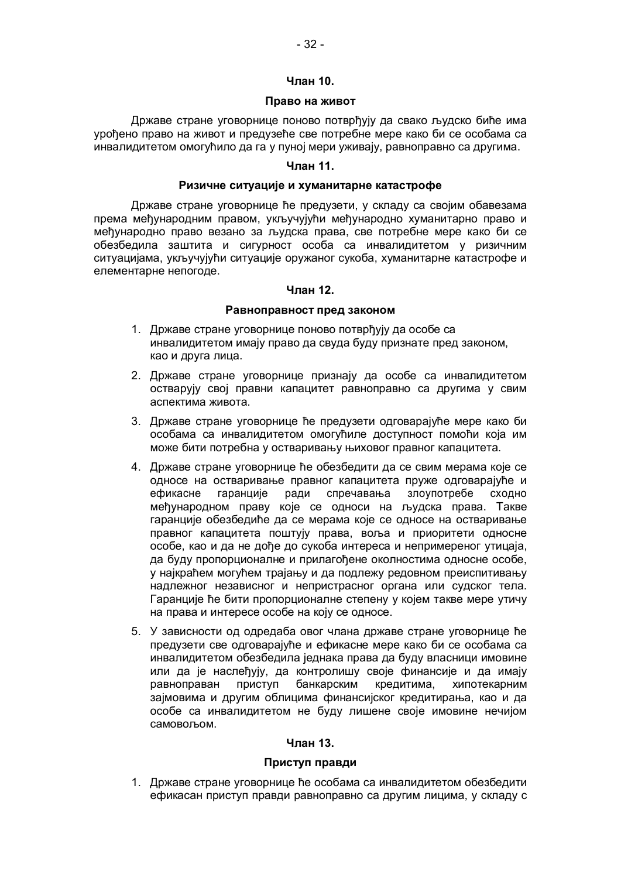### Члан 10.

### Право на живот

Државе стране уговорнице поново потврђују да свако људско биће има урођено право на живот и предузеће све потребне мере како би се особама са инвалидитетом омогућило да га у пуној мери уживају, равноправно са другима.

### Члан 11.

### Ризичне ситуације и хуманитарне катастрофе

Државе стране уговорнице ће предузети, у складу са својим обавезама према међународним правом, укључујући међународно хуманитарно право и међународно право везано за људска права, све потребне мере како би се обезбедила заштита и сигурност особа са инвалидитетом у ризичним ситуацијама, укључујући ситуације оружаног сукоба, хуманитарне катастрофе и елементарне непогоде.

### Члан 12.

### Равноправност пред законом

1. Државе стране уговорнице поново потврђују да особе са инвалидитетом имају право да свуда буду признате пред законом, као и друга лица.
2. Државе стране уговорнице признају да особе са инвалидитетом остварују свој правни капацитет равноправно са другима у свим аспектима живота.
3. Државе стране уговорнице ће предузети одговарајуће мере како би особама са инвалидитетом омогућиле доступност помоћи која им може бити потребна у остваривању њиховог правног капацитета.
4. Државе стране уговорнице ће обезбедити да се свим мерама које се односе на остваривање правног капацитета пруже одговарајуће и ефикасне гаранције ради спречавања злоупотребе сходно међународном праву које се односи на људска права. Такве гаранције обезбедиће да се мерама које се односе на остваривање правног капацитета поштују права, воља и приоритети односне особе, као и да не дође до сукоба интереса и непримереног утицаја, да буду пропорционалне и прилагођене околностима односне особе, у најкраћем могућем трајању и да подлежу редовном преиспитивању надлежног независног и непристрасног органа или судског тела. Гаранције ће бити пропорционалне степену у којем такве мере утичу на права и интересе особе на коју се односе.
5. У зависности од одредаба овог члана државе стране уговорнице ће предузети све одговарајуће и ефикасне мере како би се особама са инвалидитетом обезбедила једнака права да буду власници имовине или да је наслеђују, да контролишу своје финансије и да имају равноправан приступ банкарским кредитима, хипотекарним зајмовима и другим облицима финансијског кредитирања, као и да особе са инвалидитетом не буду лишене своје имовине нечијом самовољом.

### Члан 13.

### Приступ правди

1. Државе стране уговорнице ће особама са инвалидитетом обезбедити ефикасан приступ правди равноправно са другим лицима, у складу с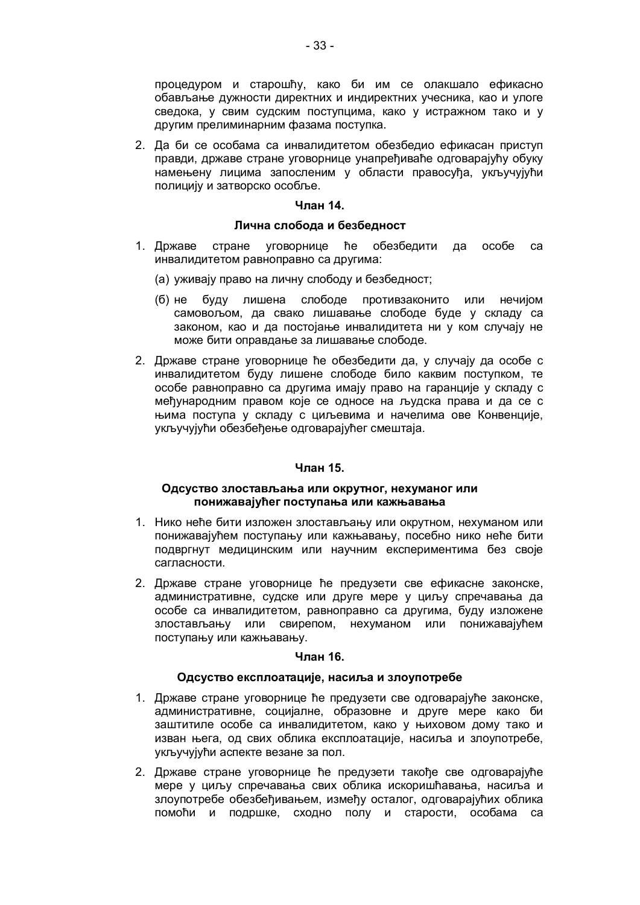процедуром и старошћу, како би им се олакшало ефикасно обављање дужности директних и индиректних учесника, као и улоге сведока, у свим судским поступцима, како у истражном тако и у другим прелиминарним фазама поступка.

2. Да би се особама са инвалидитетом обезбедио ефикасан приступ правди, државе стране уговорнице унапређиваће одговарајућу обуку намењену лицима запосленим у области правосуђа, укључујући полицију и затворско особље.

**Члан 14.**

**Лична слобода и безбедност**

1. Државе стране уговорнице ће обезбедити да особе са инвалидитетом равноправно са другима:

   (а) уживају право на личну слободу и безбедност;

   (б) не буду лишена слободе противзаконито или нечијом самовољом, да свако лишавање слободе буде у складу са законом, као и да постојање инвалидитета ни у ком случају не може бити оправдање за лишавање слободе.

2. Државе стране уговорнице ће обезбедити да, у случају да особе с инвалидитетом буду лишене слободе било каквим поступком, те особе равноправно са другима имају право на гаранције у складу с међународним правом које се односе на људска права и да се с њима поступа у складу с циљевима и начелима ове Конвенције, укључујући обезбеђење одговарајућег смештаја.

**Члан 15.**

**Одсуство злостављања или окрутног, нехуманог или понижавајућег поступања или кажњавања**

1. Нико неће бити изложен злостављању или окрутном, нехуманом или понижавајућем поступању или кажњавању, посебно нико неће бити подвргнут медицинским или научним експериментима без своје сагласности.

2. Државе стране уговорнице ће предузети све ефикасне законске, административне, судске или друге мере у циљу спречавања да особе са инвалидитетом, равноправно са другима, буду изложене злостављању или свирепом, нехуманом или понижавајућем поступању или кажњавању.

**Члан 16.**

**Одсуство експлоатације, насиља и злоупотребе**

1. Државе стране уговорнице ће предузети све одговарајуће законске, административне, социјалне, образовне и друге мере како би заштитиле особе са инвалидитетом, како у њиховом дому тако и изван њега, од свих облика експлоатације, насиља и злоупотребе, укључујући аспекте везане за пол.

2. Државе стране уговорнице ће предузети такође све одговарајуће мере у циљу спречавања свих облика искоришћавања, насиља и злоупотребе обезбеђивањем, између осталог, одговарајућих облика помоћи и подршке, сходно полу и старости, особама са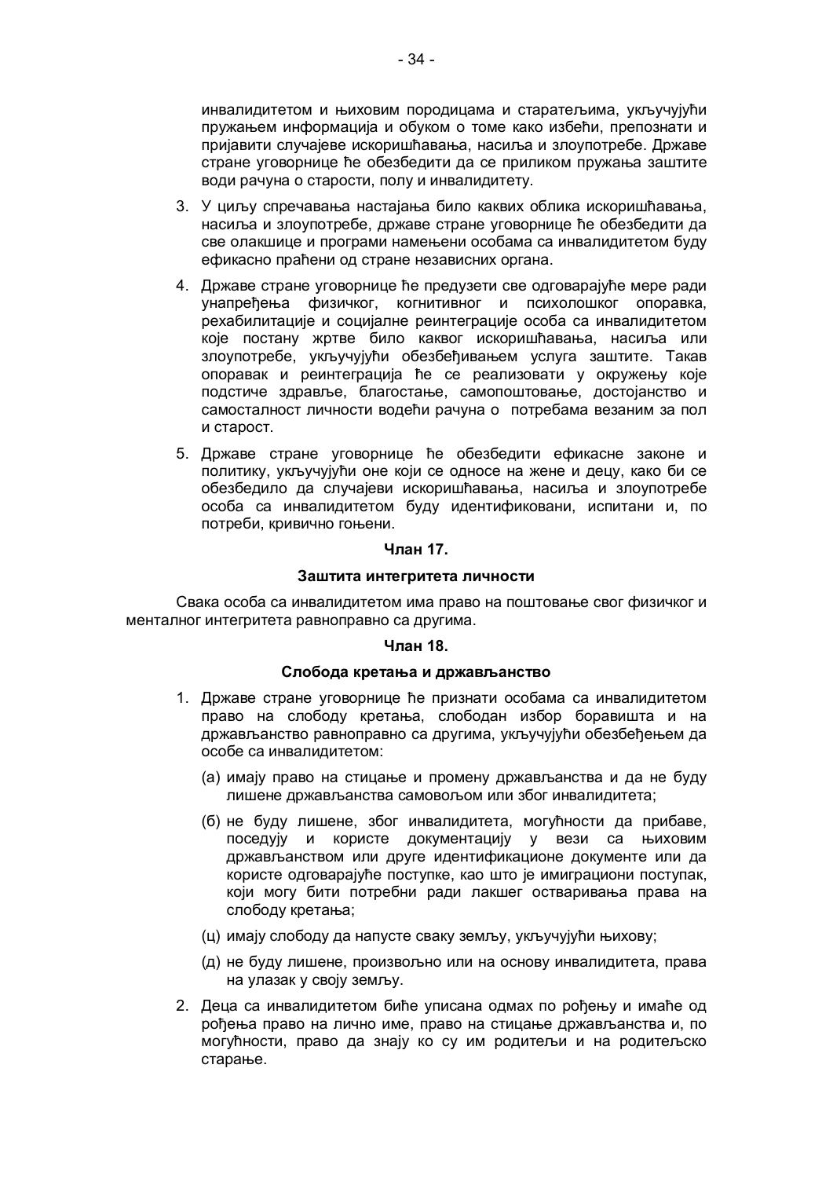инвалидитетом и њиховим породицама и старатељима, укључујући пружањем информација и обуком о томе како избећи, препознати и пријавити случајеве искоришћавања, насиља и злоупотребе. Државе стране уговорнице ће обезбедити да се приликом пружања заштите води рачуна о старости, полу и инвалидитету.

3. У циљу спречавања настајања било каквих облика искоришћавања, насиља и злоупотребе, државе стране уговорнице ће обезбедити да све олакшице и програми намењени особама са инвалидитетом буду ефикасно праћени од стране независних органа.

4. Државе стране уговорнице ће предузети све одговарајуће мере ради унапређења физичког, когнитивног и психолошког опоравка, рехабилитације и социјалне реинтеграције особа са инвалидитетом које постану жртве било каквог искоришћавања, насиља или злоупотребе, укључујући обезбеђивањем услуга заштите. Такав опоравак и реинтеграција ће се реализовати у окружењу које подстиче здравље, благостање, самопоштовање, достојанство и самосталност личности водећи рачуна о потребама везаним за пол и старост.

5. Државе стране уговорнице ће обезбедити ефикасне законе и политику, укључујући оне који се односе на жене и децу, како би се обезбедило да случајеви искоришћавања, насиља и злоупотребе особа са инвалидитетом буду идентификовани, испитани и, по потреби, кривично гоњени.

**Члан 17.**

**Заштита интегритета личности**

Свака особа са инвалидитетом има право на поштовање свог физичког и менталног интегритета равноправно са другима.

**Члан 18.**

**Слобода кретања и држављанство**

1. Државе стране уговорнице ће признати особама са инвалидитетом право на слободу кретања, слободан избор боравишта и на држављанство равноправно са другима, укључујући обезбеђењем да особе са инвалидитетом:

   (а) имају право на стицање и промену држављанства и да не буду лишене држављанства самовољом или због инвалидитета;

   (б) не буду лишене, због инвалидитета, могућности да прибаве, поседују и користе документацију у вези са њиховим држављанством или друге идентификационе документе или да користе одговарајуће поступке, као што је имиграциони поступак, који могу бити потребни ради лакшег остваривања права на слободу кретања;

   (ц) имају слободу да напусте сваку земљу, укључујући њихову;

   (д) не буду лишене, произвољно или на основу инвалидитета, права на улазак у своју земљу.

2. Деца са инвалидитетом биће уписана одмах по рођењу и имаће од рођења право на лично име, право на стицање држављанства и, по могућности, право да знају ко су им родитељи и на родитељско старање.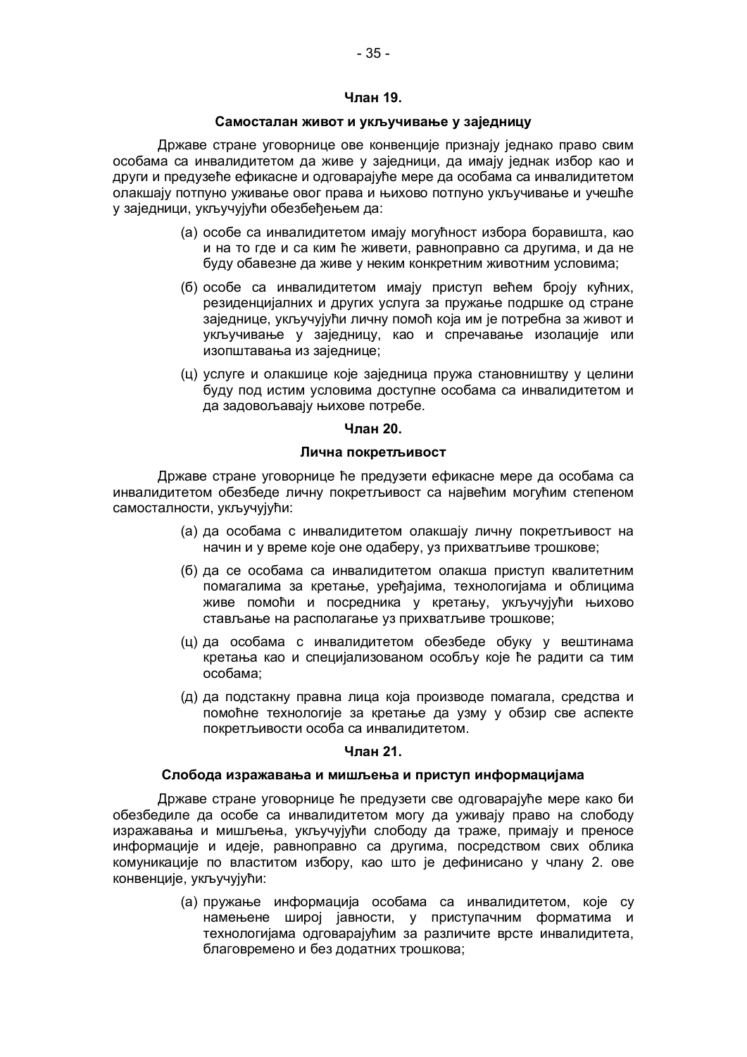**Члан 19.**

**Самосталан живот и укључивање у заједницу**

Државе стране уговорнице ове конвенције признају једнако право свим особама са инвалидитетом да живе у заједници, да имају једнак избор као и други и предузеће ефикасне и одговарајуће мере да особама са инвалидитетом олакшају потпуно уживање овог права и њихово потпуно укључивање и учешће у заједници, укључујући обезбеђењем да:

(а) особе са инвалидитетом имају могућност избора боравишта, као и на то где и са ким ће живети, равноправно са другима, и да не буду обавезне да живе у неким конкретним животним условима;

(б) особе са инвалидитетом имају приступ већем броју кућних, резиденцијалних и других услуга за пружање подршке од стране заједнице, укључујући личну помоћ која им је потребна за живот и укључивање у заједницу, као и спречавање изолације или изопштавања из заједнице;

(ц) услуге и олакшице које заједница пружа становништву у целини буду под истим условима доступне особама са инвалидитетом и да задовољавају њихове потребе.

**Члан 20.**

**Лична покретљивост**

Државе стране уговорнице ће предузети ефикасне мере да особама са инвалидитетом обезбеде личну покретљивост са највећим могућим степеном самосталности, укључујући:

(а) да особама с инвалидитетом олакшају личну покретљивост на начин и у време које оне одаберу, уз прихватљиве трошкове;

(б) да се особама са инвалидитетом олакша приступ квалитетним помагалима за кретање, уређајима, технологијама и облицима живе помоћи и посредника у кретању, укључујући њихово стављање на располагање уз прихватљиве трошкове;

(ц) да особама с инвалидитетом обезбеде обуку у вештинама кретања као и специјализованом особљу које ће радити са тим особама;

(д) да подстакну правна лица која производе помагала, средства и помоћне технологије за кретање да узму у обзир све аспекте покретљивости особа са инвалидитетом.

**Члан 21.**

**Слобода изражавања и мишљења и приступ информацијама**

Државе стране уговорнице ће предузети све одговарајуће мере како би обезбедиле да особе са инвалидитетом могу да уживају право на слободу изражавања и мишљења, укључујући слободу да траже, примају и преносе информације и идеје, равноправно са другима, посредством свих облика комуникације по властитом избору, као што је дефинисано у члану 2. ове конвенције, укључујући:

(а) пружање информација особама са инвалидитетом, које су намењене широј јавности, у приступачним форматима и технологијама одговарајућим за различите врсте инвалидитета, благовремено и без додатних трошкова;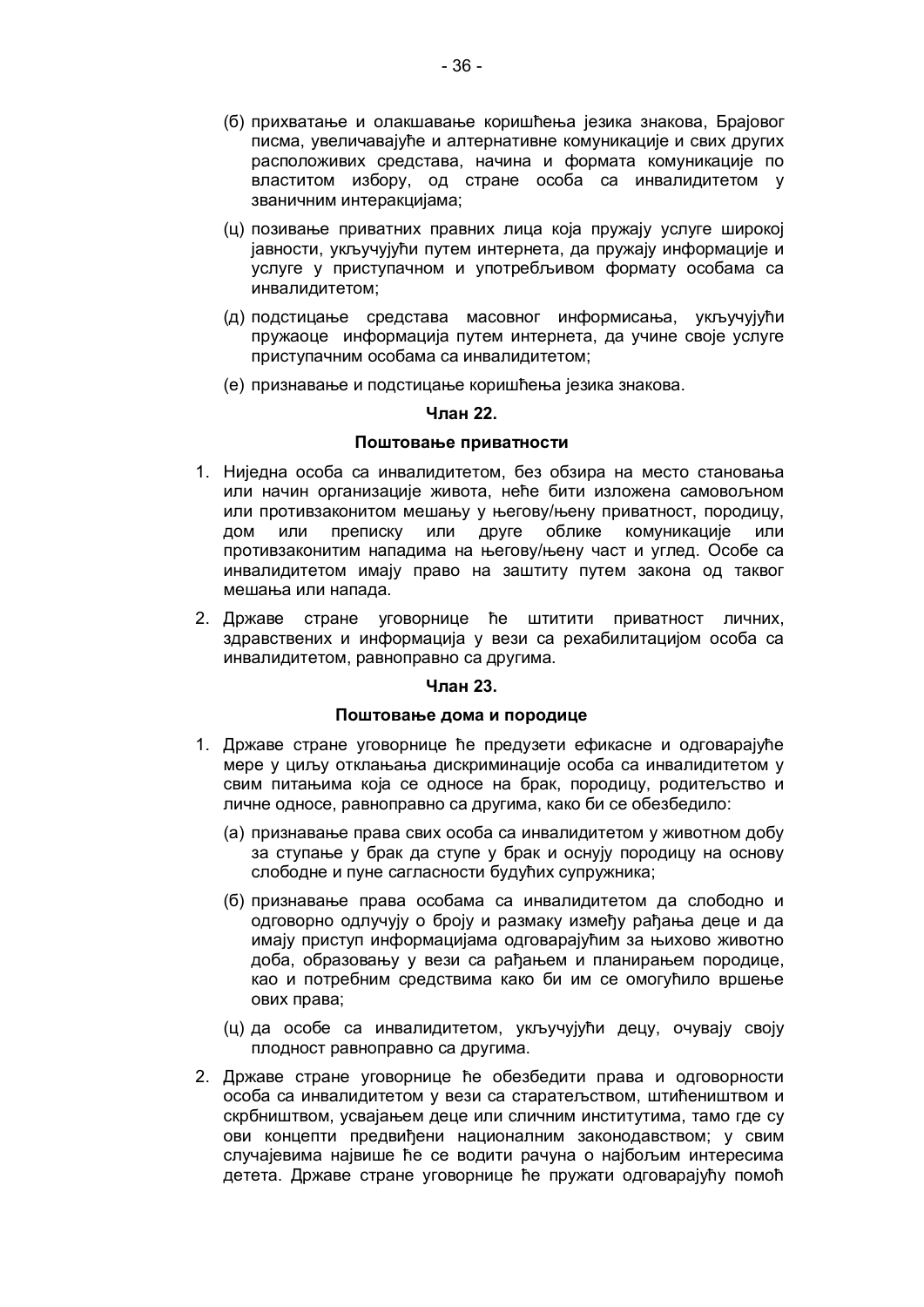(б) прихватање и олакшавање коришћења језика знакова, Брајовог писма, увеличавајуће и алтернативне комуникације и свих других расположивих средстава, начина и формата комуникације по властитом избору, од стране особа са инвалидитетом у званичним интеракцијама;

(ц) позивање приватних правних лица која пружају услуге широкој јавности, укључујући путем интернета, да пружају информације и услуге у приступачном и употребљивом формату особама са инвалидитетом;

(д) подстицање средстава масовног информисања, укључујући пружаоце информација путем интернета, да учине своје услуге приступачним особама са инвалидитетом;

(е) признавање и подстицање коришћења језика знакова.

**Члан 22.**

**Поштовање приватности**

1. Ниједна особа са инвалидитетом, без обзира на место становања или начин организације живота, неће бити изложена самовољном или противзаконитом мешању у његову/њену приватност, породицу, дом или преписку или друге облике комуникације или противзаконитим нападима на његову/њену част и углед. Особе са инвалидитетом имају право на заштиту путем закона од таквог мешања или напада.
2. Државе стране уговорнице ће штитити приватност личних, здравствених и информација у вези са рехабилитацијом особа са инвалидитетом, равноправно са другима.

**Члан 23.**

**Поштовање дома и породице**

1. Државе стране уговорнице ће предузети ефикасне и одговарајуће мере у циљу отклањања дискриминације особа са инвалидитетом у свим питањима која се односе на брак, породицу, родитељство и личне односе, равноправно са другима, како би се обезбедило:

   (а) признавање права свих особа са инвалидитетом у животном добу за ступање у брак да ступе у брак и оснују породицу на основу слободне и пуне сагласности будућих супружника;

   (б) признавање права особама са инвалидитетом да слободно и одговорно одлучују о броју и размаку између рађања деце и да имају приступ информацијама одговарајућим за њихово животно доба, образовању у вези са рађањем и планирањем породице, као и потребним средствима како би им се омогућило вршење ових права;

   (ц) да особе са инвалидитетом, укључујући децу, очувају своју плодност равноправно са другима.

2. Државе стране уговорнице ће обезбедити права и одговорности особа са инвалидитетом у вези са старатељством, штићеништвом и скрбништвом, усвајањем деце или сличним институтима, тамо где су ови концепти предвиђени националним законодавством; у свим случајевима највише ће се водити рачуна о најбољим интересима детета. Државе стране уговорнице ће пружати одговарајућу помоћ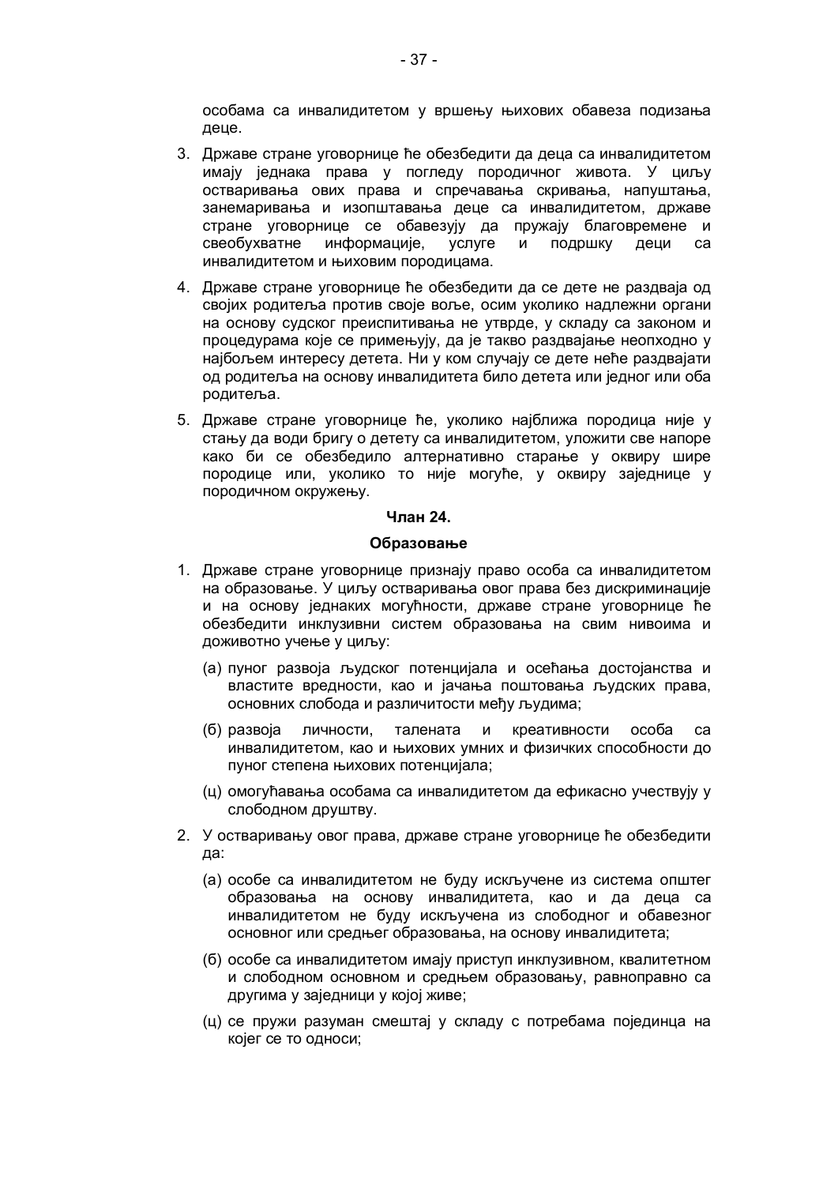особама са инвалидитетом у вршењу њихових обавеза подизања деце.

3. Државе стране уговорнице ће обезбедити да деца са инвалидитетом имају једнака права у погледу породичног живота. У циљу остваривања ових права и спречавања скривања, напуштања, занемаривања и изопштавања деце са инвалидитетом, државе стране уговорнице се обавезују да пружају благовремене и свеобухватне информације, услуге и подршку деци са инвалидитетом и њиховим породицама.

4. Државе стране уговорнице ће обезбедити да се дете не раздваја од својих родитеља против своје воље, осим уколико надлежни органи на основу судског преиспитивања не утврде, у складу са законом и процедурама које се примењују, да је такво раздвајање неопходно у најбољем интересу детета. Ни у ком случају се дете неће раздвајати од родитеља на основу инвалидитета било детета или једног или оба родитеља.

5. Државе стране уговорнице ће, уколико најближа породица није у стању да води бригу о детету са инвалидитетом, уложити све напоре како би се обезбедило алтернативно старање у оквиру шире породице или, уколико то није могуће, у оквиру заједнице у породичном окружењу.

**Члан 24.**

**Образовање**

1. Државе стране уговорнице признају право особа са инвалидитетом на образовање. У циљу остваривања овог права без дискриминације и на основу једнаких могућности, државе стране уговорнице ће обезбедити инклузивни систем образовања на свим нивоима и доживотно учење у циљу:

   (а) пуног развоја људског потенцијала и осећања достојанства и властите вредности, као и јачања поштовања људских права, основних слобода и различитости међу људима;

   (б) развоја личности, талената и креативности особа са инвалидитетом, као и њихових умних и физичких способности до пуног степена њихових потенцијала;

   (ц) омогућавања особама са инвалидитетом да ефикасно учествују у слободном друштву.

2. У остваривању овог права, државе стране уговорнице ће обезбедити да:

   (а) особе са инвалидитетом не буду искључене из система општег образовања на основу инвалидитета, као и да деца са инвалидитетом не буду искључена из слободног и обавезног основног или средњег образовања, на основу инвалидитета;

   (б) особе са инвалидитетом имају приступ инклузивном, квалитетном и слободном основном и средњем образовању, равноправно са другима у заједници у којој живе;

   (ц) се пружи разуман смештај у складу с потребама појединца на којег се то односи;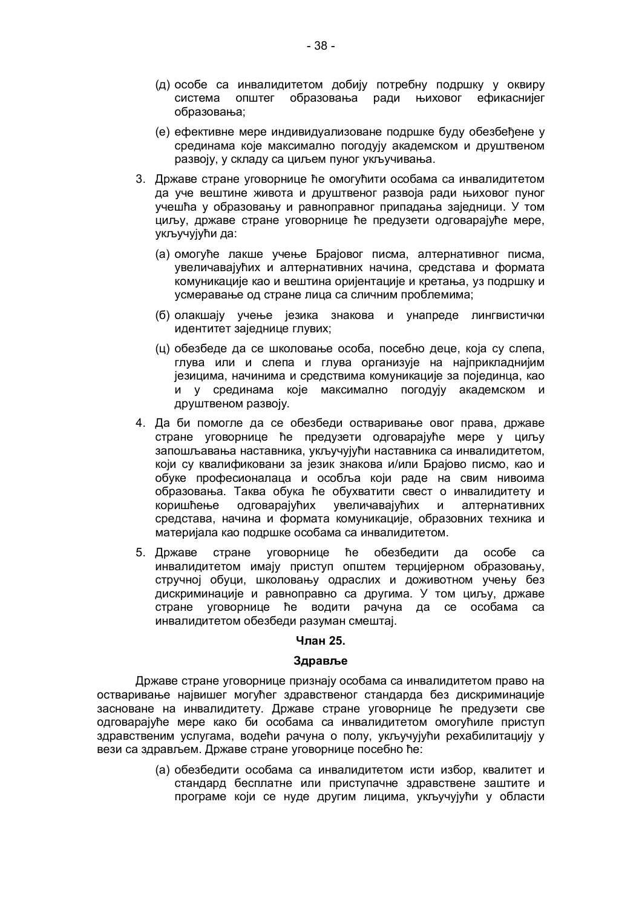(д) особе са инвалидитетом добију потребну подршку у оквиру система општег образовања ради њиховог ефикаснијег образовања;

(е) ефективне мере индивидуализоване подршке буду обезбеђене у срединама које максимално погодују академском и друштвеном развоју, у складу са циљем пуног укључивања.

3. Државе стране уговорнице ће омогућити особама са инвалидитетом да уче вештине живота и друштвеног развоја ради њиховог пуног учешћа у образовању и равноправног припадања заједници. У том циљу, државе стране уговорнице ће предузети одговарајуће мере, укључујући да:

   (а) омогуће лакше учење Брајовог писма, алтернативног писма, увеличавајућих и алтернативних начина, средстава и формата комуникације као и вештина оријентације и кретања, уз подршку и усмеравање од стране лица са сличним проблемима;

   (б) олакшају учење језика знакова и унапреде лингвистички идентитет заједнице глувих;

   (ц) обезбеде да се школовање особа, посебно деце, која су слепа, глува или и слепа и глува организује на најприкладнијим језицима, начинима и средствима комуникације за појединца, као и у срединама које максимално погодују академском и друштвеном развоју.

4. Да би помогле да се обезбеди остваривање овог права, државе стране уговорнице ће предузети одговарајуће мере у циљу запошљавања наставника, укључујући наставника са инвалидитетом, који су квалификовани за језик знакова и/или Брајово писмо, као и обуке професионалаца и особља који раде на свим нивоима образовања. Таква обука ће обухватити свест о инвалидитету и коришћење одговарајућих увеличавајућих и алтернативних средстава, начина и формата комуникације, образовних техника и материјала као подршке особама са инвалидитетом.

5. Државе стране уговорнице ће обезбедити да особе са инвалидитетом имају приступ општем терцијерном образовању, стручној обуци, школовању одраслих и доживотном учењу без дискриминације и равноправно са другима. У том циљу, државе стране уговорнице ће водити рачуна да се особама са инвалидитетом обезбеди разуман смештај.

**Члан 25.**

**Здравље**

Државе стране уговорнице признају особама са инвалидитетом право на остваривање највишег могућег здравственог стандарда без дискриминације засноване на инвалидитету. Државе стране уговорнице ће предузети све одговарајуће мере како би особама са инвалидитетом омогућиле приступ здравственим услугама, водећи рачуна о полу, укључујући рехабилитацију у вези са здрављем. Државе стране уговорнице посебно ће:

(а) обезбедити особама са инвалидитетом исти избор, квалитет и стандард бесплатне или приступачне здравствене заштите и програме који се нуде другим лицима, укључујући у области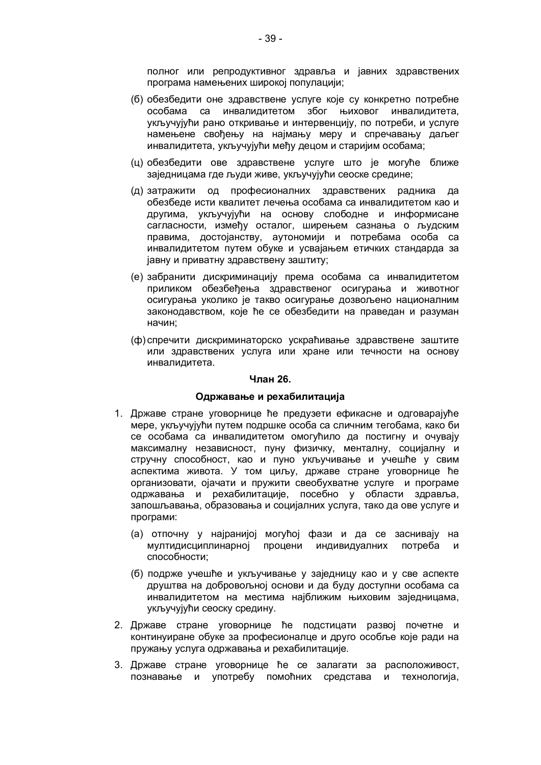полног или репродуктивног здравља и јавних здравствених програма намењених широкој популацији;

(б) обезбедити оне здравствене услуге које су конкретно потребне особама са инвалидитетом због њиховог инвалидитета, укључујући рано откривање и интервенцију, по потреби, и услуге намењене свођењу на најмању меру и спречавању даљег инвалидитета, укључујући међу децом и старијим особама;

(ц) обезбедити ове здравствене услуге што је могуће ближе заједницама где људи живе, укључујући сеоске средине;

(д) затражити од професионалних здравствених радника да обезбеде исти квалитет лечења особама са инвалидитетом као и другима, укључујући на основу слободне и информисане сагласности, између осталог, ширењем сазнања о људским правима, достојанству, аутономији и потребама особа са инвалидитетом путем обуке и усвајањем етичких стандарда за јавну и приватну здравствену заштиту;

(е) забранити дискриминацију према особама са инвалидитетом приликом обезбеђења здравственог осигурања и животног осигурања уколико је такво осигурање дозвољено националним законодавством, које ће се обезбедити на праведан и разуман начин;

(ф) спречити дискриминаторско ускраћивање здравствене заштите или здравствених услуга или хране или течности на основу инвалидитета.

**Члан 26.**

**Одржавање и рехабилитација**

1. Државе стране уговорнице ће предузети ефикасне и одговарајуће мере, укључујући путем подршке особа са сличним тегобама, како би се особама са инвалидитетом омогућило да постигну и очувају максималну независност, пуну физичку, менталну, социјалну и стручну способност, као и пуно укључивање и учешће у свим аспектима живота. У том циљу, државе стране уговорнице ће организовати, ојачати и пружити свеобухватне услуге и програме одржавања и рехабилитације, посебно у области здравља, запошљавања, образовања и социјалних услуга, тако да ове услуге и програми:

   (а) отпочну у најранијој могућој фази и да се заснивају на мултидисциплинарној процени индивидуалних потреба и способности;

   (б) подрже учешће и укључивање у заједницу као и у све аспекте друштва на добровољној основи и да буду доступни особама са инвалидитетом на местима најближим њиховим заједницама, укључујући сеоску средину.

2. Државе стране уговорнице ће подстицати развој почетне и континуиране обуке за професионалце и друго особље које ради на пружању услуга одржавања и рехабилитације.

3. Државе стране уговорнице ће се залагати за расположивост, познавање и употребу помоћних средстава и технологија,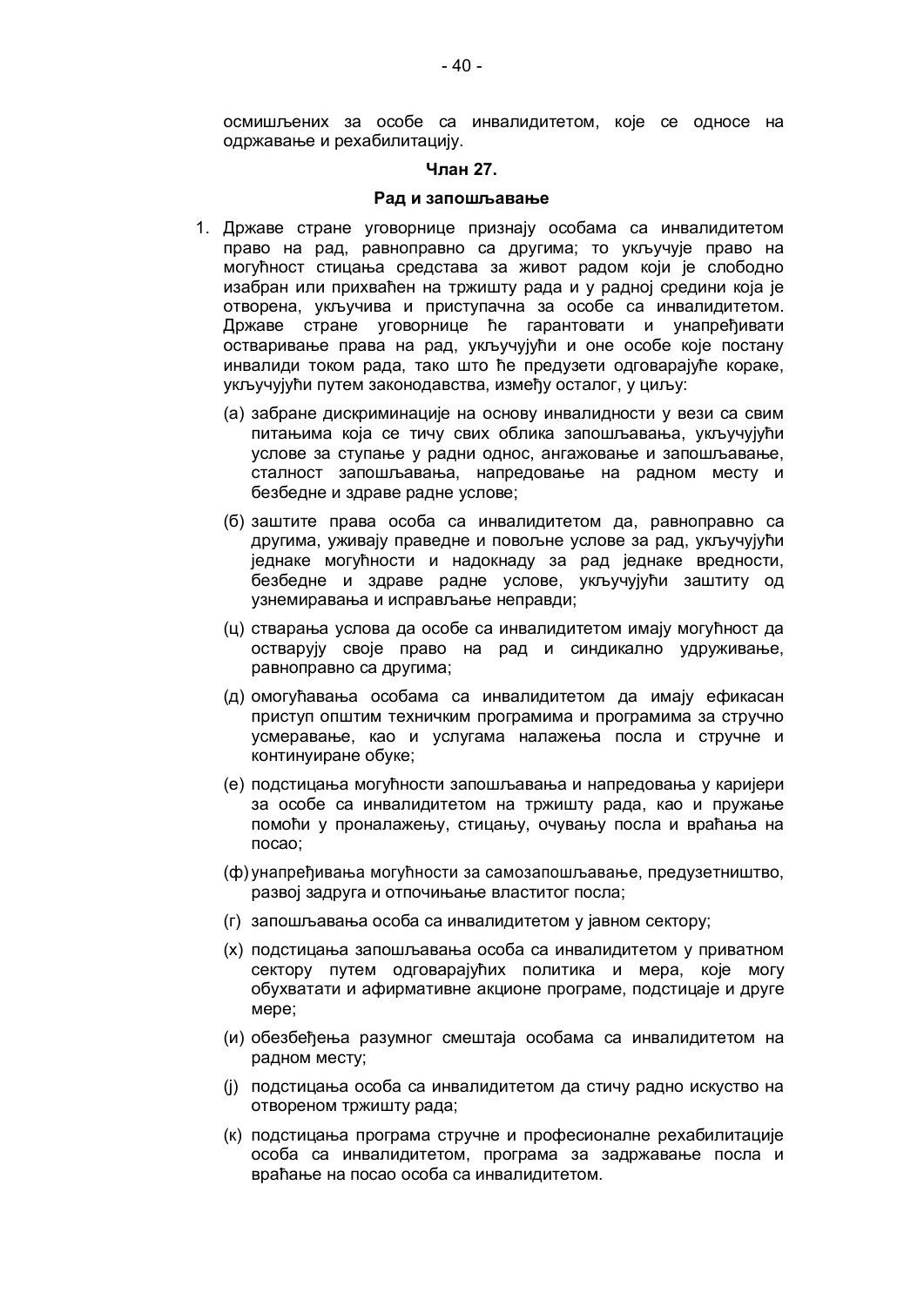осмишљених за особе са инвалидитетом, које се односе на одржавање и рехабилитацију.

**Члан 27.**

**Рад и запошљавање**

1. Државе стране уговорнице признају особама са инвалидитетом право на рад, равноправно са другима; то укључује право на могућност стицања средстава за живот радом који је слободно изабран или прихваћен на тржишту рада и у радној средини која је отворена, укључива и приступачна за особе са инвалидитетом. Државе стране уговорнице ће гарантовати и унапређивати остваривање права на рад, укључујући и оне особе које постану инвалиди током рада, тако што ће предузети одговарајуће кораке, укључујући путем законодавства, између осталог, у циљу:

   (а) забране дискриминације на основу инвалидности у вези са свим питањима која се тичу свих облика запошљавања, укључујући услове за ступање у радни однос, ангажовање и запошљавање, сталност запошљавања, напредовање на радном месту и безбедне и здраве радне услове;

   (б) заштите права особа са инвалидитетом да, равноправно са другима, уживају праведне и повољне услове за рад, укључујући једнаке могућности и надокнаду за рад једнаке вредности, безбедне и здраве радне услове, укључујући заштиту од узнемиравања и исправљање неправди;

   (ц) стварања услова да особе са инвалидитетом имају могућност да остварују своје право на рад и синдикално удруживање, равноправно са другима;

   (д) омогућавања особама са инвалидитетом да имају ефикасан приступ општим техничким програмима и програмима за стручно усмеравање, као и услугама налажења посла и стручне и континуиране обуке;

   (е) подстицања могућности запошљавања и напредовања у каријери за особе са инвалидитетом на тржишту рада, као и пружање помоћи у проналажењу, стицању, очувању посла и враћања на посао;

   (ф) унапређивања могућности за самозапошљавање, предузетништво, развој задруга и отпочињање властитог посла;

   (г) запошљавања особа са инвалидитетом у јавном сектору;

   (х) подстицања запошљавања особа са инвалидитетом у приватном сектору путем одговарајућих политика и мера, које могу обухватати и афирмативне акционе програме, подстицаје и друге мере;

   (и) обезбеђења разумног смештаја особама са инвалидитетом на радном месту;

   (ј) подстицања особа са инвалидитетом да стичу радно искуство на отвореном тржишту рада;

   (к) подстицања програма стручне и професионалне рехабилитације особа са инвалидитетом, програма за задржавање посла и враћање на посао особа са инвалидитетом.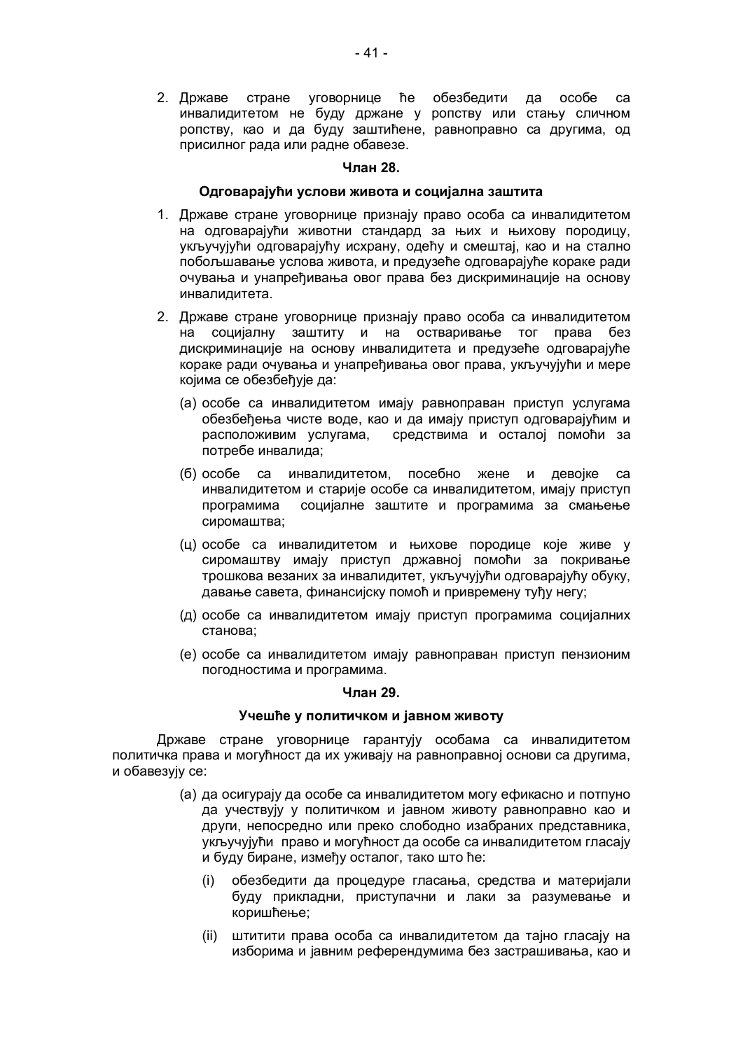2. Државе стране уговорнице ће обезбедити да особе са инвалидитетом не буду држане у ропству или стању сличном ропству, као и да буду заштићене, равноправно са другима, од присилног рада или радне обавезе.

**Члан 28.**

**Одговарајући услови живота и социјална заштита**

1. Државе стране уговорнице признају право особа са инвалидитетом на одговарајући животни стандард за њих и њихову породицу, укључујући одговарајућу исхрану, одећу и смештај, као и на стално побољшавање услова живота, и предузеће одговарајуће кораке ради очувања и унапређивања овог права без дискриминације на основу инвалидитета.

2. Државе стране уговорнице признају право особа са инвалидитетом на социјалну заштиту и на остваривање тог права без дискриминације на основу инвалидитета и предузеће одговарајуће кораке ради очувања и унапређивања овог права, укључујући и мере којима се обезбеђује да:

   (а) особе са инвалидитетом имају равноправан приступ услугама обезбеђења чисте воде, као и да имају приступ одговарајућим и расположивим услугама, средствима и осталој помоћи за потребе инвалида;

   (б) особе са инвалидитетом, посебно жене и девојке са инвалидитетом и старије особе са инвалидитетом, имају приступ програмима социјалне заштите и програмима за смањење сиромаштва;

   (ц) особе са инвалидитетом и њихове породице које живе у сиромаштву имају приступ државној помоћи за покривање трошкова везаних за инвалидитет, укључујући одговарајућу обуку, давање савета, финансијску помоћ и привремену туђу негу;

   (д) особе са инвалидитетом имају приступ програмима социјалних станова;

   (е) особе са инвалидитетом имају равноправан приступ пензионим погодностима и програмима.

**Члан 29.**

**Учешће у политичком и јавном животу**

Државе стране уговорнице гарантују особама са инвалидитетом политичка права и могућност да их уживају на равноправној основи са другима, и обавезују се:

(а) да осигурају да особе са инвалидитетом могу ефикасно и потпуно да учествују у политичком и јавном животу равноправно као и други, непосредно или преко слободно изабраних представника, укључујући право и могућност да особе са инвалидитетом гласају и буду биране, између осталог, тако што ће:

   (i) обезбедити да процедуре гласања, средства и материјали буду прикладни, приступачни и лаки за разумевање и коришћење;

   (ii) штитити права особа са инвалидитетом да тајно гласају на изборима и јавним референдумима без застрашивања, као и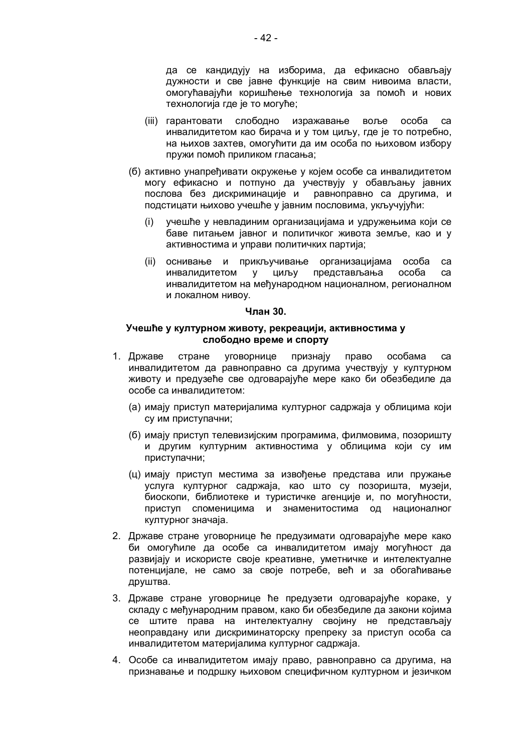да се кандидују на изборима, да ефикасно обављају дужности и све јавне функције на свим нивоима власти, омогућавајући коришћење технологија за помоћ и нових технологија где је то могуће;

(iii) гарантовати слободно изражавање воље особа са инвалидитетом као бирача и у том циљу, где је то потребно, на њихов захтев, омогућити да им особа по њиховом избору пружи помоћ приликом гласања;

(б) активно унапређивати окружење у којем особе са инвалидитетом могу ефикасно и потпуно да учествују у обављању јавних послова без дискриминације и равноправно са другима, и подстицати њихово учешће у јавним пословима, укључујући:

(i) учешће у невладиним организацијама и удружењима који се баве питањем јавног и политичког живота земље, као и у активностима и управи политичких партија;

(ii) оснивање и прикључивање организацијама особа са инвалидитетом у циљу представљања особа са инвалидитетом на међународном националном, регионалном и локалном нивоу.

**Члан 30.**

**Учешће у културном животу, рекреацији, активностима у слободно време и спорту**

1. Државе стране уговорнице признају право особама са инвалидитетом да равноправно са другима учествују у културном животу и предузеће све одговарајуће мере како би обезбедиле да особе са инвалидитетом:

   (а) имају приступ материјалима културног садржаја у облицима који су им приступачни;

   (б) имају приступ телевизијским програмима, филмовима, позоришту и другим културним активностима у облицима који су им приступачни;

   (ц) имају приступ местима за извођење представа или пружање услуга културног садржаја, као што су позоришта, музеји, биоскопи, библиотеке и туристичке агенције и, по могућности, приступ споменицима и знаменитостима од националног културног значаја.

2. Државе стране уговорнице ће предузимати одговарајуће мере како би омогућиле да особе са инвалидитетом имају могућност да развијају и искористе своје креативне, уметничке и интелектуалне потенцијале, не само за своје потребе, већ и за обогаћивање друштва.

3. Државе стране уговорнице ће предузети одговарајуће кораке, у складу с међународним правом, како би обезбедиле да закони којима се штите права на интелектуалну својину не представљају неоправдану или дискриминаторску препреку за приступ особа са инвалидитетом материјалима културног садржаја.

4. Особе са инвалидитетом имају право, равноправно са другима, на признавање и подршку њиховом специфичном културном и језичком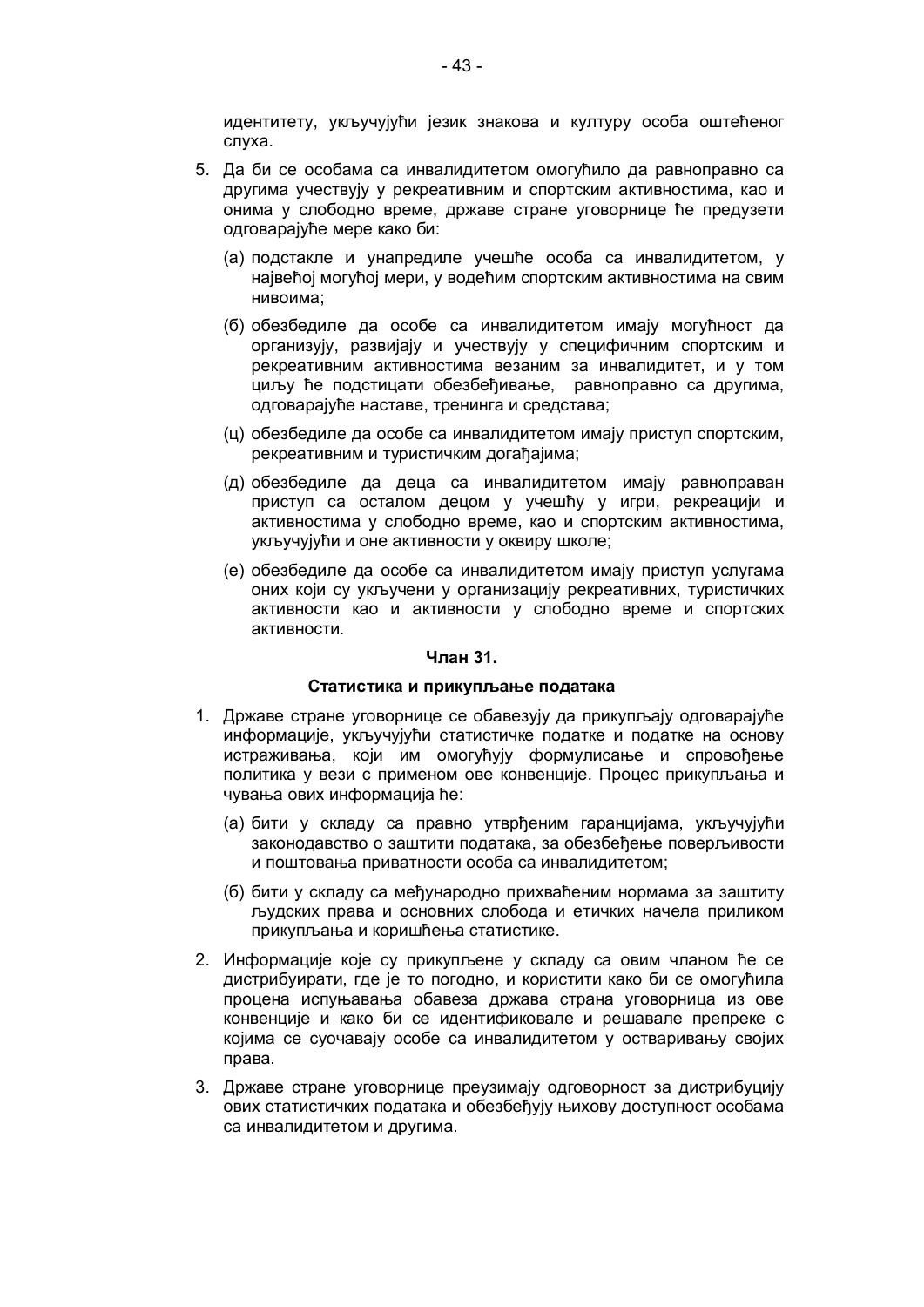идентитету, укључујући језик знакова и културу особа оштећеног слуха.

5. Да би се особама са инвалидитетом омогућило да равноправно са другима учествују у рекреативним и спортским активностима, као и онима у слободно време, државе стране уговорнице ће предузети одговарајуће мере како би:

   (а) подстакле и унапредиле учешће особа са инвалидитетом, у највећој могућој мери, у водећим спортским активностима на свим нивоима;

   (б) обезбедиле да особе са инвалидитетом имају могућност да организују, развијају и учествују у специфичним спортским и рекреативним активностима везаним за инвалидитет, и у том циљу ће подстицати обезбеђивање, равноправно са другима, одговарајуће наставе, тренинга и средстава;

   (ц) обезбедиле да особе са инвалидитетом имају приступ спортским, рекреативним и туристичким догађајима;

   (д) обезбедиле да деца са инвалидитетом имају равноправан приступ са осталом децом у учешћу у игри, рекреацији и активностима у слободно време, као и спортским активностима, укључујући и оне активности у оквиру школе;

   (е) обезбедиле да особе са инвалидитетом имају приступ услугама оних који су укључени у организацију рекреативних, туристичких активности као и активности у слободно време и спортских активности.

**Члан 31.**

**Статистика и прикупљање података**

1. Државе стране уговорнице се обавезују да прикупљају одговарајуће информације, укључујући статистичке податке и податке на основу истраживања, који им омогућују формулисање и спровођење политика у вези с применом ове конвенције. Процес прикупљања и чувања ових информација ће:

   (а) бити у складу са правно утврђеним гаранцијама, укључујући законодавство о заштити података, за обезбеђење поверљивости и поштовања приватности особа са инвалидитетом;

   (б) бити у складу са међународно прихваћеним нормама за заштиту људских права и основних слобода и етичких начела приликом прикупљања и коришћења статистике.

2. Информације које су прикупљене у складу са овим чланом ће се дистрибуирати, где је то погодно, и користити како би се омогућила процена испуњавања обавеза држава страна уговорница из ове конвенције и како би се идентификовале и решавале препреке с којима се суочавају особе са инвалидитетом у остваривању својих права.

3. Државе стране уговорнице преузимају одговорност за дистрибуцију ових статистичких података и обезбеђују њихову доступност особама са инвалидитетом и другима.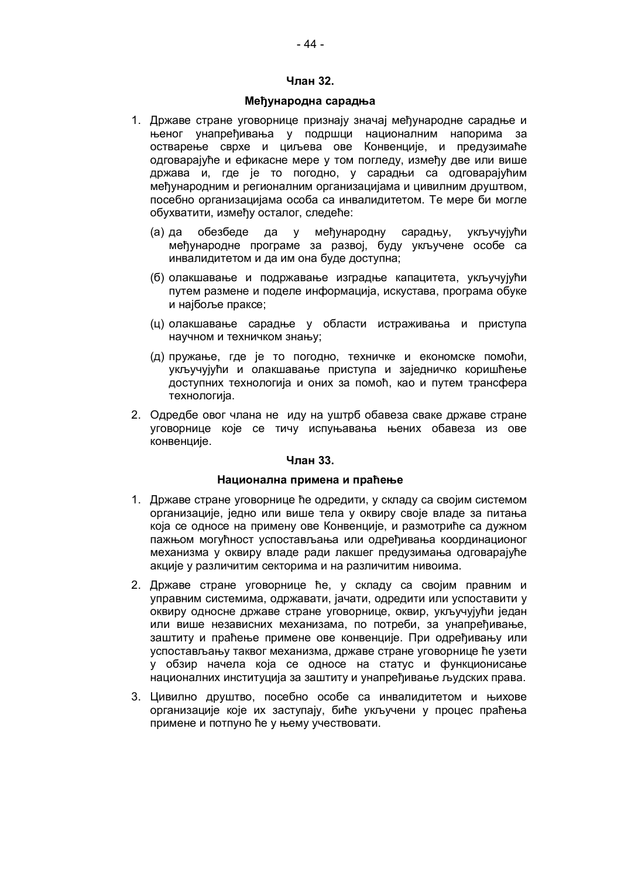**Члан 32.**

**Међународна сарадња**

1. Државе стране уговорнице признају значај међународне сарадње и њеног унапређивања у подршци националним напорима за остварење сврхе и циљева ове Конвенције, и предузимаће одговарајуће и ефикасне мере у том погледу, између две или више држава и, где је то погодно, у сарадњи са одговарајућим међународним и регионалним организацијама и цивилним друштвом, посебно организацијама особа са инвалидитетом. Те мере би могле обухватити, између осталог, следеће:

   (а) да обезбеде да у међународну сарадњу, укључујући међународне програме за развој, буду укључене особе са инвалидитетом и да им она буде доступна;

   (б) олакшавање и подржавање изградње капацитета, укључујући путем размене и поделе информација, искустава, програма обуке и најбоље праксе;

   (ц) олакшавање сарадње у области истраживања и приступа научном и техничком знању;

   (д) пружање, где је то погодно, техничке и економске помоћи, укључујући и олакшавање приступа и заједничко коришћење доступних технологија и оних за помоћ, као и путем трансфера технологија.

2. Одредбе овог члана не иду на уштрб обавеза сваке државе стране уговорнице које се тичу испуњавања њених обавеза из ове конвенције.

**Члан 33.**

**Национална примена и праћење**

1. Државе стране уговорнице ће одредити, у складу са својим системом организације, једно или више тела у оквиру своје владе за питања која се односе на примену ове Конвенције, и размотриће са дужном пажњом могућност успостављања или одређивања координационог механизма у оквиру владе ради лакшег предузимања одговарајуће акције у различитим секторима и на различитим нивоима.

2. Државе стране уговорнице ће, у складу са својим правним и управним системима, одржавати, јачати, одредити или успоставити у оквиру односне државе стране уговорнице, оквир, укључујући један или више независних механизама, по потреби, за унапређивање, заштиту и праћење примене ове конвенције. При одређивању или успостављању таквог механизма, државе стране уговорнице ће узети у обзир начела која се односе на статус и функционисање националних институција за заштиту и унапређивање људских права.

3. Цивилно друштво, посебно особе са инвалидитетом и њихове организације које их заступају, биће укључени у процес праћења примене и потпуно ће у њему учествовати.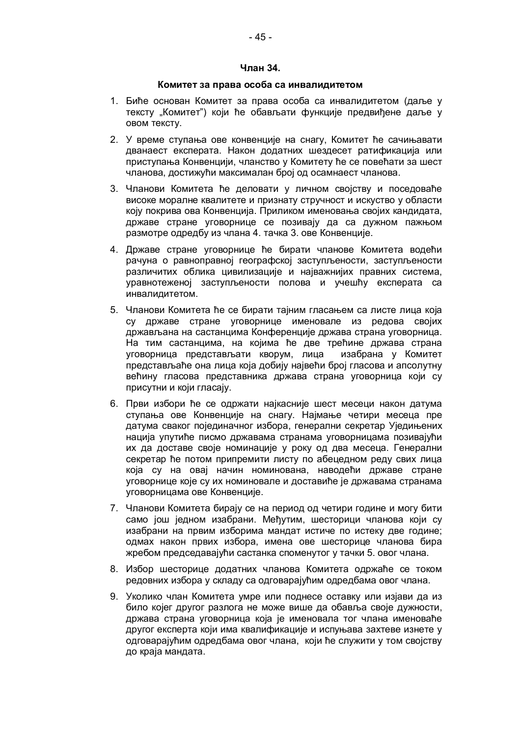**Члан 34.**

**Комитет за права особа са инвалидитетом**

1. Биће основан Комитет за права особа са инвалидитетом (даље у тексту „Комитет") који ће обављати функције предвиђене даље у овом тексту.

2. У време ступања ове конвенције на снагу, Комитет ће сачињавати дванаест експерата. Након додатних шездесет ратификација или приступања Конвенцији, чланство у Комитету ће се повећати за шест чланова, достижући максималан број од осамнаест чланова.

3. Чланови Комитета ће деловати у личном својству и поседоваће високе моралне квалитете и признату стручност и искуство у области коју покрива ова Конвенција. Приликом именовања својих кандидата, државе стране уговорнице се позивају да са дужном пажњом размотре одредбу из члана 4. тачка 3. ове Конвенције.

4. Државе стране уговорнице ће бирати чланове Комитета водећи рачуна о равноправној географској заступљености, заступљености различитих облика цивилизације и најважнијих правних система, уравнотеженој заступљености полова и учешћу експерата са инвалидитетом.

5. Чланови Комитета ће се бирати тајним гласањем са листе лица која су државе стране уговорнице именовале из редова својих држављана на састанцима Конференције држава страна уговорница. На тим састанцима, на којима ће две трећине држава страна уговорница представљати кворум, лица изабрана у Комитет представљаће она лица која добију највећи број гласова и апсолутну већину гласова представника држава страна уговорница који су присутни и који гласају.

6. Први избори ће се одржати најкасније шест месеци након датума ступања ове Конвенције на снагу. Најмање четири месеца пре датума сваког појединачног избора, генерални секретар Уједињених нација упутиће писмо државама странама уговорницама позивајући их да доставе своје номинације у року од два месеца. Генерални секретар ће потом припремити листу по абецедном реду свих лица која су на овај начин номинована, наводећи државе стране уговорнице које су их номиновале и доставиће је државама странама уговорницама ове Конвенције.

7. Чланови Комитета бирају се на период од четири године и могу бити само још једном изабрани. Међутим, шесторици чланова који су изабрани на првим изборима мандат истиче по истеку две године; одмах након првих избора, имена ове шесторице чланова бира жребом председавајући састанка споменутог у тачки 5. овог члана.

8. Избор шесторице додатних чланова Комитета одржаће се током редовних избора у складу са одговарајућим одредбама овог члана.

9. Уколико члан Комитета умре или поднесе оставку или изјави да из било којег другог разлога не може више да обавља своје дужности, држава страна уговорница која је именовала тог члана именоваће другог експерта који има квалификације и испуњава захтеве изнете у одговарајућим одредбама овог члана, који ће служити у том својству до краја мандата.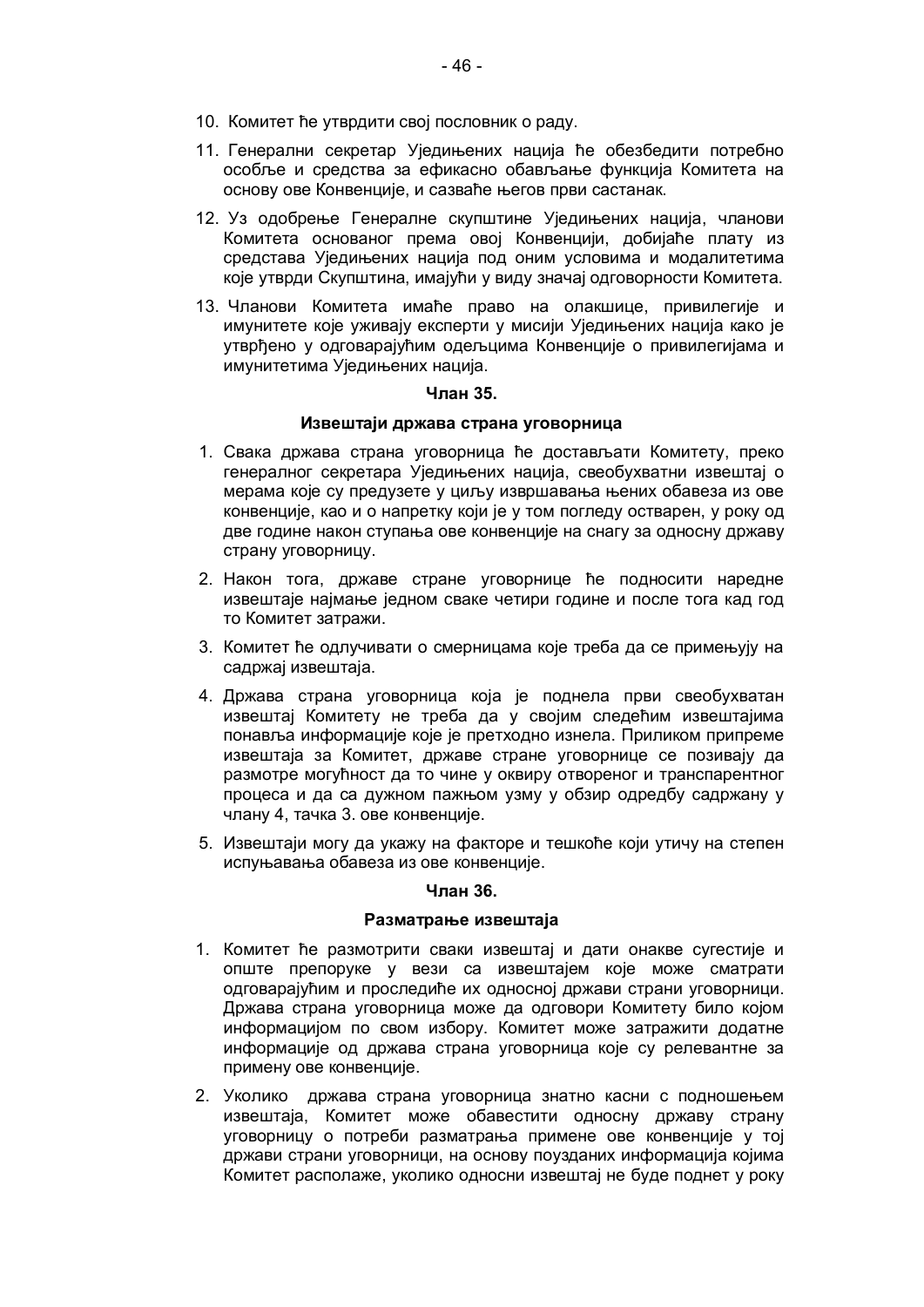10. Комитет ће утврдити свој пословник о раду.

11. Генерални секретар Уједињених нација ће обезбедити потребно особље и средства за ефикасно обављање функција Комитета на основу ове Конвенције, и сазваће његов први састанак.

12. Уз одобрење Генералне скупштине Уједињених нација, чланови Комитета основаног према овој Конвенцији, добијаће плату из средстава Уједињених нација под оним условима и модалитетима које утврди Скупштина, имајући у виду значај одговорности Комитета.

13. Чланови Комитета имаће право на олакшице, привилегије и имунитете које уживају експерти у мисији Уједињених нација како је утврђено у одговарајућим одељцима Конвенције о привилегијама и имунитетима Уједињених нација.

**Члан 35.**

**Извештаји држава страна уговорница**

1. Свака држава страна уговорница ће достављати Комитету, преко генералног секретара Уједињених нација, свеобухватни извештај о мерама које су предузете у циљу извршавања њених обавеза из ове конвенције, као и о напретку који је у том погледу остварен, у року од две године након ступања ове конвенције на снагу за односну државу страну уговорницу.

2. Након тога, државе стране уговорнице ће подносити наредне извештаје најмање једном сваке четири године и после тога кад год то Комитет затражи.

3. Комитет ће одлучивати о смерницама које треба да се примењују на садржај извештаја.

4. Држава страна уговорница која је поднела први свеобухватан извештај Комитету не треба да у својим следећим извештајима понавља информације које је претходно изнела. Приликом припреме извештаја за Комитет, државе стране уговорнице се позивају да размотре могућност да то чине у оквиру отвореног и транспарентног процеса и да са дужном пажњом узму у обзир одредбу садржану у члану 4, тачка 3. ове конвенције.

5. Извештаји могу да укажу на факторе и тешкоће који утичу на степен испуњавања обавеза из ове конвенције.

**Члан 36.**

**Разматрање извештаја**

1. Комитет ће размотрити сваки извештај и дати онакве сугестије и опште препоруке у вези са извештајем које може сматрати одговарајућим и проследиће их односној држави страни уговорници. Држава страна уговорница може да одговори Комитету било којом информацијом по свом избору. Комитет може затражити додатне информације од држава страна уговорница које су релевантне за примену ове конвенције.

2. Уколико држава страна уговорница знатно касни с подношењем извештаја, Комитет може обавестити односну државу страну уговорницу о потреби разматрања примене ове конвенције у тој држави страни уговорници, на основу поузданих информација којима Комитет располаже, уколико односни извештај не буде поднет у року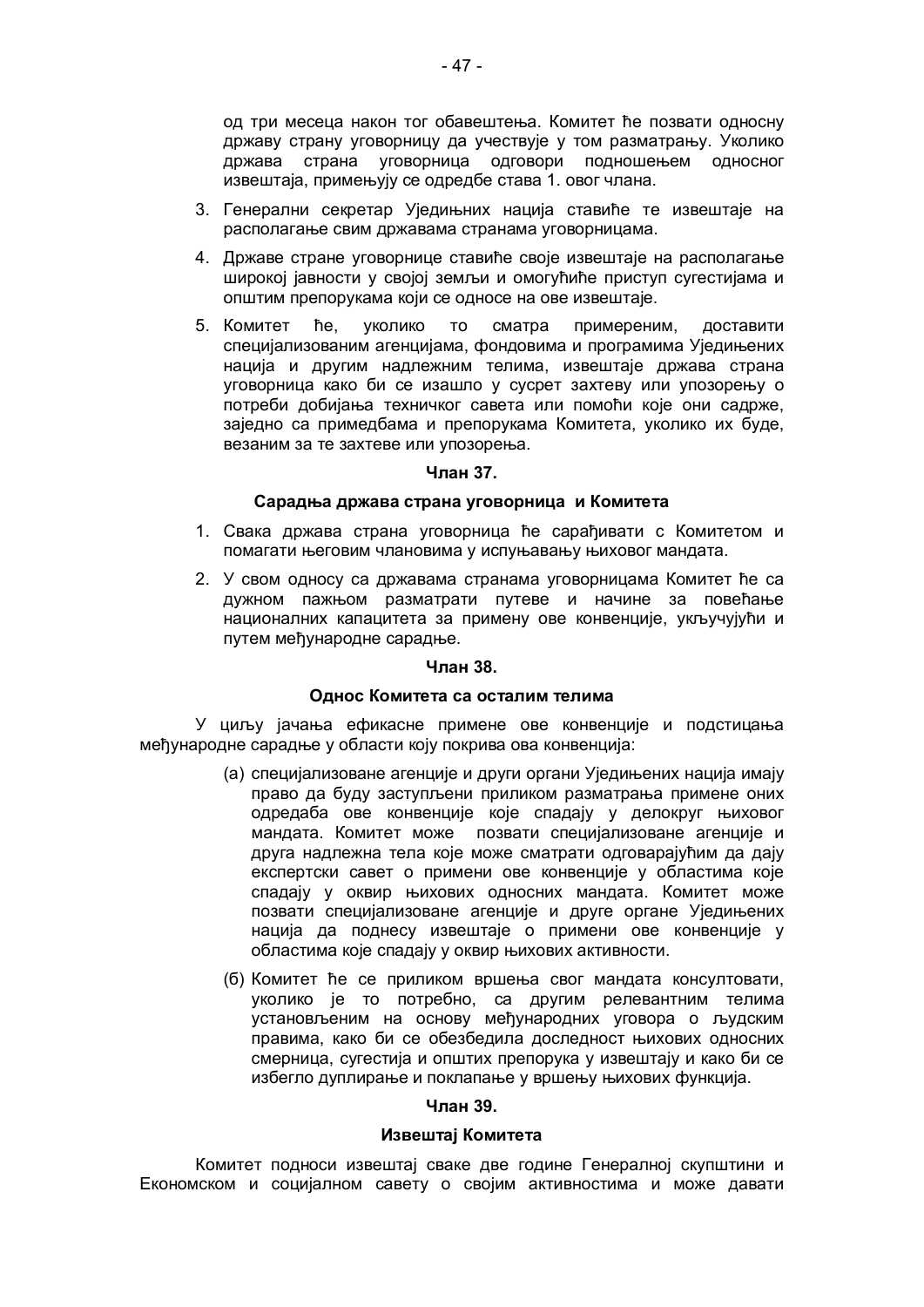од три месеца након тог обавештења. Комитет ће позвати односну државу страну уговорницу да учествује у том разматрању. Уколико држава страна уговорница одговори подношењем односног извештаја, примењују се одредбе става 1. овог члана.

3. Генерални секретар Уједињних нација ставиће те извештаје на располагање свим државама странама уговорницама.
4. Државе стране уговорнице ставиће своје извештаје на располагање широкој јавности у својој земљи и омогућиће приступ сугестијама и општим препорукама који се односе на ове извештаје.
5. Комитет ће, уколико то сматра примереним, доставити специјализованим агенцијама, фондовима и програмима Уједињених нација и другим надлежним телима, извештаје држава страна уговорница како би се изашло у сусрет захтеву или упозорењу о потреби добијања техничког савета или помоћи које они садрже, заједно са примедбама и препорукама Комитета, уколико их буде, везаним за те захтеве или упозорења.

**Члан 37.**

**Сарадња држава страна уговорница и Комитета**

1. Свака држава страна уговорница ће сарађивати с Комитетом и помагати његовим члановима у испуњавању њиховог мандата.
2. У свом односу са државама странама уговорницама Комитет ће са дужном пажњом разматрати путеве и начине за повећање националних капацитета за примену ове конвенције, укључујући и путем међународне сарадње.

**Члан 38.**

**Однос Комитета са осталим телима**

У циљу јачања ефикасне примене ове конвенције и подстицања међународне сарадње у области коју покрива ова конвенција:

(а) специјализоване агенције и други органи Уједињених нација имају право да буду заступљени приликом разматрања примене оних одредаба ове конвенције које спадају у делокруг њиховог мандата. Комитет може позвати специјализоване агенције и друга надлежна тела које може сматрати одговарајућим да дају експертски савет о примени ове конвенције у областима које спадају у оквир њихових односних мандата. Комитет може позвати специјализоване агенције и друге органе Уједињених нација да поднесу извештаје о примени ове конвенције у областима које спадају у оквир њихових активности.

(б) Комитет ће се приликом вршења свог мандата консултовати, уколико је то потребно, са другим релевантним телима установљеним на основу међународних уговора о људским правима, како би се обезбедила доследност њихових односних смерница, сугестија и општих препорука у извештају и како би се избегло дуплирање и поклапање у вршењу њихових функција.

**Члан 39.**

**Извештај Комитета**

Комитет подноси извештај сваке две године Генералној скупштини и Економском и социјалном савету о својим активностима и може давати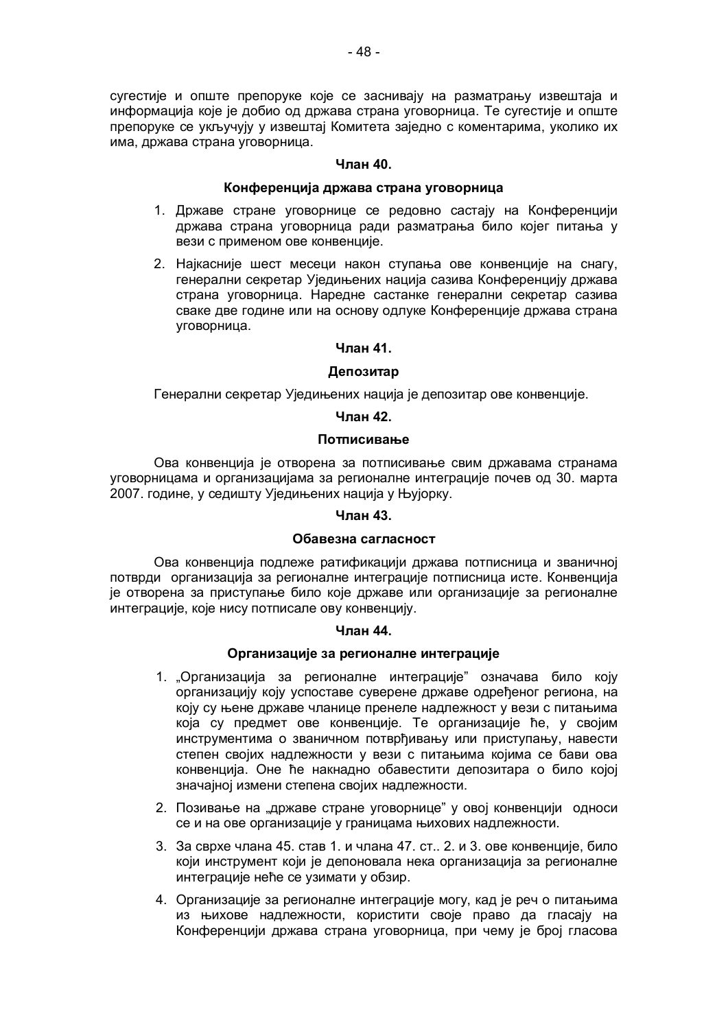сугестије и опште препоруке које се заснивају на разматрању извештаја и информација које је добио од држава страна уговорница. Те сугестије и опште препоруке се укључују у извештај Комитета заједно с коментарима, уколико их има, држава страна уговорница.

**Члан 40.**

**Конференција држава страна уговорница**

1. Државе стране уговорнице се редовно састају на Конференцији држава страна уговорница ради разматрања било којег питања у вези с применом ове конвенције.
2. Најкасније шест месеци након ступања ове конвенције на снагу, генерални секретар Уједињених нација сазива Конференцију држава страна уговорница. Наредне састанке генерални секретар сазива сваке две године или на основу одлуке Конференције држава страна уговорница.

**Члан 41.**

**Депозитар**

Генерални секретар Уједињених нација је депозитар ове конвенције.

**Члан 42.**

**Потписивање**

Ова конвенција је отворена за потписивање свим државама странама уговорницама и организацијама за регионалне интеграције почев од 30. марта 2007. године, у седишту Уједињених нација у Њујорку.

**Члан 43.**

**Обавезна сагласност**

Ова конвенција подлеже ратификацији држава потписница и званичној потврди организација за регионалне интеграције потписница исте. Конвенција је отворена за приступање било које државе или организације за регионалне интеграције, које нису потписале ову конвенцију.

**Члан 44.**

**Организације за регионалне интеграције**

1. „Организација за регионалне интеграције" означава било коју организацију коју успоставе суверене државе одређеног региона, на коју су њене државе чланице пренеле надлежност у вези с питањима која су предмет ове конвенције. Те организације ће, у својим инструментима о званичном потврђивању или приступању, навести степен својих надлежности у вези с питањима којима се бави ова конвенција. Оне ће накнадно обавестити депозитара о било којој значајној измени степена својих надлежности.
2. Позивање на „државе стране уговорнице" у овој конвенцији односи се и на ове организације у границама њихових надлежности.
3. За сврхе члана 45. став 1. и члана 47. ст.. 2. и 3. ове конвенције, било који инструмент који је депоновала нека организација за регионалне интеграције неће се узимати у обзир.
4. Организације за регионалне интеграције могу, кад је реч о питањима из њихове надлежности, користити своје право да гласају на Конференцији држава страна уговорница, при чему је број гласова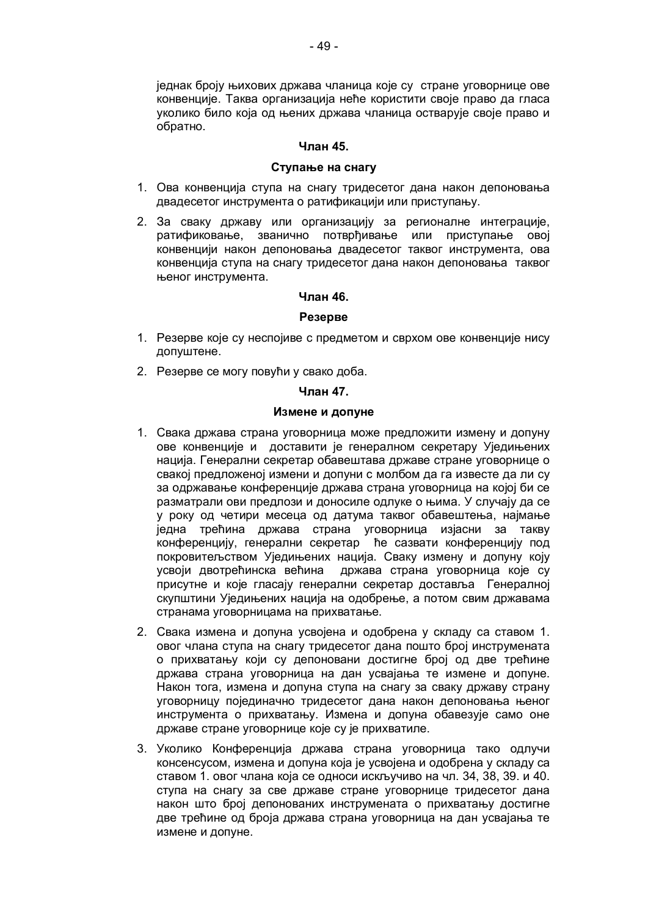једнак броју њихових држава чланица које су стране уговорнице ове конвенције. Таква организација неће користити своје право да гласа уколико било која од њених држава чланица остварује своје право и обратно.

**Члан 45.**

**Ступање на снагу**

1. Ова конвенција ступа на снагу тридесетог дана након депоновања двадесетог инструмента о ратификацији или приступању.
2. За сваку државу или организацију за регионалне интеграције, ратификовање, званично потврђивање или приступање овој конвенцији након депоновања двадесетог таквог инструмента, ова конвенција ступа на снагу тридесетог дана након депоновања таквог њеног инструмента.

**Члан 46.**

**Резерве**

1. Резерве које су неспојиве с предметом и сврхом ове конвенције нису допуштене.
2. Резерве се могу повући у свако доба.

**Члан 47.**

**Измене и допуне**

1. Свака држава страна уговорница може предложити измену и допуну ове конвенције и доставити је генералном секретару Уједињених нација. Генерални секретар обавештава државе стране уговорнице о свакој предложеној измени и допуни с молбом да га известе да ли су за одржавање конференције држава страна уговорница на којој би се разматрали ови предлози и доносиле одлуке о њима. У случају да се у року од четири месеца од датума таквог обавештења, најмање једна трећина држава страна уговорница изјасни за такву конференцију, генерални секретар ће сазвати конференцију под покровитељством Уједињених нација. Сваку измену и допуну коју усвоји двотрећинска већина држава страна уговорница које су присутне и које гласају генерални секретар доставља Генералној скупштини Уједињених нација на одобрење, а потом свим државама странама уговорницама на прихватање.
2. Свака измена и допуна усвојена и одобрена у складу са ставом 1. овог члана ступа на снагу тридесетог дана пошто број инструмената о прихватању који су депоновани достигне број од две трећине држава страна уговорница на дан усвајања те измене и допуне. Након тога, измена и допуна ступа на снагу за сваку државу страну уговорницу појединачно тридесетог дана након депоновања њеног инструмента о прихватању. Измена и допуна обавезује само оне државе стране уговорнице које су је прихватиле.
3. Уколико Конференција држава страна уговорница тако одлучи консензусом, измена и допуна која је усвојена и одобрена у складу са ставом 1. овог члана која се односи искључиво на чл. 34, 38, 39. и 40. ступа на снагу за све државе стране уговорнице тридесетог дана након што број депонованих инструмената о прихватању достигне две трећине од броја држава страна уговорница на дан усвајања те измене и допуне.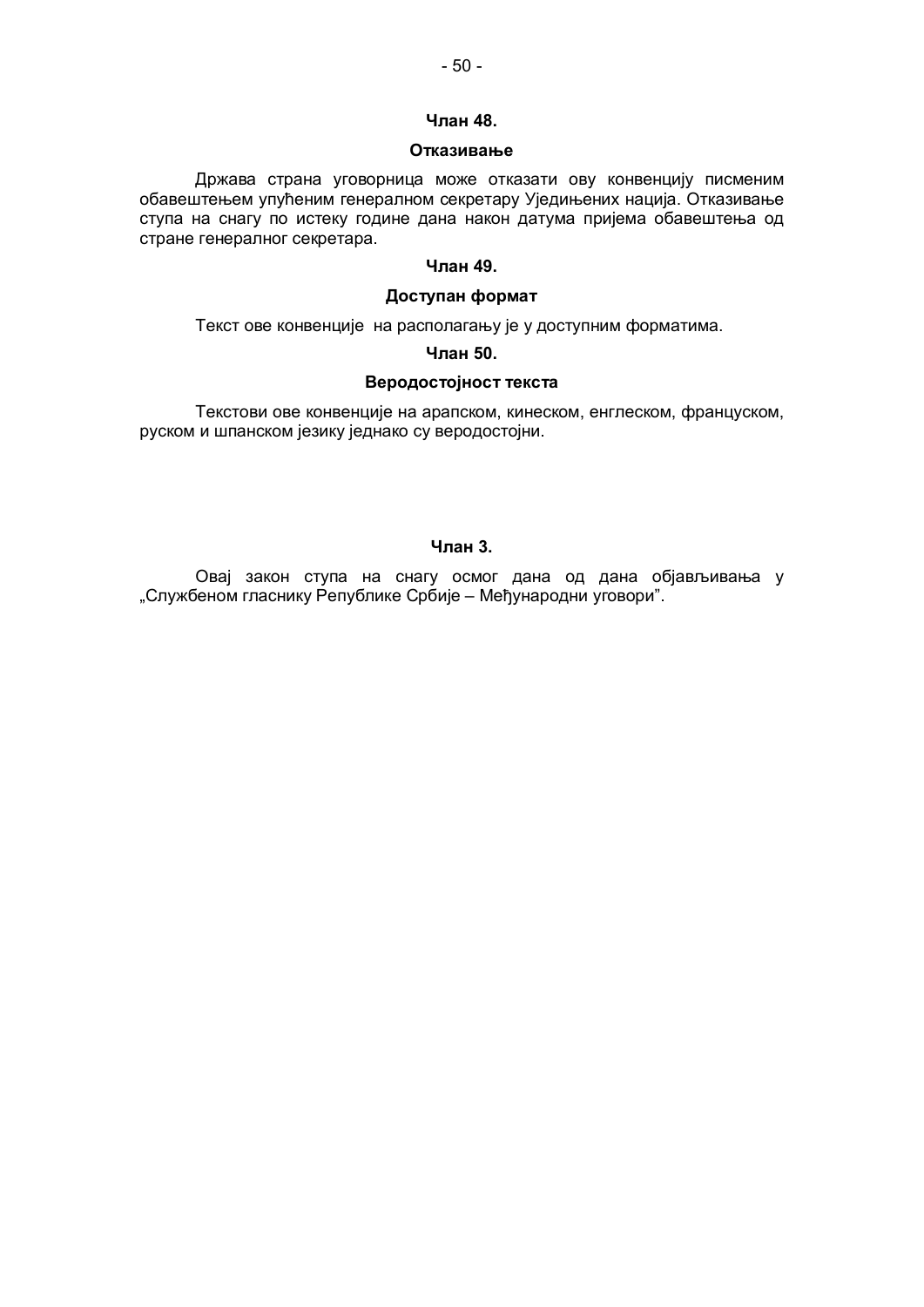**Члан 48.**

**Отказивање**

Држава страна уговорница може отказати ову конвенцију писменим обавештењем упућеним генералном секретару Уједињених нација. Отказивање ступа на снагу по истеку године дана након датума пријема обавештења од стране генералног секретара.

**Члан 49.**

**Доступан формат**

Текст ове конвенције на располагању је у доступним форматима.

**Члан 50.**

**Веродостојност текста**

Текстови ове конвенције на арапском, кинеском, енглеском, француском, руском и шпанском језику једнако су веродостојни.

**Члан 3.**

Овај закон ступа на снагу осмог дана од дана објављивања у „Службеном гласнику Републике Србије – Међународни уговори”.